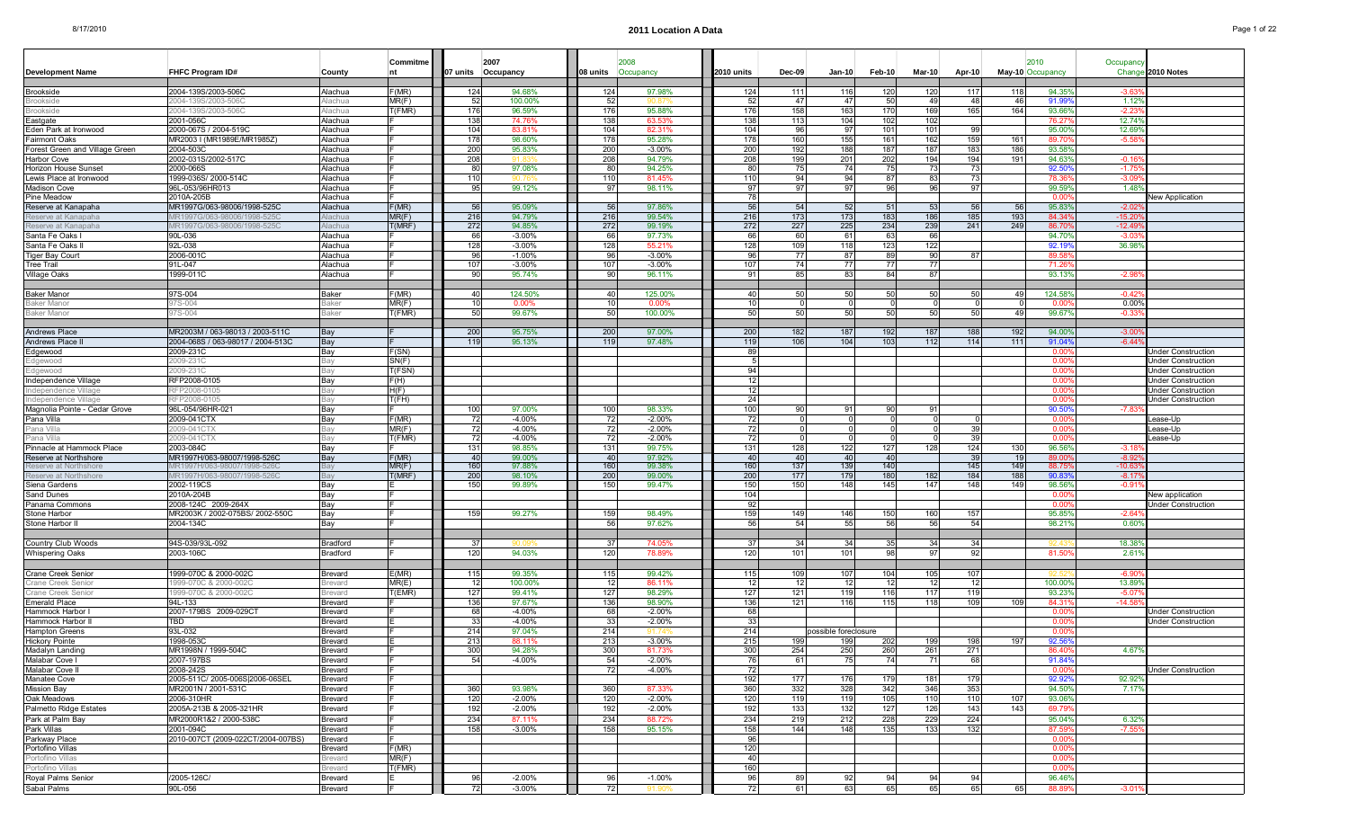# 2011 Location A Data

| Development Name | FHFC Program ID# | County | Commitment | 07 units | 2007 Occupancy | 08 units | 2008 Occupancy | 2010 units | Dec-09 | Jan-10 | Feb-10 | Mar-10 | Apr-10 | May-10 | 2010 Occupancy | Occupancy Change | 2010 Notes |
|---|---|---|---|---|---|---|---|---|---|---|---|---|---|---|---|---|---|
| Brookside | 2004-139S/2003-506C | Alachua | F(MR) | 124 | 94.68% | 124 | 97.98% | 124 | 111 | 116 | 120 | 120 | 117 | 118 | 94.35% | -3.63% | |
| Brookside | 2004-139S/2003-506C | Alachua | MR(F) | 52 | 100.00% | 52 | 90.87% | 52 | 47 | 47 | 50 | 49 | 48 | 46 | 91.99% | 1.12% | |
| Brookside | 2004-139S/2003-506C | Alachua | T(FMR) | 176 | 96.59% | 176 | 95.88% | 176 | 158 | 163 | 170 | 169 | 165 | 164 | 93.66% | -2.23% | |
| Eastgate | 2001-056C | Alachua | F | 138 | 74.76% | 138 | 63.53% | 138 | 113 | 104 | 102 | 102 | | | 76.27% | 12.74% | |
| Eden Park at Ironwood | 2000-067S / 2004-519C | Alachua | F | 104 | 83.81% | 104 | 82.31% | 104 | 96 | 97 | 101 | 101 | 99 | | 95.00% | 12.69% | |
| Fairmont Oaks | MR2003 I (MR1989E/MR1985Z) | Alachua | F | 178 | 98.60% | 178 | 95.28% | 178 | 160 | 155 | 161 | 162 | 159 | 161 | 89.70% | -5.58% | |
| Forest Green and Village Green | 2004-503C | Alachua | F | 200 | 95.83% | 200 | -3.00% | 200 | 192 | 188 | 187 | 187 | 183 | 186 | 93.58% | | |
| Harbor Cove | 2002-031S/2002-517C | Alachua | F | 208 | 91.83% | 208 | 94.79% | 208 | 199 | 201 | 202 | 194 | 194 | 191 | 94.63% | -0.16% | |
| Horizon House Sunset | 2000-066S | Alachua | F | 80 | 97.08% | 80 | 94.25% | 80 | 75 | 74 | 75 | 73 | 73 | | 92.50% | -1.75% | |
| Lewis Place at Ironwood | 1999-036S/ 2000-514C | Alachua | F | 110 | 80.76% | 110 | 81.45% | 110 | 94 | 94 | 87 | 83 | 73 | | 78.36% | -3.09% | |
| Madison Cove | 96L-053/96HR013 | Alachua | F | 95 | 99.12% | 97 | 98.11% | 97 | 97 | 97 | 96 | 96 | 97 | | 99.59% | 1.48% | |
| Pine Meadow | 2010A-205B | Alachua | F | | | | | 78 | | | | | | | 0.00% | | New Application |
| Reserve at Kanapaha | MR1997G/063-98006/1998-525C | Alachua | F(MR) | 56 | 95.09% | 56 | 97.86% | 56 | 54 | 52 | 51 | 53 | 56 | 56 | 95.83% | -2.02% | |
| Reserve at Kanapaha | MR1997G/063-98006/1998-525C | Alachua | MR(F) | 216 | 94.79% | 216 | 99.54% | 216 | 173 | 173 | 183 | 186 | 185 | 193 | 84.34% | -15.20% | |
| Reserve at Kanapaha | MR1997G/063-98006/1998-525C | Alachua | T(MRF) | 272 | 94.85% | 272 | 99.19% | 272 | 227 | 225 | 234 | 239 | 241 | 249 | 86.70% | -12.49% | |
| Santa Fe Oaks I | 90L-036 | Alachua | F | 66 | -3.00% | 66 | 97.73% | 66 | 60 | 61 | 63 | 66 | | | 94.70% | -3.03% | |
| Santa Fe Oaks II | 92L-038 | Alachua | F | 128 | -3.00% | 128 | 55.21% | 128 | 109 | 118 | 123 | 122 | | | 92.19% | 36.98% | |
| Tiger Bay Court | 2006-001C | Alachua | F | 96 | -1.00% | 96 | -3.00% | 96 | 77 | 87 | 89 | 90 | 87 | | 89.58% | | |
| Tree Trail | 91L-047 | Alachua | F | 107 | -3.00% | 107 | -3.00% | 107 | 74 | 77 | 77 | 77 | | | 71.26% | | |
| Village Oaks | 1999-011C | Alachua | F | 90 | 95.74% | 90 | 96.11% | 91 | 85 | 83 | 84 | 87 | | | 93.13% | -2.98% | |
| Baker Manor | 97S-004 | Baker | F(MR) | 40 | 124.50% | 40 | 125.00% | 40 | 50 | 50 | 50 | 50 | 50 | 49 | 124.58% | -0.42% | |
| Baker Manor | 97S-004 | Baker | MR(F) | 10 | 0.00% | 10 | 0.00% | 10 | 0 | 0 | 0 | 0 | 0 | 0 | 0.00% | 0.00% | |
| Baker Manor | 97S-004 | Baker | T(FMR) | 50 | 99.67% | 50 | 100.00% | 50 | 50 | 50 | 50 | 50 | 50 | 49 | 99.67% | -0.33% | |
| Andrews Place | MR2003M / 063-98013 / 2003-511C | Bay | F | 200 | 95.75% | 200 | 97.00% | 200 | 182 | 187 | 192 | 187 | 188 | 192 | 94.00% | -3.00% | |
| Andrews Place II | 2004-068S / 063-98017 / 2004-513C | Bay | F | 119 | 95.13% | 119 | 97.48% | 119 | 106 | 104 | 103 | 112 | 114 | 111 | 91.04% | -6.44% | |
| Edgewood | 2009-231C | Bay | F(SN) | | | | | 89 | | | | | | | 0.00% | | Under Construction |
| Edgewood | 2009-231C | Bay | SN(F) | | | | | 5 | | | | | | | 0.00% | | Under Construction |
| Edgewood | 2009-231C | Bay | T(FSN) | | | | | 94 | | | | | | | 0.00% | | Under Construction |
| Independence Village | RFP2008-0105 | Bay | F(H) | | | | | 12 | | | | | | | 0.00% | | Under Construction |
| Independence Village | RFP2008-0105 | Bay | H(F) | | | | | 12 | | | | | | | 0.00% | | Under Construction |
| Independence Village | RFP2008-0105 | Bay | T(FH) | | | | | 24 | | | | | | | 0.00% | | Under Construction |
| Magnolia Pointe - Cedar Grove | 96L-054/96HR-021 | Bay | F | 100 | 97.00% | 100 | 98.33% | 100 | 90 | 91 | 90 | 91 | | | 90.50% | -7.83% | |
| Pana Villa | 2009-041CTX | Bay | F(MR) | 72 | -4.00% | 72 | -2.00% | 72 | 0 | 0 | 0 | 0 | 0 | | 0.00% | | Lease-Up |
| Pana Villa | 2009-041CTX | Bay | MR(F) | 72 | -4.00% | 72 | -2.00% | 72 | 0 | 0 | 0 | 0 | 39 | | 0.00% | | Lease-Up |
| Pana Villa | 2009-041CTX | Bay | T(FMR) | 72 | -4.00% | 72 | -2.00% | 72 | 0 | 0 | 0 | 0 | 39 | | 0.00% | | Lease-Up |
| Pinnacle at Hammock Place | 2003-084C | Bay | F | 131 | 98.85% | 131 | 99.75% | 131 | 128 | 122 | 127 | 128 | 124 | 130 | 96.56% | -3.18% | |
| Reserve at Northshore | MR1997H/063-98007/1998-526C | Bay | F(MR) | 40 | 99.00% | 40 | 97.92% | 40 | 40 | 40 | 40 | | 39 | 19 | 89.00% | -8.92% | |
| Reserve at Northshore | MR1997H/063-98007/1998-526C | Bay | MR(F) | 160 | 97.88% | 160 | 99.38% | 160 | 137 | 139 | 140 | | 145 | 149 | 88.75% | -10.63% | |
| Reserve at Northshore | MR1997H/063-98007/1998-526C | Bay | T(MRF) | 200 | 98.10% | 200 | 99.00% | 200 | 177 | 179 | 180 | 182 | 184 | 188 | 90.83% | -8.17% | |
| Siena Gardens | 2002-119CS | Bay | E | 150 | 99.89% | 150 | 99.47% | 150 | 150 | 148 | 145 | 147 | 148 | 149 | 98.56% | -0.91% | |
| Sand Dunes | 2010A-204B | Bay | F | | | | | 104 | | | | | | | 0.00% | | New application |
| Panama Commons | 2008-124C 2009-264X | Bay | F | | | | | 92 | | | | | | | 0.00% | | Under Construction |
| Stone Harbor | MR2003K / 2002-075BS/ 2002-550C | Bay | F | 159 | 99.27% | 159 | 98.49% | 159 | 149 | 146 | 150 | 160 | 157 | | 95.85% | -2.64% | |
| Stone Harbor II | 2004-134C | Bay | F | | | 56 | 97.62% | 56 | 54 | 55 | 56 | 56 | 54 | | 98.21% | 0.60% | |
| Country Club Woods | 94S-039/93L-092 | Bradford | F | 37 | 90.09% | 37 | 74.05% | 37 | 34 | 34 | 35 | 34 | 34 | | 92.43% | 18.38% | |
| Whispering Oaks | 2003-106C | Bradford | F | 120 | 94.03% | 120 | 78.89% | 120 | 101 | 101 | 98 | 97 | 92 | | 81.50% | 2.61% | |
| Crane Creek Senior | 1999-070C & 2000-002C | Brevard | E(MR) | 115 | 99.35% | 115 | 99.42% | 115 | 109 | 107 | 104 | 105 | 107 | | 92.52% | -6.90% | |
| Crane Creek Senior | 1999-070C & 2000-002C | Brevard | MR(E) | 12 | 100.00% | 12 | 86.11% | 12 | 12 | 12 | 12 | 12 | 12 | | 100.00% | 13.89% | |
| Crane Creek Senior | 1999-070C & 2000-002C | Brevard | T(EMR) | 127 | 99.41% | 127 | 98.29% | 127 | 121 | 119 | 116 | 117 | 119 | | 93.23% | -5.07% | |
| Emerald Place | 94L-133 | Brevard | F | 136 | 97.67% | 136 | 98.90% | 136 | 121 | 116 | 115 | 118 | 109 | 109 | 84.31% | -14.58% | |
| Hammock Harbor I | 2007-179BS 2009-029CT | Brevard | F | 68 | -4.00% | 68 | -2.00% | 68 | | | | | | | 0.00% | | Under Construction |
| Hammock Harbor II | TBD | Brevard | E | 33 | -4.00% | 33 | -2.00% | 33 | | | | | | | 0.00% | | Under Construction |
| Hampton Greens | 93L-032 | Brevard | F | 214 | 97.04% | 214 | 97.74% | 214 | possible foreclosure | | | | | | 0.00% | | |
| Hickory Pointe | 1998-053C | Brevard | E | 213 | 88.11% | 213 | -3.00% | 215 | 199 | 199 | 202 | 199 | 198 | 197 | 92.56% | | |
| Madalyn Landing | MR1998N / 1999-504C | Brevard | F | 300 | 94.28% | 300 | 81.73% | 300 | 254 | 250 | 260 | 261 | 271 | | 86.40% | 4.67% | |
| Malabar Cove I | 2007-197BS | Brevard | F | 54 | -4.00% | 54 | -2.00% | 76 | 61 | 75 | 74 | 71 | 68 | | 91.84% | | |
| Malabar Cove II | 2008-242S | Brevard | F | | | 72 | -4.00% | 72 | | | | | | | 0.00% | | Under Construction |
| Manatee Cove | 2005-511C/ 2005-006S\|2006-06SEL | Brevard | F | | | | | 192 | 177 | 176 | 179 | 181 | 179 | | 92.92% | 92.92% | |
| Mission Bay | MR2001N / 2001-531C | Brevard | F | 360 | 93.98% | 360 | 87.33% | 360 | 332 | 328 | 342 | 346 | 353 | | 94.50% | 7.17% | |
| Oak Meadows | 2006-310HR | Brevard | F | 120 | -2.00% | 120 | -2.00% | 120 | 119 | 119 | 105 | 110 | 110 | 107 | 93.06% | | |
| Palmetto Ridge Estates | 2005A-213B & 2005-321HR | Brevard | F | 192 | -2.00% | 192 | -2.00% | 192 | 133 | 132 | 127 | 126 | 143 | 143 | 69.79% | | |
| Park at Palm Bay | MR2000R1&2 / 2000-538C | Brevard | F | 234 | 87.11% | 234 | 88.72% | 234 | 219 | 212 | 228 | 229 | 224 | | 95.04% | 6.32% | |
| Park Villas | 2001-094C | Brevard | F | 158 | -3.00% | 158 | 95.15% | 158 | 144 | 148 | 135 | 133 | 132 | | 87.59% | -7.55% | |
| Parkway Place | 2010-007CT (2009-022CT/2004-007BS) | Brevard | F | | | | | 96 | | | | | | | 0.00% | | |
| Portofino Villas | | Brevard | F(MR) | | | | | 120 | | | | | | | 0.00% | | |
| Portofino Villas | | Brevard | MR(F) | | | | | 40 | | | | | | | 0.00% | | |
| Portofino Villas | | Brevard | T(FMR) | | | | | 160 | | | | | | | 0.00% | | |
| Royal Palms Senior | /2005-126C/ | Brevard | E | 96 | -2.00% | 96 | -1.00% | 96 | 89 | 92 | 94 | 94 | 94 | | 96.46% | | |
| Sabal Palms | 90L-056 | Brevard | F | 72 | -3.00% | 72 | 91.90% | 72 | 61 | 63 | 65 | 65 | 65 | 65 | 88.89% | -3.01% | |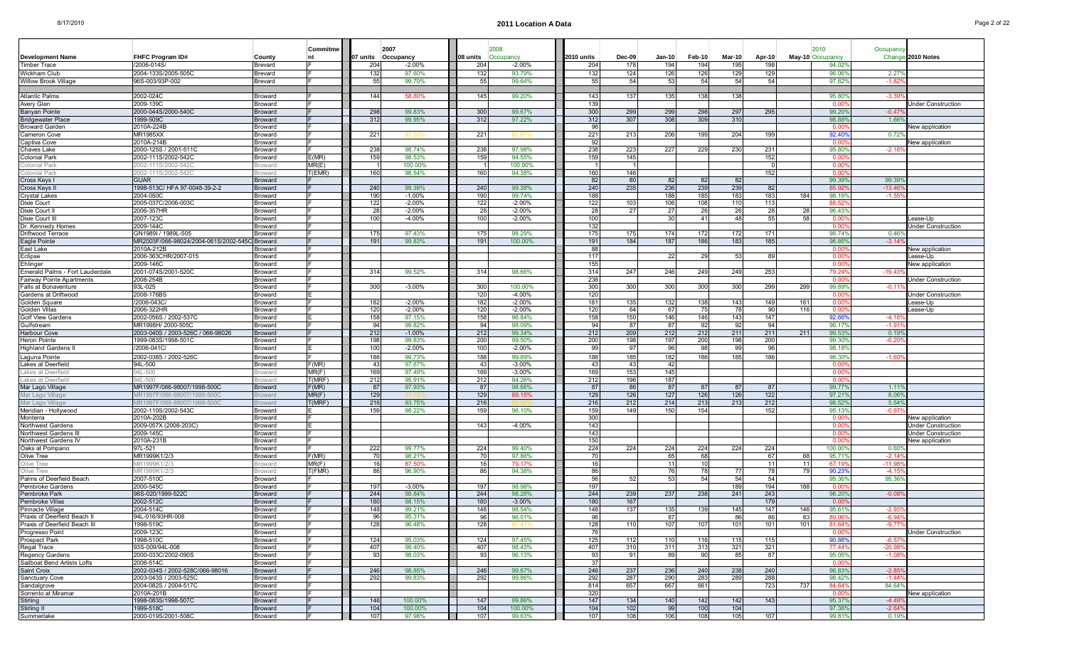# 2011 Location A Data

| Development Name | FHFC Program ID# | County | Commitment | 07 units | 2007 Occupancy | 08 units | 2008 Occupancy | 2010 units | Dec-09 | Jan-10 | Feb-10 | Mar-10 | Apr-10 | May-10 | 2010 Occupancy | Occupancy Change | 2010 Notes |
|---|---|---|---|---|---|---|---|---|---|---|---|---|---|---|---|---|---|
| Timber Trace | /2006-014S/ | Brevard | F | 204 | -2.00% | 204 | -2.00% | 204 | 178 | 194 | 194 | 195 | 198 | | 94.02% | | |
| Wickham Club | 2004-133S/2005-505C | Brevard | F | 132 | 97.60% | 132 | 93.79% | 132 | 124 | 126 | 126 | 129 | 129 | | 96.06% | 2.27% | |
| Willow Brook Village | 96S-003/93P-002 | Brevard | F | 55 | 99.70% | 55 | 99.64% | 55 | 54 | 53 | 54 | 54 | 54 | | 97.82% | -1.82% | |
| | | | | | | | | | | | | | | | | | |
| Atlantic Palms | 2002-024C | Broward | F | 144 | 58.80% | 145 | 99.20% | 143 | 137 | 135 | 138 | 138 | | | 95.80% | -3.39% | |
| Avery Glen | 2009-139C | Broward | F | | | | | 139 | | | | | | | 0.00% | | Under Construction |
| Banyan Pointe | 2000-044S/2000-540C | Broward | F | 298 | 99.83% | 300 | 99.67% | 300 | 299 | 299 | 298 | 297 | 295 | | 99.20% | -0.47% | |
| Bridgewater Place | 1999-509C | Broward | F | 312 | 99.95% | 312 | 97.22% | 312 | 307 | 308 | 309 | 310 | | | 98.88% | 1.66% | |
| Broward Garden | 2010A-224B | Broward | F | | | | | 96 | | | | | | | 0.00% | | New application |
| Cameron Cove | MR1985XX | Broward | F | 221 | 91.03% | 221 | 91.67% | 221 | 213 | 206 | 199 | 204 | 199 | | 92.40% | 0.72% | |
| Captiva Cove | 2010A-214B | Broward | F | | | | | 92 | | | | | | | 0.00% | | New application |
| Chaves Lake | 2000-125S / 2001-511C | Broward | F | 238 | 98.74% | 238 | 97.98% | 238 | 223 | 227 | 229 | 230 | 231 | | 95.80% | -2.18% | |
| Colonial Park | 2002-111S/2002-542C | Broward | E(MR) | 159 | 98.53% | 159 | 94.55% | 159 | 145 | | | | 152 | | 0.00% | | |
| Colonial Park | 2002-111S/2002-542C | Broward | MR(E) | 1 | 100.00% | 1 | 100.00% | 1 | 1 | | | | 0 | | 0.00% | | |
| Colonial Park | 2002-111S/2002-542C | Broward | T(EMR) | 160 | 98.54% | 160 | 94.38% | 160 | 146 | | | | 152 | | 0.00% | | |
| Cross Keys I | GUAR | Broward | F | | | | | 82 | 80 | 82 | 82 | 82 | | | 99.39% | 99.39% | |
| Cross Keys II | 1998-513C/ HFA 97-0048-39-2-2 | Broward | F | 240 | 99.38% | 240 | 99.38% | 240 | 235 | 236 | 239 | 239 | 82 | | 85.92% | -13.46% | |
| Crystal Lakes | 2004-050C | Broward | F | 190 | -1.00% | 190 | 99.74% | 188 | | 188 | 185 | 183 | 183 | 184 | 98.19% | -1.55% | |
| Dixie Court | 2005-037C/2006-003C | Broward | F | 122 | -2.00% | 122 | -2.00% | 122 | 103 | 106 | 108 | 110 | 113 | | 88.52% | | |
| Dixie Court II | 2006-357HR | Broward | F | 28 | -2.00% | 28 | -2.00% | 28 | 27 | 27 | 26 | 26 | 28 | 28 | 96.43% | | |
| Dixie Court III | 2007-123C | Broward | F | 100 | -4.00% | 100 | -2.00% | 100 | | 30 | 41 | 48 | 55 | 58 | 0.00% | | Lease-Up |
| Dr. Kennedy Homes | 2009-144C | Broward | F | | | | | 132 | | | | | | | 0.00% | | Under Construction |
| Driftwood Terrace | GN1989I / 1989L-505 | Broward | F | 175 | 97.43% | 175 | 98.29% | 175 | 175 | 174 | 172 | 172 | 171 | | 98.74% | 0.46% | |
| Eagle Pointe | MR2003F/066-98024/2004-061S/2002-545C | Broward | F | 191 | 99.83% | 191 | 100.00% | 191 | 184 | 187 | 186 | 183 | 185 | | 96.86% | -3.14% | |
| East Lake | 2010A-212B | Broward | F | | | | | 88 | | | | | | | 0.00% | | New application |
| Eclipse | 2006-363CHR/2007-015 | Broward | F | | | | | 117 | | 22 | 29 | 53 | 89 | | 0.00% | | Lease-Up |
| Ehlinger | 2009-146C | Broward | F | | | | | 155 | | | | | | | 0.00% | | New application |
| Emerald Palms - Fort Lauderdale | 2001-074S/2001-520C | Broward | F | 314 | 99.52% | 314 | 98.66% | 314 | 247 | 246 | 249 | 249 | 253 | | 79.24% | -19.43% | |
| Fairway Pointe Apartments | 2008-254B | Broward | F | | | | | 238 | | | | | | | 0.00% | | Under Construction |
| Falls at Bonaventure | 93L-025 | Broward | F | 300 | -3.00% | 300 | 100.00% | 300 | 300 | 300 | 300 | 300 | 299 | 299 | 99.89% | -0.11% | |
| Gardens at Driftwood | 2008-176BS | Broward | E | | | 120 | -4.00% | 120 | | | | | | | 0.00% | | Under Construction |
| Golden Square | /2006-043C/ | Broward | F | 182 | -2.00% | 182 | -2.00% | 181 | 135 | 132 | 138 | 143 | 149 | 161 | 0.00% | | Lease-Up |
| Golden Villas | 2006-322HR | Broward | F | 120 | -2.00% | 120 | -2.00% | 120 | 64 | 67 | 75 | 78 | 90 | 116 | 0.00% | | Lease-Up |
| Golf View Gardens | 2002-056S / 2002-537C | Broward | E | 158 | 97.15% | 158 | 96.84% | 158 | 150 | 146 | 146 | 143 | 147 | | 92.66% | -4.18% | |
| Gulfstream | MR1998H/ 2000-505C | Broward | F | 94 | 99.82% | 94 | 98.09% | 94 | 87 | 87 | 92 | 92 | 94 | | 96.17% | -1.91% | |
| Harbour Cove | 2003-040S / 2003-526C / 066-98026 | Broward | F | 212 | -1.00% | 212 | 99.34% | 212 | 209 | 212 | 212 | 211 | 211 | 211 | 99.53% | 0.19% | |
| Heron Pointe | 1999-083S/1998-501C | Broward | F | 198 | 99.83% | 200 | 99.50% | 200 | 198 | 197 | 200 | 198 | 200 | | 99.30% | -0.20% | |
| Highland Gardens II | /2006-041C/ | Broward | E | 100 | -2.00% | 100 | -2.00% | 99 | 97 | 96 | 98 | 99 | 96 | | 98.18% | | |
| Laguna Pointe | 2002-038S / 2002-526C | Broward | F | 186 | 99.73% | 188 | 99.89% | 188 | 185 | 182 | 186 | 185 | 186 | | 98.30% | -1.60% | |
| Lakes at Deerfield | 94L-500 | Broward | F(MR) | 43 | 97.67% | 43 | -3.00% | 43 | 43 | 42 | | | | | 0.00% | | |
| Lakes at Deerfield | 94L-500 | Broward | MR(F) | 169 | 97.49% | 169 | -3.00% | 169 | 153 | 145 | | | | | 0.00% | | |
| Lakes at Deerfield | 94L-500 | Broward | T(MRF) | 212 | 95.91% | 212 | 94.26% | 212 | 196 | 187 | | | | | 0.00% | | |
| Mar Lago Village | MR1997F/066-98007/1998-500C | Broward | F(MR) | 87 | 97.93% | 87 | 98.66% | 87 | 86 | 87 | 87 | 87 | 87 | | 99.77% | 1.11% | |
| Mar Lago Village | MR1997F/066-98007/1998-500C | Broward | MR(F) | 129 | 91.78% | 129 | 89.15% | 129 | 126 | 127 | 126 | 126 | 122 | | 97.21% | 8.06% | |
| Mar Lago Village | MR1997F/066-98007/1998-500C | Broward | T(MRF) | 216 | 93.75% | 216 | 92.98% | 216 | 212 | 214 | 213 | 213 | 212 | | 98.52% | 5.54% | |
| Meridian - Hollywood | 2002-110S/2002-543C | Broward | E | 159 | 98.22% | 159 | 96.10% | 159 | 149 | 150 | 154 | | 152 | | 95.13% | -0.97% | |
| Monterra | 2010A-202B | Broward | F | | | | | 300 | | | | | | | 0.00% | | New application |
| Northwest Gardens | 2009-057X (2008-203C) | Broward | E | | | 143 | -4.00% | 143 | | | | | | | 0.00% | | Under Construction |
| Northwest Gardens III | 2009-145C | Broward | F | | | | | 143 | | | | | | | 0.00% | | Under Construction |
| Northwest Gardens IV | 2010A-231B | Broward | F | | | | | 150 | | | | | | | 0.00% | | New application |
| Oaks at Pompano | 97L-521 | Broward | F | 222 | 99.77% | 224 | 99.40% | 224 | 224 | 224 | 224 | 224 | 224 | | 100.00% | 0.60% | |
| Olive Tree | MR1999K1/2/3 | Broward | F(MR) | 70 | 98.21% | 70 | 97.86% | 70 | | 65 | 68 | | 67 | 68 | 95.71% | -2.14% | |
| Olive Tree | MR1999K1/2/3 | Broward | MR(F) | 16 | 87.50% | 16 | 79.17% | 16 | | 11 | 10 | | 11 | 11 | 67.19% | -11.98% | |
| Olive Tree | MR1999K1/2/3 | Broward | T(FMR) | 86 | 96.90% | 86 | 94.38% | 86 | | 76 | 78 | 77 | 78 | 79 | 90.23% | -4.15% | |
| Palms of Deerfield Beach | 2007-510C | Broward | F | | | | | 56 | 52 | 53 | 54 | 54 | 54 | | 95.36% | 95.36% | |
| Pembroke Gardens | 2000-545C | Broward | F | 197 | -3.00% | 197 | 98.98% | 197 | | | | 189 | 194 | 188 | 0.00% | | |
| Pembroke Park | 98S-020/1999-522C | Broward | F | 244 | 98.84% | 244 | 98.28% | 244 | 239 | 237 | 238 | 241 | 243 | | 98.20% | -0.08% | |
| Pembroke Villas | 2002-512C | Broward | F | 180 | 98.15% | 180 | -3.00% | 180 | 167 | | | | 179 | | 0.00% | | |
| Pinnacle Village | 2004-514C | Broward | F | 148 | 99.21% | 148 | 98.54% | 148 | 137 | 135 | 139 | 145 | 147 | 146 | 95.61% | -2.93% | |
| Praxis of Deerfield Beach II | 94L-016/93HR-008 | Broward | F | 96 | 95.31% | 96 | 96.01% | 96 | | 87 | | 86 | 86 | 83 | 89.06% | -6.94% | |
| Praxis of Deerfield Beach III | 1998-519C | Broward | F | 128 | 96.48% | 128 | 91.41% | 128 | 110 | 107 | 107 | 101 | 101 | 101 | 81.64% | -9.77% | |
| Progresso Point | 2009-123C | Broward | F | | | | | 76 | | | | | | | 0.00% | | Under Construction |
| Prospect Park | 1998-510C | Broward | F | 124 | 95.03% | 124 | 97.45% | 125 | 112 | 110 | 116 | 115 | 115 | | 90.88% | -6.57% | |
| Regal Trace | 93S-009/94L-008 | Broward | F | 407 | 98.40% | 407 | 98.43% | 407 | 310 | 311 | 313 | 321 | 321 | | 77.44% | -20.98% | |
| Regency Gardens | 2000-033C/2002-090S | Broward | F | 93 | 98.03% | 93 | 96.13% | 93 | 91 | 89 | 90 | 85 | 87 | | 95.05% | -1.08% | |
| Sailboat Bend Artists Lofts | 2006-514C | Broward | F | | | | | 37 | | | | | | | 0.00% | | |
| Saint Croix | 2002-034S / 2002-528C/066-98016 | Broward | F | 246 | 98.85% | 246 | 99.67% | 246 | 237 | 236 | 240 | 238 | 240 | | 96.83% | -2.85% | |
| Sanctuary Cove | 2003-043S / 2003-525C | Broward | F | 292 | 99.83% | 292 | 99.86% | 292 | 287 | 290 | 283 | 289 | 288 | | 98.42% | -1.44% | |
| Sandalgrove | 2004-082S / 2004-517C | Broward | F | | | | | 814 | 657 | 667 | 661 | | 723 | 737 | 84.64% | 84.64% | |
| Sorrento at Miramar | 2010A-201B | Broward | F | | | | | 320 | | | | | | | 0.00% | | New application |
| Stirling | 1998-083S/1998-507C | Broward | F | 146 | 100.00% | 147 | 99.86% | 147 | 134 | 140 | 142 | 142 | 143 | | 95.37% | -4.49% | |
| Stirling II | 1999-518C | Broward | F | 104 | 100.00% | 104 | 100.00% | 104 | 102 | 99 | 100 | 104 | | | 97.36% | -2.64% | |
| Summerlake | 2000-019S/2001-508C | Broward | F | 107 | 97.98% | 107 | 99.63% | 107 | 108 | 106 | 108 | 105 | 107 | | 99.81% | 0.19% | |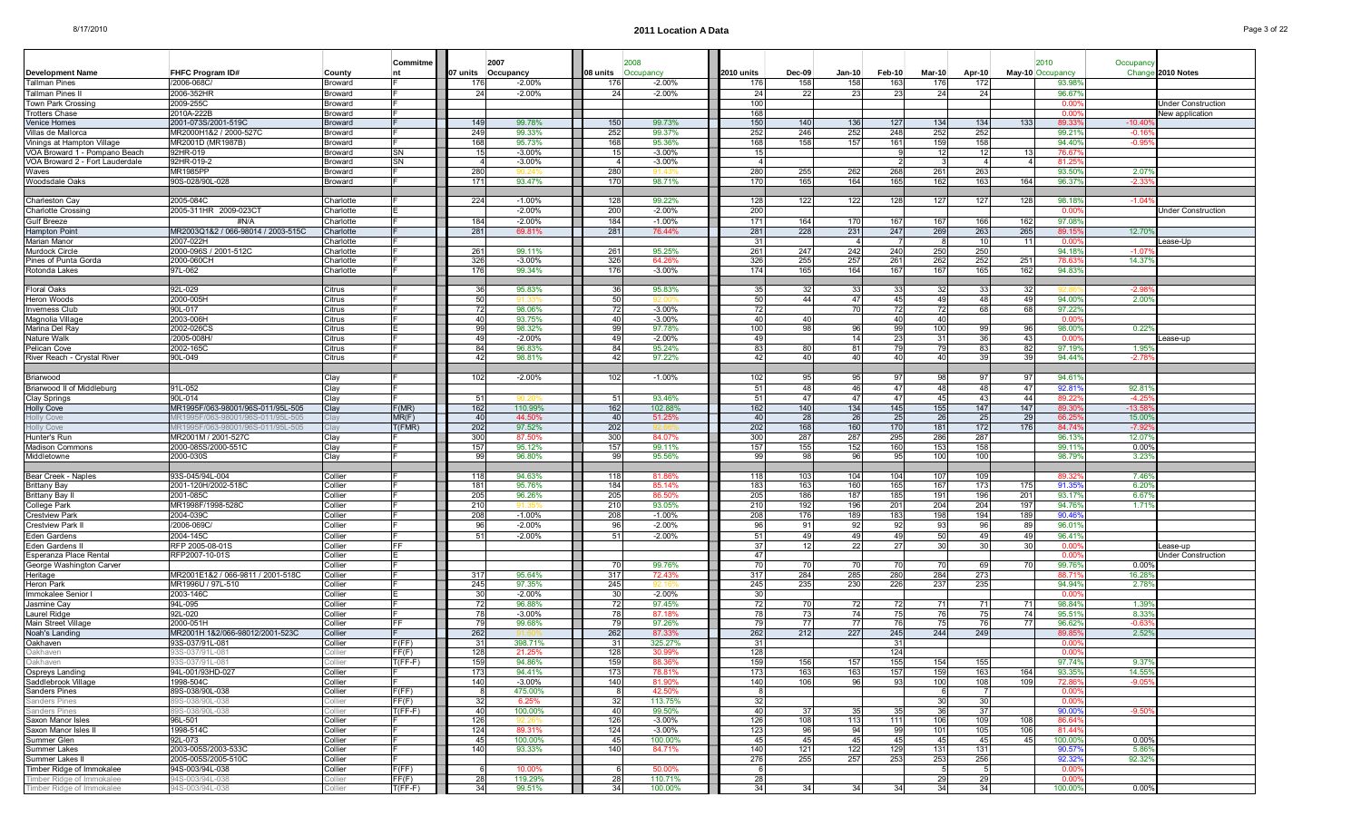# 2011 Location A Data

| Development Name | FHFC Program ID# | County | Commitment | 07 units | 2007 Occupancy | 08 units | 2008 Occupancy | 2010 units | Dec-09 | Jan-10 | Feb-10 | Mar-10 | Apr-10 | May-10 | 2010 Occupancy | Occupancy Change | 2010 Notes |
|---|---|---|---|---|---|---|---|---|---|---|---|---|---|---|---|---|---|
| Tallman Pines | /2006-068C/ | Broward | F | 176 | -2.00% | 176 | -2.00% | 176 | 158 | 158 | 163 | 176 | 172 | | 93.98% | | |
| Tallman Pines II | 2006-352HR | Broward | F | 24 | -2.00% | 24 | -2.00% | 24 | 22 | 23 | 23 | 24 | 24 | | 96.67% | | |
| Town Park Crossing | 2009-255C | Broward | F | | | | | 100 | | | | | | | 0.00% | | Under Construction |
| Trotters Chase | 2010A-222B | Broward | F | | | | | 168 | | | | | | | 0.00% | | New application |
| Venice Homes | 2001-073S/2001-519C | Broward | F | 149 | 99.78% | 150 | 99.73% | 150 | 140 | 136 | 127 | 134 | 134 | 133 | 89.33% | -10.40% | |
| Villas de Mallorca | MR2000H1&2 / 2000-527C | Broward | F | 249 | 99.33% | 252 | 99.37% | 252 | 246 | 252 | 248 | 252 | 252 | | 99.21% | -0.16% | |
| Vinings at Hampton Village | MR2001D (MR1987B) | Broward | F | 168 | 95.73% | 168 | 95.36% | 168 | 158 | 157 | 161 | 159 | 158 | | 94.40% | -0.95% | |
| VOA Broward 1 - Pompano Beach | 92HR-019 | Broward | SN | 15 | -3.00% | 15 | -3.00% | 15 | | | 9 | 12 | 12 | 13 | 76.67% | | |
| VOA Broward 2 - Fort Lauderdale | 92HR-019-2 | Broward | SN | 4 | -3.00% | 4 | -3.00% | 4 | | | 2 | 3 | 4 | 4 | 81.25% | | |
| Waves | MR1985PP | Broward | F | 280 | 90.24% | 280 | 91.43% | 280 | 255 | 262 | 268 | 261 | 263 | | 93.50% | 2.07% | |
| Woodsdale Oaks | 90S-028/90L-028 | Broward | F | 171 | 93.47% | 170 | 98.71% | 170 | 165 | 164 | 165 | 162 | 163 | 164 | 96.37% | -2.33% | |
| | | | | | | | | | | | | | | | | | |
| Charleston Cay | 2005-084C | Charlotte | F | 224 | -1.00% | 128 | 99.22% | 128 | 122 | 122 | 128 | 127 | 127 | 128 | 98.18% | -1.04% | |
| Charlotte Crossing | 2005-311HR 2009-023CT | Charlotte | E | | -2.00% | 200 | -2.00% | 200 | | | | | | | 0.00% | | Under Construction |
| Gulf Breeze | #N/A | Charlotte | F | 184 | -2.00% | 184 | -1.00% | 171 | 164 | 170 | 167 | 167 | 166 | 162 | 97.08% | | |
| Hampton Point | MR2003Q1&2 / 066-98014 / 2003-515C | Charlotte | F | 281 | 69.81% | 281 | 76.44% | 281 | 228 | 231 | 247 | 269 | 263 | 265 | 89.15% | 12.70% | |
| Marian Manor | 2007-022H | Charlotte | F | | | | | 31 | | 4 | 7 | 8 | 10 | 11 | 0.00% | | Lease-Up |
| Murdock Circle | 2000-096S / 2001-512C | Charlotte | F | 261 | 99.11% | 261 | 95.25% | 261 | 247 | 242 | 240 | 250 | 250 | | 94.18% | -1.07% | |
| Pines of Punta Gorda | 2000-060CH | Charlotte | F | 326 | -3.00% | 326 | 64.26% | 326 | 255 | 257 | 261 | 262 | 252 | 251 | 78.63% | 14.37% | |
| Rotonda Lakes | 97L-062 | Charlotte | F | 176 | 99.34% | 176 | -3.00% | 174 | 165 | 164 | 167 | 167 | 165 | 162 | 94.83% | | |
| | | | | | | | | | | | | | | | | | |
| Floral Oaks | 92L-029 | Citrus | F | 36 | 95.83% | 36 | 95.83% | 35 | 32 | 33 | 33 | 32 | 33 | 32 | 92.86% | -2.98% | |
| Heron Woods | 2000-005H | Citrus | F | 50 | 91.33% | 50 | 92.00% | 50 | 44 | 47 | 45 | 49 | 48 | 49 | 94.00% | 2.00% | |
| Inverness Club | 90L-017 | Citrus | F | 72 | 98.06% | 72 | -3.00% | 72 | | 70 | 72 | 72 | 68 | 68 | 97.22% | | |
| Magnolia Village | 2003-006H | Citrus | F | 40 | 93.75% | 40 | -3.00% | 40 | 40 | | 40 | 40 | | | 0.00% | | |
| Marina Del Ray | 2002-026CS | Citrus | E | 99 | 98.32% | 99 | 97.78% | 100 | 98 | 96 | 99 | 100 | 99 | 96 | 98.00% | 0.22% | |
| Nature Walk | /2005-008H/ | Citrus | F | 49 | -2.00% | 49 | -2.00% | 49 | | 14 | 23 | 31 | 36 | 43 | 0.00% | | Lease-up |
| Pelican Cove | 2002-165C | Citrus | F | 84 | 96.83% | 84 | 95.24% | 83 | 80 | 81 | 79 | 79 | 83 | 82 | 97.19% | 1.95% | |
| River Reach - Crystal River | 90L-049 | Citrus | F | 42 | 98.81% | 42 | 97.22% | 42 | 40 | 40 | 40 | 40 | 39 | 39 | 94.44% | -2.78% | |
| | | | | | | | | | | | | | | | | | |
| Briarwood | | Clay | F | 102 | -2.00% | 102 | -1.00% | 102 | 95 | 95 | 97 | 98 | 97 | 97 | 94.61% | | |
| Briarwood II of Middleburg | 91L-052 | Clay | F | | | | | 51 | 48 | 46 | 47 | 48 | 48 | 47 | 92.81% | 92.81% | |
| Clay Springs | 90L-014 | Clay | F | 51 | 90.20% | 51 | 93.46% | 51 | 47 | 47 | 47 | 45 | 43 | 44 | 89.22% | -4.25% | |
| Holly Cove | MR1995F/063-98001/96S-011/95L-505 | Clay | F(MR) | 162 | 110.99% | 162 | 102.88% | 162 | 140 | 134 | 145 | 155 | 147 | 147 | 89.30% | -13.58% | |
| Holly Cove | MR1995F/063-98001/96S-011/95L-505 | Clay | MR(F) | 40 | 44.50% | 40 | 51.25% | 40 | 28 | 26 | 25 | 26 | 25 | 29 | 66.25% | 15.00% | |
| Holly Cove | MR1995F/063-98001/96S-011/95L-505 | Clay | T(FMR) | 202 | 97.52% | 202 | 92.66% | 202 | 168 | 160 | 170 | 181 | 172 | 176 | 84.74% | -7.92% | |
| Hunter's Run | MR2001M / 2001-527C | Clay | F | 300 | 87.50% | 300 | 84.07% | 300 | 287 | 287 | 295 | 286 | 287 | | 96.13% | 12.07% | |
| Madison Commons | 2000-085S/2000-551C | Clay | F | 157 | 95.12% | 157 | 99.11% | 157 | 155 | 152 | 160 | 153 | 158 | | 99.11% | 0.00% | |
| Middletowne | 2000-030S | Clay | F | 99 | 96.80% | 99 | 95.56% | 99 | 98 | 96 | 95 | 100 | 100 | | 98.79% | 3.23% | |
| | | | | | | | | | | | | | | | | | |
| Bear Creek - Naples | 93S-045/94L-004 | Collier | F | 118 | 94.63% | 118 | 81.86% | 118 | 103 | 104 | 104 | 107 | 109 | | 89.32% | 7.46% | |
| Brittany Bay | 2001-120H/2002-518C | Collier | F | 181 | 95.76% | 184 | 85.14% | 183 | 163 | 160 | 165 | 167 | 173 | 175 | 91.35% | 6.20% | |
| Brittany Bay II | 2001-085C | Collier | F | 205 | 96.26% | 205 | 86.50% | 205 | 186 | 187 | 185 | 191 | 196 | 201 | 93.17% | 6.67% | |
| College Park | MR1998F/1998-528C | Collier | F | 210 | 91.35% | 210 | 93.05% | 210 | 192 | 196 | 201 | 204 | 204 | 197 | 94.76% | 1.71% | |
| Crestview Park | 2004-039C | Collier | F | 208 | -1.00% | 208 | -1.00% | 208 | 176 | 189 | 183 | 198 | 194 | 189 | 90.46% | | |
| Crestview Park II | /2006-069C/ | Collier | F | 96 | -2.00% | 96 | -2.00% | 96 | 91 | 92 | 92 | 93 | 96 | 89 | 96.01% | | |
| Eden Gardens | 2004-145C | Collier | F | 51 | -2.00% | 51 | -2.00% | 51 | 49 | 49 | 49 | 50 | 49 | 49 | 96.41% | | |
| Eden Gardens II | RFP 2005-08-01S | Collier | FF | | | | | 37 | 12 | 22 | 27 | 30 | 30 | 30 | 0.00% | | Lease-up |
| Esperanza Place Rental | RFP2007-10-01S | Collier | E | | | | | 47 | | | | | | | 0.00% | | Under Construction |
| George Washington Carver | | Collier | F | | | 70 | 99.76% | 70 | 70 | 70 | 70 | 70 | 69 | 70 | 99.76% | 0.00% | |
| Heritage | MR2001E1&2 / 066-9811 / 2001-518C | Collier | F | 317 | 95.64% | 317 | 72.43% | 317 | 284 | 285 | 280 | 284 | 273 | | 88.71% | 16.28% | |
| Heron Park | MR1996U / 97L-510 | Collier | F | 245 | 97.35% | 245 | 92.16% | 245 | 235 | 230 | 226 | 237 | 235 | | 94.94% | 2.78% | |
| Immokalee Senior I | 2003-146C | Collier | E | 30 | -2.00% | 30 | -2.00% | 30 | | | | | | | 0.00% | | |
| Jasmine Cay | 94L-095 | Collier | F | 72 | 96.86% | 72 | 97.45% | 72 | 70 | 72 | 72 | 71 | 71 | 71 | 98.84% | 1.39% | |
| Laurel Ridge | 92L-020 | Collier | F | 78 | -3.00% | 78 | 87.18% | 78 | 73 | 74 | 75 | 76 | 75 | 74 | 95.51% | 8.33% | |
| Main Street Village | 2000-051H | Collier | FF | 79 | 99.68% | 79 | 97.26% | 79 | 77 | 77 | 76 | 75 | 76 | 77 | 96.62% | -0.63% | |
| Noah's Landing | MR2001H 1&2/066-98012/2001-523C | Collier | F | 262 | 81.83% | 262 | 87.33% | 262 | 212 | 227 | 245 | 244 | 249 | | 89.85% | 2.52% | |
| Oakhaven | 93S-037/91L-081 | Collier | F(FF) | 31 | 398.71% | 31 | 325.27% | 31 | | | 31 | | | | 0.00% | | |
| Oakhaven | 93S-037/91L-081 | Collier | FF(F) | 128 | 21.25% | 128 | 30.99% | 128 | | | 124 | | | | 0.00% | | |
| Oakhaven | 93S-037/91L-081 | Collier | T(FF-F) | 159 | 94.86% | 159 | 88.36% | 159 | 156 | 157 | 155 | 154 | 155 | | 97.74% | 9.37% | |
| Ospreys Landing | 94L-001/93HD-027 | Collier | F | 173 | 94.41% | 173 | 78.81% | 173 | 163 | 163 | 157 | 159 | 163 | 164 | 93.35% | 14.55% | |
| Saddlebrook Village | 1998-504C | Collier | F | 140 | -3.00% | 140 | 81.90% | 140 | 106 | 96 | 93 | 100 | 108 | 109 | 72.86% | -9.05% | |
| Sanders Pines | 89S-038/90L-038 | Collier | F(FF) | 8 | 475.00% | 8 | 42.50% | 8 | | | | 6 | 7 | | 0.00% | | |
| Sanders Pines | 89S-038/90L-038 | Collier | FF(F) | 32 | 6.25% | 32 | 113.75% | 32 | | | | 30 | 30 | | 0.00% | | |
| Sanders Pines | 89S-038/90L-038 | Collier | T(FF-F) | 40 | 100.00% | 40 | 99.50% | 40 | 37 | 35 | 35 | 36 | 37 | | 90.00% | -9.50% | |
| Saxon Manor Isles | 96L-501 | Collier | F | 126 | 92.23% | 126 | -3.00% | 126 | 108 | 113 | 111 | 106 | 109 | 108 | 86.64% | | |
| Saxon Manor Isles II | 1998-514C | Collier | F | 124 | 89.31% | 124 | -3.00% | 123 | 96 | 94 | 99 | 101 | 105 | 106 | 81.44% | | |
| Summer Glen | 92L-073 | Collier | F | 45 | 100.00% | 45 | 100.00% | 45 | 45 | 45 | 45 | 45 | 45 | 45 | 100.00% | 0.00% | |
| Summer Lakes | 2003-005S/2003-533C | Collier | F | 140 | 93.33% | 140 | 84.71% | 140 | 121 | 122 | 129 | 131 | 131 | | 90.57% | 5.86% | |
| Summer Lakes II | 2005-005S/2005-510C | Collier | F | | | | | 276 | 255 | 257 | 253 | 253 | 256 | | 92.32% | 92.32% | |
| Timber Ridge of Immokalee | 94S-003/94L-038 | Collier | F(FF) | 6 | 10.00% | 6 | 50.00% | 6 | | | | 5 | 5 | | 0.00% | | |
| Timber Ridge of Immokalee | 94S-003/94L-038 | Collier | FF(F) | 28 | 119.29% | 28 | 110.71% | 28 | | | | 29 | 29 | | 0.00% | | |
| Timber Ridge of Immokalee | 94S-003/94L-038 | Collier | T(FF-F) | 34 | 99.51% | 34 | 100.00% | 34 | 34 | 34 | 34 | 34 | 34 | | 100.00% | 0.00% | |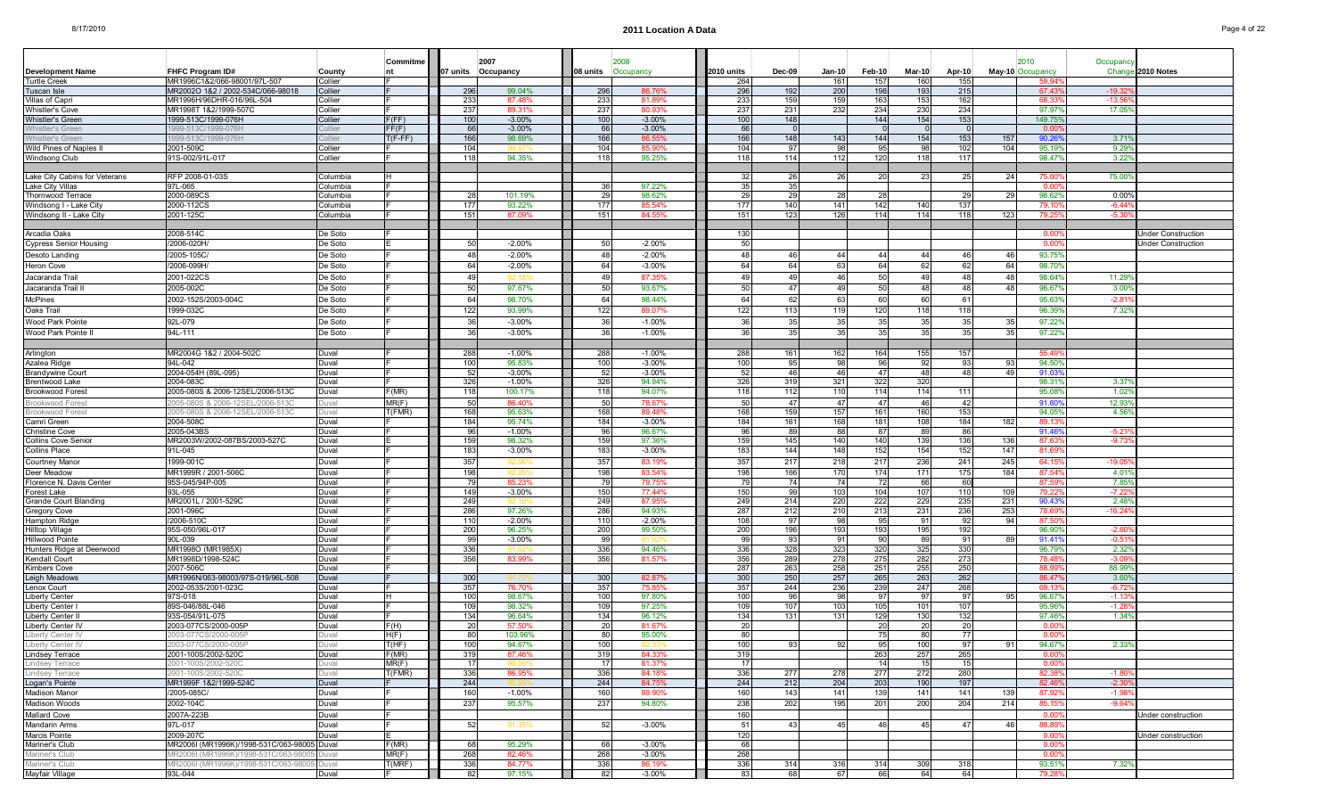# 2011 Location A Data

| Development Name | FHFC Program ID# | County | Commitment | 07 units | 2007 Occupancy | 08 units | 2008 Occupancy | 2010 units | Dec-09 | Jan-10 | Feb-10 | Mar-10 | Apr-10 | May-10 | 2010 Occupancy | Occupancy Change | 2010 Notes |
|---|---|---|---|---|---|---|---|---|---|---|---|---|---|---|---|---|---|
| Turtle Creek | MR1996C1&2/066-98001/97L-507 | Collier | | | | | | 264 | | 161 | 157 | 160 | 155 | | 59.94% | | |
| Tuscan Isle | MR2002O 1&2 / 2002-534C/066-98018 | Collier | F | 296 | 99.04% | 296 | 86.76% | 296 | 192 | 200 | 198 | 193 | 215 | | 67.43% | -19.32% | |
| Villas of Capri | MR1996H/96DHR-016/96L-504 | Collier | F | 233 | 87.48% | 233 | 81.89% | 233 | 159 | 159 | 163 | 153 | 162 | | 68.33% | -13.56% | |
| Whistler's Cove | MR1998T 1&2/1999-507C | Collier | F | 237 | 89.31% | 237 | 80.93% | 237 | 231 | 232 | 234 | 230 | 234 | | 97.97% | 17.05% | |
| Whistler's Green | 1999-513C/1999-076H | Collier | F(FF) | 100 | -3.00% | 100 | -3.00% | 100 | 148 | | 144 | 154 | 153 | | 149.75% | | |
| Whistler's Green | 1999-513C/1999-076H | Collier | FF(F) | 66 | -3.00% | 66 | -3.00% | 66 | 0 | | 0 | 0 | 0 | | 0.00% | | |
| Whistler's Green | 1999-513C/1999-076H | Collier | T(F-FF) | 166 | 98.69% | 166 | 86.55% | 166 | 148 | 143 | 144 | 154 | 153 | 157 | 90.26% | 3.71% | |
| Wild Pines of Naples II | 2001-509C | Collier | F | 104 | 81.67% | 104 | 85.90% | 104 | 97 | 98 | 95 | 98 | 102 | 104 | 95.19% | 9.29% | |
| Windsong Club | 91S-002/91L-017 | Collier | F | 118 | 94.35% | 118 | 95.25% | 118 | 114 | 112 | 120 | 118 | 117 | | 98.47% | 3.22% | |
| | | | | | | | | | | | | | | | | | |
| Lake City Cabins for Veterans | RFP 2008-01-03S | Columbia | H | | | | | 32 | 26 | 26 | 20 | 23 | 25 | 24 | 75.00% | 75.00% | |
| Lake City Villas | 97L-065 | Columbia | F | | | 36 | 97.22% | 35 | 35 | | | | | | 0.00% | | |
| Thornwood Terrace | 2000-089CS | Columbia | F | 28 | 101.19% | 29 | 98.62% | 29 | 29 | 28 | 28 | | 29 | 29 | 98.62% | 0.00% | |
| Windsong I - Lake City | 2000-112CS | Columbia | F | 177 | 93.22% | 177 | 85.54% | 177 | 140 | 141 | 142 | 140 | 137 | | 79.10% | -6.44% | |
| Windsong II - Lake City | 2001-125C | Columbia | F | 151 | 87.09% | 151 | 84.55% | 151 | 123 | 126 | 114 | 114 | 118 | 123 | 79.25% | -5.30% | |
| | | | | | | | | | | | | | | | | | |
| Arcadia Oaks | 2008-514C | De Soto | F | | | | | 130 | | | | | | | 0.00% | | Under Construction |
| Cypress Senior Housing | /2006-020H/ | De Soto | E | 50 | -2.00% | 50 | -2.00% | 50 | | | | | | | 0.00% | | Under Construction |
| Desoto Landing | /2005-105C/ | De Soto | F | 48 | -2.00% | 48 | -2.00% | 48 | 46 | 44 | 44 | 44 | 46 | 46 | 93.75% | | |
| Heron Cove | /2006-099H/ | De Soto | F | 64 | -2.00% | 64 | -3.00% | 64 | 64 | 63 | 64 | 62 | 62 | 64 | 98.70% | | |
| Jacaranda Trail | 2001-022CS | De Soto | F | 49 | 92.18% | 49 | 87.35% | 49 | 49 | 46 | 50 | 49 | 48 | 48 | 98.64% | 11.29% | |
| Jacaranda Trail II | 2005-002C | De Soto | F | 50 | 97.67% | 50 | 93.67% | 50 | 47 | 49 | 50 | 48 | 48 | 48 | 96.67% | 3.00% | |
| McPines | 2002-152S/2003-004C | De Soto | F | 64 | 98.70% | 64 | 98.44% | 64 | 62 | 63 | 60 | 60 | 61 | | 95.63% | -2.81% | |
| Oaks Trail | 1999-032C | De Soto | F | 122 | 93.99% | 122 | 89.07% | 122 | 113 | 119 | 120 | 118 | 118 | | 96.39% | 7.32% | |
| Wood Park Pointe | 92L-079 | De Soto | F | 36 | -3.00% | 36 | -1.00% | 36 | 35 | 35 | 35 | 35 | 35 | 35 | 97.22% | | |
| Wood Park Pointe II | 94L-111 | De Soto | F | 36 | -3.00% | 36 | -1.00% | 36 | 35 | 35 | 35 | 35 | 35 | 35 | 97.22% | | |
| | | | | | | | | | | | | | | | | | |
| Arlington | MR2004G 1&2 / 2004-502C | Duval | F | 288 | -1.00% | 288 | -1.00% | 288 | 161 | 162 | 164 | 155 | 157 | | 55.49% | | |
| Azalea Ridge | 94L-042 | Duval | F | 100 | 95.83% | 100 | -3.00% | 100 | 95 | 98 | 96 | 92 | 93 | 93 | 94.50% | | |
| Brandywine Court | 2004-054H (89L-095) | Duval | F | 52 | -3.00% | 52 | -3.00% | 52 | 46 | 46 | 47 | 48 | 48 | 49 | 91.03% | | |
| Brentwood Lake | 2004-083C | Duval | F | 326 | -1.00% | 326 | 94.94% | 326 | 319 | 321 | 322 | 320 | | | 98.31% | 3.37% | |
| Brookwood Forest | 2005-080S & 2006-12SEL/2006-513C | Duval | F(MR) | 118 | 100.17% | 118 | 94.07% | 118 | 112 | 110 | 114 | 114 | 111 | | 95.08% | 1.02% | |
| Brookwood Forest | 2005-080S & 2006-12SEL/2006-513C | Duval | MR(F) | 50 | 86.40% | 50 | 78.67% | 50 | 47 | 47 | 47 | 46 | 42 | | 91.60% | 12.93% | |
| Brookwood Forest | 2005-080S & 2006-12SEL/2006-513C | Duval | T(FMR) | 168 | 95.63% | 168 | 89.48% | 168 | 159 | 157 | 161 | 160 | 153 | | 94.05% | 4.56% | |
| Camri Green | 2004-508C | Duval | F | 184 | 95.74% | 184 | -3.00% | 184 | 161 | 168 | 181 | 108 | 184 | 182 | 89.13% | | |
| Christine Cove | 2005-043BS | Duval | F | 96 | -1.00% | 96 | 96.67% | 96 | 89 | 88 | 87 | 89 | 86 | | 91.46% | -5.21% | |
| Collins Cove Senior | MR2003W/2002-087BS/2003-527C | Duval | E | 159 | 98.32% | 159 | 97.36% | 159 | 145 | 140 | 140 | 139 | 136 | 136 | 87.63% | -9.73% | |
| Collins Place | 91L-045 | Duval | F | 183 | -3.00% | 183 | -3.00% | 183 | 144 | 148 | 152 | 154 | 152 | 147 | 81.69% | | |
| Courtney Manor | 1999-001C | Duval | F | 357 | 82.06% | 357 | 83.19% | 357 | 217 | 218 | 217 | 236 | 241 | 245 | 64.15% | -19.05% | |
| Deer Meadow | MR1999R / 2001-506C | Duval | F | 198 | 82.85% | 198 | 83.54% | 198 | 166 | 170 | 174 | 171 | 175 | 184 | 87.54% | 4.01% | |
| Florence N. Davis Center | 95S-045/94P-005 | Duval | F | 79 | 85.23% | 79 | 79.75% | 79 | 74 | 74 | 72 | 66 | 60 | | 87.59% | 7.85% | |
| Forest Lake | 93L-055 | Duval | F | 149 | -3.00% | 150 | 77.44% | 150 | 99 | 103 | 104 | 107 | 110 | 109 | 70.22% | -7.22% | |
| Grande Court Blanding | MR2001L / 2001-529C | Duval | F | 249 | 82.10% | 249 | 87.95% | 249 | 214 | 220 | 222 | 229 | 235 | 231 | 90.43% | 2.48% | |
| Gregory Cove | 2001-096C | Duval | F | 286 | 97.26% | 286 | 94.93% | 287 | 212 | 210 | 213 | 231 | 236 | 253 | 78.69% | -16.24% | |
| Hampton Ridge | /2006-510C | Duval | F | 110 | -2.00% | 110 | -2.00% | 108 | 97 | 98 | 95 | 91 | 92 | 94 | 87.50% | | |
| Hilltop Village | 95S-050/96L-017 | Duval | F | 200 | 96.25% | 200 | 99.50% | 200 | 196 | 193 | 193 | 195 | 192 | | 96.90% | -2.60% | |
| Hillwood Pointe | 90L-039 | Duval | F | 99 | -3.00% | 99 | 91.92% | 99 | 93 | 91 | 90 | 89 | 91 | 89 | 91.41% | -0.51% | |
| Hunters Ridge at Deerwood | MR1998O (MR1985X) | Duval | F | 336 | 91.52% | 336 | 94.46% | 336 | 328 | 323 | 320 | 325 | 330 | | 96.79% | 2.32% | |
| Kendall Court | MR1998D/1998-524C | Duval | F | 356 | 83.99% | 356 | 81.57% | 356 | 289 | 278 | 275 | 282 | 273 | | 78.48% | -3.09% | |
| Kimbers Cove | 2007-506C | Duval | F | | | | | 287 | 263 | 258 | 251 | 255 | 250 | | 88.99% | 88.99% | |
| Leigh Meadows | MR1996N/063-98003/97S-019/96L-508 | Duval | F | 300 | 81.72% | 300 | 82.87% | 300 | 259 | 257 | 265 | 263 | 262 | | 86.47% | 3.60% | |
| Lenox Court | 2002-053S/2001-023C | Duval | F | 357 | 76.70% | 357 | 75.85% | 357 | 244 | 236 | 239 | 247 | 268 | | 69.13% | -6.72% | |
| Liberty Center | 97S-018 | Duval | H | 100 | 98.67% | 100 | 97.80% | 100 | 96 | 98 | 97 | 97 | 97 | 95 | 96.67% | -1.13% | |
| Liberty Center I | 89S-046/88L-046 | Duval | F | 109 | 98.32% | 109 | 97.25% | 109 | 107 | 103 | 105 | 101 | 107 | | 95.96% | -1.28% | |
| Liberty Center II | 93S-054/91L-075 | Duval | F | 134 | 96.64% | 134 | 96.12% | 134 | 131 | 131 | 129 | 130 | 132 | | 97.46% | 1.34% | |
| Liberty Center IV | 2003-077CS/2000-005P | Duval | F(H) | 20 | 57.50% | 20 | 81.67% | 20 | | | 20 | 20 | 20 | | 0.00% | | |
| Liberty Center IV | 2003-077CS/2000-005P | Duval | H(F) | 80 | 103.96% | 80 | 95.00% | 80 | | | 75 | 80 | 77 | | 0.00% | | |
| Liberty Center IV | 2003-077CS/2000-005P | Duval | T(HF) | 100 | 94.67% | 100 | 92.33% | 100 | 93 | 92 | 95 | 100 | 97 | 91 | 94.67% | 2.33% | |
| Lindsey Terrace | 2001-100S/2002-520C | Duval | F(MR) | 319 | 87.46% | 319 | 84.33% | 319 | | | 263 | 257 | 265 | | 0.00% | | |
| Lindsey Terrace | 2001-100S/2002-520C | Duval | MR(F) | 17 | 90.59% | 17 | 81.37% | 17 | | | 14 | 15 | 15 | | 0.00% | | |
| Lindsey Terrace | 2001-100S/2002-520C | Duval | T(FMR) | 336 | 86.96% | 336 | 84.18% | 336 | 277 | 278 | 277 | 272 | 280 | | 82.38% | -1.80% | |
| Logan's Pointe | MR1999F 1&2/1999-524C | Duval | F | 244 | 80.98% | 244 | 84.75% | 244 | 212 | 204 | 203 | 190 | 197 | | 82.46% | -2.30% | |
| Madison Manor | /2005-085C/ | Duval | F | 160 | -1.00% | 160 | 89.90% | 160 | 143 | 141 | 139 | 141 | 141 | 139 | 87.92% | -1.98% | |
| Madison Woods | 2002-104C | Duval | F | 237 | 95.57% | 237 | 94.80% | 238 | 202 | 195 | 201 | 200 | 204 | 214 | 85.15% | -9.64% | |
| Mallard Cove | 2007A-223B | Duval | F | | | | | 160 | | | | | | | 0.00% | | Under construction |
| Mandarin Arms | 97L-017 | Duval | F | 52 | 91.35% | 52 | -3.00% | 51 | 43 | 45 | 46 | 45 | 47 | 46 | 88.89% | | |
| Marcis Pointe | 2009-207C | Duval | E | | | | | 120 | | | | | | | 0.00% | | Under construction |
| Mariner's Club | MR2006I (MR1996K)/1998-531C/063-98005 | Duval | F(MR) | 68 | 95.29% | 68 | -3.00% | 68 | | | | | | | 0.00% | | |
| Mariner's Club | MR2006I (MR1996K)/1998-531C/063-98005 | Duval | MR(F) | 268 | 82.46% | 268 | -3.00% | 268 | | | | | | | 0.00% | | |
| Mariner's Club | MR2006I (MR1996K)/1998-531C/063-98005 | Duval | T(MRF) | 336 | 84.77% | 336 | 86.19% | 336 | 314 | 316 | 314 | 309 | 318 | | 93.51% | 7.32% | |
| Mayfair Village | 93L-044 | Duval | F | 82 | 97.15% | 82 | -3.00% | 83 | 68 | 67 | 66 | 64 | 64 | | 79.28% | | |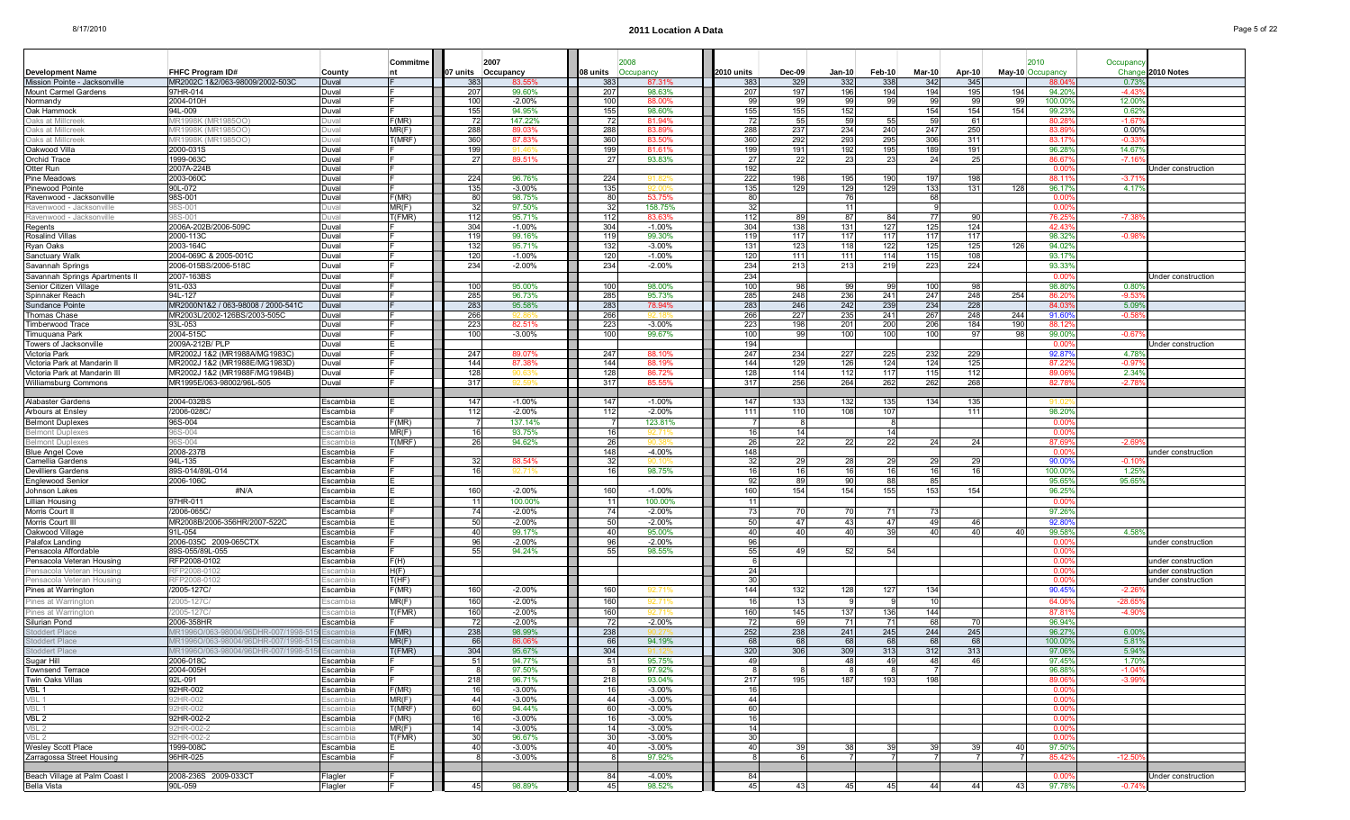# 2011 Location A Data

| Development Name | FHFC Program ID# | County | Commitment | 2007 units | 2007 Occupancy | 08 units | 2008 Occupancy | 2010 units | Dec-09 | Jan-10 | Feb-10 | Mar-10 | Apr-10 | May-10 | 2010 Occupancy | Occupancy Change | 2010 Notes |
|---|---|---|---|---|---|---|---|---|---|---|---|---|---|---|---|---|---|
| Mission Pointe - Jacksonville | MR2002C 1&2/063-98009/2002-503C | Duval | F | 383 | 83.55% | 383 | 87.31% | 383 | 329 | 332 | 338 | 342 | 345 | | 88.04% | 0.73% | |
| Mount Carmel Gardens | 97HR-014 | Duval | F | 207 | 99.60% | 207 | 98.63% | 207 | 197 | 196 | 194 | 194 | 195 | 194 | 94.20% | -4.43% | |
| Normandy | 2004-010H | Duval | F | 100 | -2.00% | 100 | 88.00% | 99 | 99 | 99 | 99 | 99 | 99 | 99 | 100.00% | 12.00% | |
| Oak Hammock | 94L-009 | Duval | F | 155 | 94.95% | 155 | 98.60% | 155 | 155 | 152 | | 154 | 154 | 154 | 99.23% | 0.62% | |
| Oaks at Millcreek | MR1998K (MR1985OO) | Duval | F(MR) | 72 | 147.22% | 72 | 81.94% | 72 | 55 | 59 | 55 | 59 | 61 | | 80.28% | -1.67% | |
| Oaks at Millcreek | MR1998K (MR1985OO) | Duval | MR(F) | 288 | 89.03% | 288 | 83.89% | 288 | 237 | 234 | 240 | 247 | 250 | | 83.89% | 0.00% | |
| Oaks at Millcreek | MR1998K (MR1985OO) | Duval | T(MRF) | 360 | 87.83% | 360 | 83.50% | 360 | 292 | 293 | 295 | 306 | 311 | | 83.17% | -0.33% | |
| Oakwood Villa | 2000-031S | Duval | F | 199 | 81.46% | 199 | 81.61% | 199 | 191 | 192 | 195 | 189 | 191 | | 96.28% | 14.67% | |
| Orchid Trace | 1999-063C | Duval | F | 27 | 89.51% | 27 | 93.83% | 27 | 22 | 23 | 23 | 24 | 25 | | 86.67% | -7.16% | |
| Otter Run | 2007A-224B | Duval | F | | | | | 192 | | | | | | | 0.00% | | Under construction |
| Pine Meadows | 2003-060C | Duval | F | 224 | 96.76% | 224 | 91.82% | 222 | 198 | 195 | 190 | 197 | 198 | | 88.11% | -3.71% | |
| Pinewood Pointe | 90L-072 | Duval | F | 135 | -3.00% | 135 | 92.00% | 135 | 129 | 129 | 129 | 133 | 131 | 128 | 96.17% | 4.17% | |
| Ravenwood - Jacksonville | 98S-001 | Duval | F(MR) | 80 | 98.75% | 80 | 53.75% | 80 | | 76 | | 68 | | | 0.00% | | |
| Ravenwood - Jacksonville | 98S-001 | Duval | MR(F) | 32 | 97.50% | 32 | 158.75% | 32 | | 11 | | 9 | | | 0.00% | | |
| Ravenwood - Jacksonville | 98S-001 | Duval | T(FMR) | 112 | 95.71% | 112 | 83.63% | 112 | 89 | 87 | 84 | 77 | 90 | | 76.25% | -7.38% | |
| Regents | 2006A-202B/2006-509C | Duval | F | 304 | -1.00% | 304 | -1.00% | 304 | 138 | 131 | 127 | 125 | 124 | | 42.43% | | |
| Rosalind Villas | 2000-113C | Duval | F | 119 | 99.16% | 119 | 99.30% | 119 | 117 | 117 | 117 | 117 | 117 | | 98.32% | -0.98% | |
| Ryan Oaks | 2003-164C | Duval | F | 132 | 95.71% | 132 | -3.00% | 131 | 123 | 118 | 122 | 125 | 125 | 126 | 94.02% | | |
| Sanctuary Walk | 2004-069C & 2005-001C | Duval | F | 120 | -1.00% | 120 | -1.00% | 120 | 111 | 111 | 114 | 115 | 108 | | 93.17% | | |
| Savannah Springs | 2006-015BS/2006-518C | Duval | F | 234 | -2.00% | 234 | -2.00% | 234 | 213 | 213 | 219 | 223 | 224 | | 93.33% | | |
| Savannah Springs Apartments II | 2007-163BS | Duval | F | | | | | 234 | | | | | | | 0.00% | | Under construction |
| Senior Citizen Village | 91L-033 | Duval | F | 100 | 95.00% | 100 | 98.00% | 100 | 98 | 99 | 99 | 100 | 98 | | 98.80% | 0.80% | |
| Spinnaker Reach | 94L-127 | Duval | F | 285 | 96.73% | 285 | 95.73% | 285 | 248 | 236 | 241 | 247 | 248 | 254 | 86.20% | -9.53% | |
| Sundance Pointe | MR2000N1&2 / 063-98008 / 2000-541C | Duval | F | 283 | 95.58% | 283 | 78.94% | 283 | 246 | 242 | 239 | 234 | 228 | | 84.03% | 5.09% | |
| Thomas Chase | MR2003L/2002-126BS/2003-505C | Duval | F | 266 | 72.36% | 266 | 92.17% | 266 | 227 | 235 | 241 | 267 | 248 | 244 | 91.60% | -0.58% | |
| Timberwood Trace | 93L-053 | Duval | F | 223 | 82.51% | 223 | -3.00% | 223 | 198 | 201 | 200 | 206 | 184 | 190 | 88.12% | | |
| Timuquana Park | 2004-515C | Duval | F | 100 | -3.00% | 100 | 99.67% | 100 | 99 | 100 | 100 | 100 | 97 | 98 | 99.00% | -0.67% | |
| Towers of Jacksonville | 2009A-212B/ PLP | Duval | E | | | | | 194 | | | | | | | 0.00% | | Under construction |
| Victoria Park | MR2002J 1&2 (MR1988A/MG1983C) | Duval | F | 247 | 89.07% | 247 | 88.10% | 247 | 234 | 227 | 225 | 232 | 229 | | 92.87% | 4.78% | |
| Victoria Park at Mandarin II | MR2002J 1&2 (MR1988E/MG1983D) | Duval | F | 144 | 87.38% | 144 | 88.19% | 144 | 129 | 126 | 124 | 124 | 125 | | 87.22% | -0.97% | |
| Victoria Park at Mandarin III | MR2002J 1&2 (MR1988F/MG1984B) | Duval | F | 128 | 90.63% | 128 | 86.72% | 128 | 114 | 112 | 117 | 115 | 112 | | 89.06% | 2.34% | |
| Williamsburg Commons | MR1995E/063-98002/96L-505 | Duval | F | 317 | 92.90% | 317 | 85.55% | 317 | 256 | 264 | 262 | 262 | 268 | | 82.78% | -2.78% | |
| | | | | | | | | | | | | | | | | | |
| Alabaster Gardens | 2004-032BS | Escambia | E | 147 | -1.00% | 147 | -1.00% | 147 | 133 | 132 | 135 | 134 | 135 | | 91.62% | | |
| Arbours at Ensley | /2006-028C/ | Escambia | F | 112 | -2.00% | 112 | -2.00% | 111 | 110 | 108 | 107 | | 111 | | 98.20% | | |
| Belmont Duplexes | 96S-004 | Escambia | F(MR) | 7 | 137.14% | 7 | 123.81% | 7 | 8 | | 8 | | | | 0.00% | | |
| Belmont Duplexes | 96S-004 | Escambia | MR(F) | 16 | 93.75% | 16 | 92.71% | 16 | 14 | | 14 | | | | 0.00% | | |
| Belmont Duplexes | 96S-004 | Escambia | T(MRF) | 26 | 94.62% | 26 | 90.38% | 26 | 22 | 22 | 22 | 24 | 24 | | 87.69% | -2.69% | |
| Blue Angel Cove | 2008-237B | Escambia | F | | | 148 | -4.00% | 148 | | | | | | | 0.00% | | under construction |
| Camellia Gardens | 94L-135 | Escambia | F | 32 | 88.54% | 32 | 90.10% | 32 | 29 | 28 | 29 | 29 | 29 | | 90.00% | -0.10% | |
| Devilliers Gardens | 89S-014/89L-014 | Escambia | F | 16 | 92.71% | 16 | 98.75% | 16 | 16 | 16 | 16 | 16 | 16 | | 100.00% | 1.25% | |
| Englewood Senior | 2006-106C | Escambia | E | | | | | 92 | 89 | 90 | 88 | 85 | | | 95.65% | 95.65% | |
| Johnson Lakes | #N/A | Escambia | E | 160 | -2.00% | 160 | -1.00% | 160 | 154 | 154 | 155 | 153 | 154 | | 96.25% | | |
| Lillian Housing | 97HR-011 | Escambia | E | 11 | 100.00% | 11 | 100.00% | 11 | | | | | | | 0.00% | | |
| Morris Court II | /2006-065C/ | Escambia | F | 74 | -2.00% | 74 | -2.00% | 73 | 70 | 70 | 71 | 73 | | | 97.26% | | |
| Morris Court III | MR2008B/2006-356HR/2007-522C | Escambia | E | 50 | -2.00% | 50 | -2.00% | 50 | 47 | 43 | 47 | 49 | 46 | | 92.80% | | |
| Oakwood Village | 91L-054 | Escambia | F | 40 | 99.17% | 40 | 95.00% | 40 | 40 | 40 | 39 | 40 | 40 | 40 | 99.58% | 4.58% | |
| Palafox Landing | 2006-035C 2009-065CTX | Escambia | F | 96 | -2.00% | 96 | -2.00% | 96 | | | | | | | 0.00% | | under construction |
| Pensacola Affordable | 89S-055/89L-055 | Escambia | F | 55 | 94.24% | 55 | 98.55% | 55 | 49 | 52 | 54 | | | | 0.00% | | |
| Pensacola Veteran Housing | RFP2008-0102 | Escambia | F(H) | | | | | 6 | | | | | | | 0.00% | | under construction |
| Pensacola Veteran Housing | RFP2008-0102 | Escambia | H(F) | | | | | 24 | | | | | | | 0.00% | | under construction |
| Pensacola Veteran Housing | RFP2008-0102 | Escambia | T(HF) | | | | | 30 | | | | | | | 0.00% | | under construction |
| Pines at Warrington | /2005-127C/ | Escambia | F(MR) | 160 | -2.00% | 160 | 92.71% | 144 | 132 | 128 | 127 | 134 | | | 90.45% | -2.26% | |
| Pines at Warrington | /2005-127C/ | Escambia | MR(F) | 160 | -2.00% | 160 | 92.71% | 16 | 13 | 9 | 9 | 10 | | | 64.06% | -28.65% | |
| Pines at Warrington | /2005-127C/ | Escambia | T(FMR) | 160 | -2.00% | 160 | 92.71% | 160 | 145 | 137 | 136 | 144 | | | 87.81% | -4.90% | |
| Silurian Pond | 2006-358HR | Escambia | F | 72 | -2.00% | 72 | -2.00% | 72 | 69 | 71 | 71 | 68 | 70 | | 96.94% | | |
| Stoddert Place | MR1996O/063-98004/96DHR-007/1998-515 | Escambia | F(MR) | 238 | 98.99% | 238 | 90.27% | 252 | 238 | 241 | 245 | 244 | 245 | | 96.27% | 6.00% | |
| Stoddert Place | MR1996O/063-98004/96DHR-007/1998-515 | Escambia | MR(F) | 66 | 86.06% | 66 | 94.19% | 68 | 68 | 68 | 68 | 68 | 68 | | 100.00% | 5.81% | |
| Stoddert Place | MR1996O/063-98004/96DHR-007/1998-515 | Escambia | T(FMR) | 304 | 95.67% | 304 | 91.12% | 320 | 306 | 309 | 313 | 312 | 313 | | 97.06% | 5.94% | |
| Sugar Hill | 2006-018C | Escambia | F | 51 | 94.77% | 51 | 95.75% | 49 | | 48 | 49 | 48 | 46 | | 97.45% | 1.70% | |
| Townsend Terrace | 2004-005H | Escambia | F | 8 | 97.50% | 8 | 97.92% | 8 | 8 | 8 | 8 | 7 | | | 96.88% | -1.04% | |
| Twin Oaks Villas | 92L-091 | Escambia | F | 218 | 96.71% | 218 | 93.04% | 217 | 195 | 187 | 193 | 198 | | | 89.06% | -3.99% | |
| VBL 1 | 92HR-002 | Escambia | F(MR) | 16 | -3.00% | 16 | -3.00% | 16 | | | | | | | 0.00% | | |
| VBL 1 | 92HR-002 | Escambia | MR(F) | 44 | -3.00% | 44 | -3.00% | 44 | | | | | | | 0.00% | | |
| VBL 1 | 92HR-002 | Escambia | T(MRF) | 60 | 94.44% | 60 | -3.00% | 60 | | | | | | | 0.00% | | |
| VBL 2 | 92HR-002-2 | Escambia | F(MR) | 16 | -3.00% | 16 | -3.00% | 16 | | | | | | | 0.00% | | |
| VBL 2 | 92HR-002-2 | Escambia | MR(F) | 14 | -3.00% | 14 | -3.00% | 14 | | | | | | | 0.00% | | |
| VBL 2 | 92HR-002-2 | Escambia | T(FMR) | 30 | 96.67% | 30 | -3.00% | 30 | | | | | | | 0.00% | | |
| Wesley Scott Place | 1999-008C | Escambia | E | 40 | -3.00% | 40 | -3.00% | 40 | 39 | 38 | 39 | 39 | 39 | 40 | 97.50% | | |
| Zarragossa Street Housing | 96HR-025 | Escambia | F | 8 | -3.00% | 8 | 97.92% | 8 | 6 | 7 | 7 | 7 | 7 | 7 | 85.42% | -12.50% | |
| | | | | | | | | | | | | | | | | | |
| Beach Village at Palm Coast I | 2008-236S 2009-033CT | Flagler | F | | | 84 | -4.00% | 84 | | | | | | | 0.00% | | Under construction |
| Bella Vista | 90L-059 | Flagler | F | 45 | 98.89% | 45 | 98.52% | 45 | 43 | 45 | 45 | 44 | 44 | 43 | 97.78% | -0.74% | |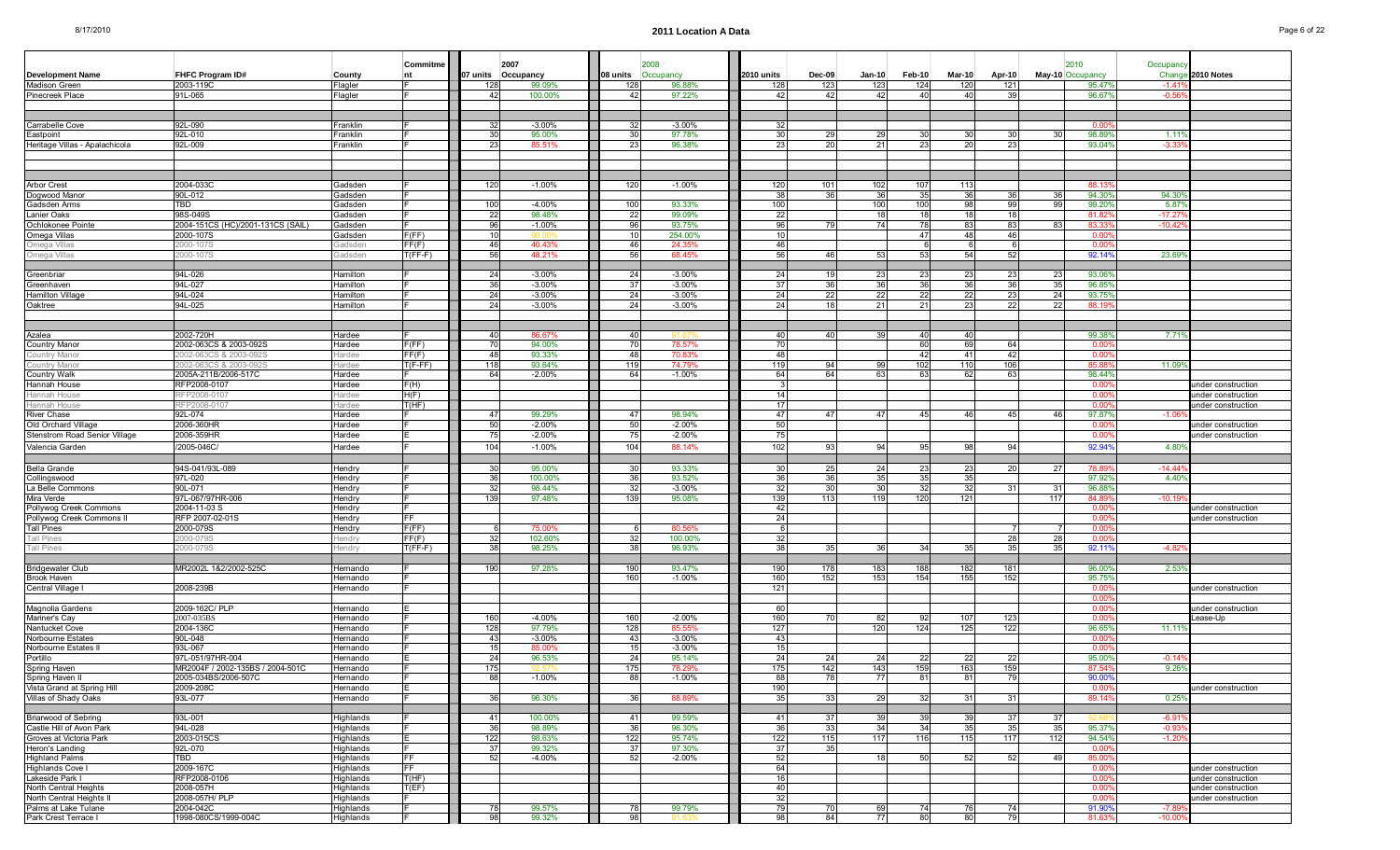# 2011 Location A Data

| Development Name | FHFC Program ID# | County | Commitment | 07 units | 2007 Occupancy | 08 units | 2008 Occupancy | 2010 units | Dec-09 | Jan-10 | Feb-10 | Mar-10 | Apr-10 | May-10 | 2010 Occupancy | Occupancy Change | 2010 Notes |
|---|---|---|---|---|---|---|---|---|---|---|---|---|---|---|---|---|---|
| Madison Green | 2003-119C | Flagler | F | 128 | 99.09% | 128 | 96.88% | 128 | 123 | 123 | 124 | 120 | 121 | | 95.47% | -1.41% | |
| Pinecreek Place | 91L-065 | Flagler | F | 42 | 100.00% | 42 | 97.22% | 42 | 42 | 42 | 40 | 40 | 39 | | 96.67% | -0.56% | |
| | | | | | | | | | | | | | | | | | |
| Carrabelle Cove | 92L-090 | Franklin | F | 32 | -3.00% | 32 | -3.00% | 32 | | | | | | | 0.00% | | |
| Eastpoint | 92L-010 | Franklin | F | 30 | 95.00% | 30 | 97.78% | 30 | 29 | 29 | 30 | 30 | 30 | 30 | 98.89% | 1.11% | |
| Heritage Villas - Apalachicola | 92L-009 | Franklin | F | 23 | 85.51% | 23 | 96.38% | 23 | 20 | 21 | 23 | 20 | 23 | | 93.04% | -3.33% | |
| | | | | | | | | | | | | | | | | | |
| Arbor Crest | 2004-033C | Gadsden | F | 120 | -1.00% | 120 | -1.00% | 120 | 101 | 102 | 107 | 113 | | | 88.13% | | |
| Dogwood Manor | 90L-012 | Gadsden | F | | | | | 38 | 36 | 36 | 35 | 36 | 36 | 36 | 94.30% | 94.30% | |
| Gadsden Arms | TBD | Gadsden | F | 100 | -4.00% | 100 | 93.33% | 100 | | 100 | 100 | 98 | 99 | 99 | 99.20% | 5.87% | |
| Lanier Oaks | 98S-049S | Gadsden | F | 22 | 98.48% | 22 | 99.09% | 22 | | 18 | 18 | 18 | 18 | | 81.82% | -17.27% | |
| Ochlokonee Pointe | 2004-151CS (HC)/2001-131CS (SAIL) | Gadsden | F | 96 | -1.00% | 96 | 93.75% | 96 | 79 | 74 | 78 | 83 | 83 | 83 | 83.33% | -10.42% | |
| Omega Villas | 2000-107S | Gadsden | F(FF) | 10 | 91.00% | 10 | 254.00% | 10 | | | 47 | 48 | 46 | | 0.00% | | |
| Omega Villas | 2000-107S | Gadsden | FF(F) | 46 | 40.43% | 46 | 24.35% | 46 | | | 6 | 6 | 6 | | 0.00% | | |
| Omega Villas | 2000-107S | Gadsden | T(FF-F) | 56 | 48.21% | 56 | 68.45% | 56 | 46 | 53 | 53 | 54 | 52 | | 92.14% | 23.69% | |
| | | | | | | | | | | | | | | | | | |
| Greenbriar | 94L-026 | Hamilton | F | 24 | -3.00% | 24 | -3.00% | 24 | 19 | 23 | 23 | 23 | 23 | 23 | 93.06% | | |
| Greenhaven | 94L-027 | Hamilton | F | 36 | -3.00% | 37 | -3.00% | 37 | 36 | 36 | 36 | 36 | 36 | 35 | 96.85% | | |
| Hamilton Village | 94L-024 | Hamilton | F | 24 | -3.00% | 24 | -3.00% | 24 | 22 | 22 | 22 | 22 | 23 | 24 | 93.75% | | |
| Oaktree | 94L-025 | Hamilton | F | 24 | -3.00% | 24 | -3.00% | 24 | 18 | 21 | 21 | 23 | 22 | 22 | 88.19% | | |
| | | | | | | | | | | | | | | | | | |
| Azalea | 2002-720H | Hardee | F | 40 | 86.67% | 40 | 91.67% | 40 | 40 | 39 | 40 | 40 | | | 99.38% | 7.71% | |
| Country Manor | 2002-063CS & 2003-092S | Hardee | F(FF) | 70 | 94.00% | 70 | 78.57% | 70 | | | 60 | 69 | 64 | | 0.00% | | |
| Country Manor | 2002-063CS & 2003-092S | Hardee | FF(F) | 48 | 93.33% | 48 | 70.83% | 48 | | | 42 | 41 | 42 | | 0.00% | | |
| Country Manor | 2002-063CS & 2003-092S | Hardee | T(F-FF) | 118 | 93.64% | 119 | 74.79% | 119 | 94 | 99 | 102 | 110 | 106 | | 85.88% | 11.09% | |
| Country Walk | 2005A-211B/2006-517C | Hardee | F | 64 | -2.00% | 64 | -1.00% | 64 | 64 | 63 | 63 | 62 | 63 | | 98.44% | | |
| Hannah House | RFP2008-0107 | Hardee | F(H) | | | | | 3 | | | | | | | 0.00% | | under construction |
| Hannah House | RFP2008-0107 | Hardee | H(F) | | | | | 14 | | | | | | | 0.00% | | under construction |
| Hannah House | RFP2008-0107 | Hardee | T(HF) | | | | | 17 | | | | | | | 0.00% | | under construction |
| River Chase | 92L-074 | Hardee | F | 47 | 99.29% | 47 | 98.94% | 47 | 47 | 47 | 45 | 46 | 45 | 46 | 97.87% | -1.06% | |
| Old Orchard Village | 2006-360HR | Hardee | F | 50 | -2.00% | 50 | -2.00% | 50 | | | | | | | 0.00% | | under construction |
| Stenstrom Road Senior Village | 2006-359HR | Hardee | E | 75 | -2.00% | 75 | -2.00% | 75 | | | | | | | 0.00% | | under construction |
| Valencia Garden | /2005-046C/ | Hardee | F | 104 | -1.00% | 104 | 88.14% | 102 | 93 | 94 | 95 | 98 | 94 | | 92.94% | 4.80% | |
| | | | | | | | | | | | | | | | | | |
| Bella Grande | 94S-041/93L-089 | Hendry | F | 30 | 95.00% | 30 | 93.33% | 30 | 25 | 24 | 23 | 23 | 20 | 27 | 78.89% | -14.44% | |
| Collingswood | 97L-020 | Hendry | F | 36 | 100.00% | 36 | 93.52% | 36 | 36 | 35 | 35 | 35 | | | 97.92% | 4.40% | |
| La Belle Commons | 90L-071 | Hendry | F | 32 | 98.44% | 32 | -3.00% | 32 | 30 | 30 | 32 | 32 | 31 | 31 | 96.88% | | |
| Mira Verde | 97L-067/97HR-006 | Hendry | F | 139 | 97.48% | 139 | 95.08% | 139 | 113 | 119 | 120 | 121 | | 117 | 84.89% | -10.19% | |
| Pollywog Creek Commons | 2004-11-03 S | Hendry | F | | | | | 42 | | | | | | | 0.00% | | under construction |
| Pollywog Creek Commons II | RFP 2007-02-01S | Hendry | FF | | | | | 24 | | | | | | | 0.00% | | under construction |
| Tall Pines | 2000-079S | Hendry | F(FF) | 6 | 75.00% | 6 | 80.56% | 6 | | | | | 7 | 7 | 0.00% | | |
| Tall Pines | 2000-079S | Hendry | FF(F) | 32 | 102.60% | 32 | 100.00% | 32 | | | | | 28 | 28 | 0.00% | | |
| Tall Pines | 2000-079S | Hendry | T(FF-F) | 38 | 98.25% | 38 | 96.93% | 38 | 35 | 36 | 34 | 35 | 35 | 35 | 92.11% | -4.82% | |
| | | | | | | | | | | | | | | | | | |
| Bridgewater Club | MR2002L 1&2/2002-525C | Hernando | F | 190 | 97.28% | 190 | 93.47% | 190 | 178 | 183 | 188 | 182 | 181 | | 96.00% | 2.53% | |
| Brook Haven | | Hernando | F | | | 160 | -1.00% | 160 | 152 | 153 | 154 | 155 | 152 | | 95.75% | | |
| Central Village I | 2008-239B | Hernando | F | | | | | 121 | | | | | | | 0.00% | | under construction |
| | | | | | | | | | | | | | | | 0.00% | | |
| Magnolia Gardens | 2009-162C/ PLP | Hernando | E | | | | | 60 | | | | | | | 0.00% | | under construction |
| Mariner's Cay | 2007-035BS | Hernando | F | 160 | -4.00% | 160 | -2.00% | 160 | 70 | 82 | 92 | 107 | 123 | | 0.00% | | Lease-Up |
| Nantucket Cove | 2004-136C | Hernando | F | 128 | 97.79% | 128 | 85.55% | 127 | | 120 | 124 | 125 | 122 | | 96.65% | 11.11% | |
| Norbourne Estates | 90L-048 | Hernando | F | 43 | -3.00% | 43 | -3.00% | 43 | | | | | | | 0.00% | | |
| Norbourne Estates II | 93L-067 | Hernando | F | 15 | 85.00% | 15 | -3.00% | 15 | | | | | | | 0.00% | | |
| Portillo | 97L-051/97HR-004 | Hernando | E | 24 | 96.53% | 24 | 95.14% | 24 | 24 | 24 | 22 | 22 | 22 | | 95.00% | -0.14% | |
| Spring Haven | MR2004F / 2002-135BS / 2004-501C | Hernando | F | 175 | 82.57% | 175 | 78.29% | 175 | 142 | 143 | 159 | 163 | 159 | | 87.54% | 9.26% | |
| Spring Haven II | 2005-034BS/2006-507C | Hernando | F | 88 | -1.00% | 88 | -1.00% | 88 | 78 | 77 | 81 | 81 | 79 | | 90.00% | | |
| Vista Grand at Spring Hill | 2009-208C | Hernando | E | | | | | 190 | | | | | | | 0.00% | | under construction |
| Villas of Shady Oaks | 93L-077 | Hernando | F | 36 | 96.30% | 36 | 88.89% | 35 | 33 | 29 | 32 | 31 | 31 | | 89.14% | 0.25% | |
| | | | | | | | | | | | | | | | | | |
| Briarwood of Sebring | 93L-001 | Highlands | F | 41 | 100.00% | 41 | 99.59% | 41 | 37 | 39 | 39 | 39 | 37 | 37 | 92.68% | -6.91% | |
| Castle Hill of Avon Park | 94L-028 | Highlands | F | 36 | 98.89% | 36 | 96.30% | 36 | 33 | 34 | 34 | 35 | 35 | 35 | 95.37% | -0.93% | |
| Groves at Victoria Park | 2003-015CS | Highlands | E | 122 | 98.63% | 122 | 95.74% | 122 | 115 | 117 | 116 | 115 | 117 | 112 | 94.54% | -1.20% | |
| Heron's Landing | 92L-070 | Highlands | F | 37 | 99.32% | 37 | 97.30% | 37 | 35 | | | | | | 0.00% | | |
| Highland Palms | TBD | Highlands | FF | 52 | -4.00% | 52 | -2.00% | 52 | | 18 | 50 | 52 | 52 | 49 | 85.00% | | |
| Highlands Cove I | 2009-167C | Highlands | FF | | | | | 64 | | | | | | | 0.00% | | under construction |
| Lakeside Park I | RFP2008-0106 | Highlands | T(HF) | | | | | 16 | | | | | | | 0.00% | | under construction |
| North Central Heights | 2008-057H | Highlands | T(EF) | | | | | 40 | | | | | | | 0.00% | | under construction |
| North Central Heights II | 2008-057H/ PLP | Highlands | F | | | | | 32 | | | | | | | 0.00% | | under construction |
| Palms at Lake Tulane | 2004-042C | Highlands | F | 78 | 99.57% | 78 | 99.79% | 79 | 70 | 69 | 74 | 76 | 74 | | 91.90% | -7.89% | |
| Park Crest Terrace I | 1998-080CS/1999-004C | Highlands | F | 98 | 99.32% | 98 | 91.63% | 98 | 84 | 77 | 80 | 80 | 79 | | 81.63% | -10.00% | |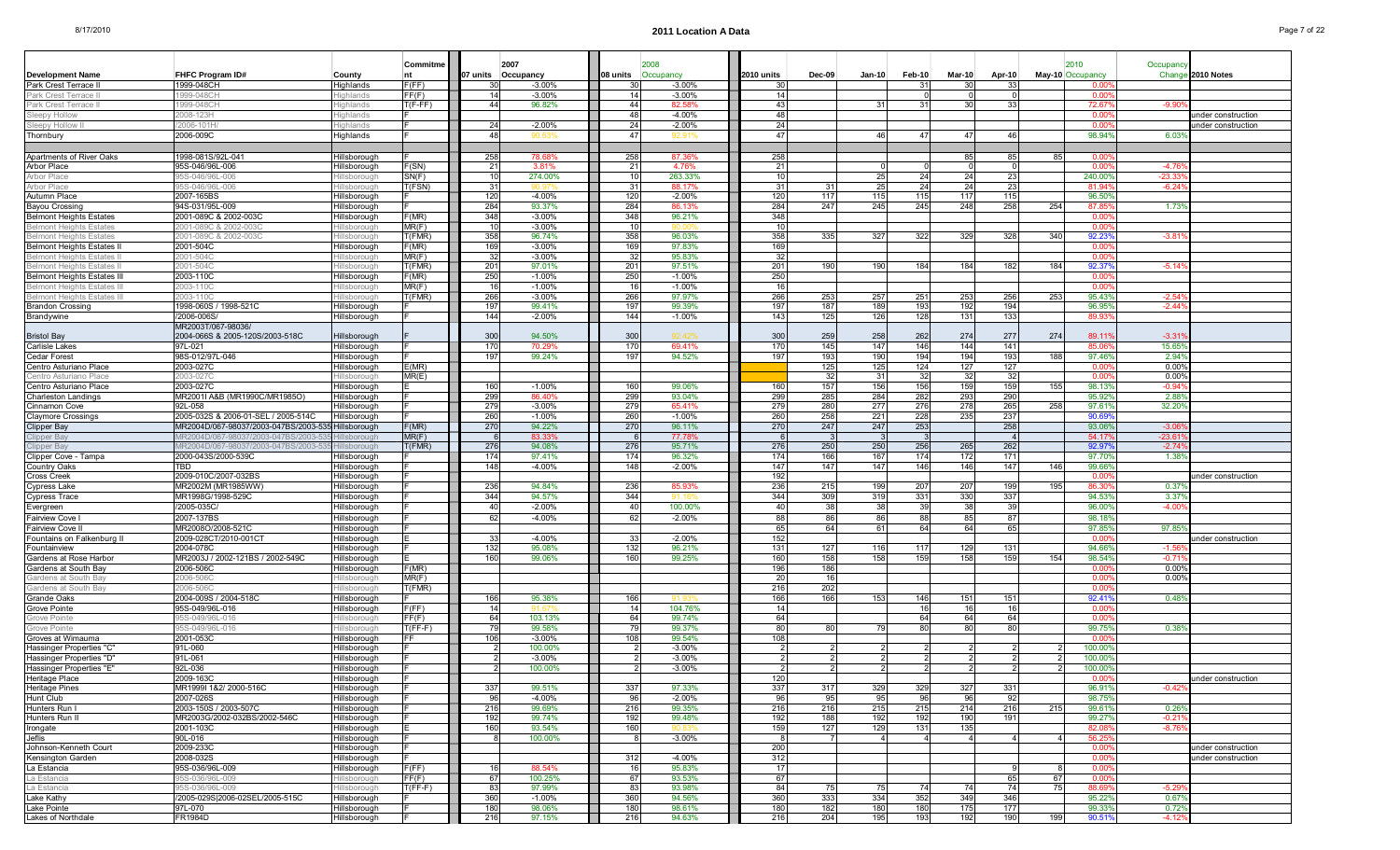| Development Name | FHFC Program ID# | County | Commitment | 07 units | 2007 Occupancy | 08 units | 2008 Occupancy | 2010 units | Dec-09 | Jan-10 | Feb-10 | Mar-10 | Apr-10 | May-10 | 2010 Occupancy | Occupancy Change | 2010 Notes |
|---|---|---|---|---|---|---|---|---|---|---|---|---|---|---|---|---|---|
| Park Crest Terrace II | 1999-048CH | Highlands | F(FF) | 30 | -3.00% | 30 | -3.00% | 30 | | | 31 | 30 | 33 | | 0.00% | | |
| Park Crest Terrace II | 1999-048CH | Highlands | FF(F) | 14 | -3.00% | 14 | -3.00% | 14 | | | 0 | 0 | 0 | | 0.00% | | |
| Park Crest Terrace II | 1999-048CH | Highlands | T(F-FF) | 44 | 96.82% | 44 | 82.58% | 43 | | 31 | 31 | 30 | 33 | | 72.67% | -9.90% | |
| Sleepy Hollow | 2008-123H | Highlands | F | | | 48 | -4.00% | 48 | | | | | | | 0.00% | | under construction |
| Sleepy Hollow II | 2006-101H | Highlands | F | 24 | -2.00% | 24 | -2.00% | 24 | | | | | | | 0.00% | | under construction |
| Thornbury | 2006-009C | Highlands | F | 48 | 90.85% | 47 | 92.91% | 47 | | 46 | 47 | 47 | 46 | | 98.94% | 6.03% | |
| | | | | | | | | | | | | | | | | | |
| Apartments of River Oaks | 1998-081S/92L-041 | Hillsborough | F | 258 | 78.68% | 258 | 87.36% | 258 | | | | 85 | 85 | 85 | 0.00% | | |
| Arbor Place | 95S-046/96L-006 | Hillsborough | F(SN) | 21 | 3.81% | 21 | 4.76% | 21 | | 0 | 0 | 0 | 0 | | 0.00% | -4.76% | |
| Arbor Place | 95S-046/96L-006 | Hillsborough | SN(F) | 10 | 274.00% | 10 | 263.33% | 10 | | 25 | 24 | 24 | 23 | | 240.00% | -23.33% | |
| Arbor Place | 95S-046/96L-006 | Hillsborough | T(FSN) | 31 | 90.97% | 31 | 88.17% | 31 | 31 | 25 | 24 | 24 | 23 | | 81.94% | -6.24% | |
| Autumn Place | 2007-165BS | Hillsborough | F | 120 | -4.00% | 120 | -2.00% | 120 | 117 | 115 | 115 | 117 | 115 | | 96.50% | | |
| Bayou Crossing | 94S-031/95L-009 | Hillsborough | F | 284 | 93.37% | 284 | 86.13% | 284 | 247 | 245 | 245 | 248 | 258 | 254 | 87.85% | 1.73% | |
| Belmont Heights Estates | 2001-089C & 2002-003C | Hillsborough | F(MR) | 348 | -3.00% | 348 | 96.21% | 348 | | | | | | | 0.00% | | |
| Belmont Heights Estates | 2001-089C & 2002-003C | Hillsborough | MR(F) | 10 | -3.00% | 10 | 80.00% | 10 | | | | | | | 0.00% | | |
| Belmont Heights Estates | 2001-089C & 2002-003C | Hillsborough | T(FMR) | 358 | 96.74% | 358 | 96.03% | 358 | 335 | 327 | 322 | 329 | 328 | 340 | 92.23% | -3.81% | |
| Belmont Heights Estates II | 2001-504C | Hillsborough | F(MR) | 169 | -3.00% | 169 | 97.83% | 169 | | | | | | | 0.00% | | |
| Belmont Heights Estates II | 2001-504C | Hillsborough | MR(F) | 32 | -3.00% | 32 | 95.83% | 32 | | | | | | | 0.00% | | |
| Belmont Heights Estates II | 2001-504C | Hillsborough | T(FMR) | 201 | 97.01% | 201 | 97.51% | 201 | 190 | 190 | 184 | 184 | 182 | 184 | 92.37% | -5.14% | |
| Belmont Heights Estates III | 2003-110C | Hillsborough | F(MR) | 250 | -1.00% | 250 | -1.00% | 250 | | | | | | | 0.00% | | |
| Belmont Heights Estates III | 2003-110C | Hillsborough | MR(F) | 16 | -1.00% | 16 | -1.00% | 16 | | | | | | | 0.00% | | |
| Belmont Heights Estates III | 2003-110C | Hillsborough | T(FMR) | 266 | -3.00% | 266 | 97.97% | 266 | 253 | 257 | 251 | 253 | 256 | 253 | 95.43% | -2.54% | |
| Brandon Crossing | 1998-060S / 1998-521C | Hillsborough | F | 197 | 99.41% | 197 | 99.39% | 197 | 187 | 189 | 193 | 192 | 194 | | 96.95% | -2.44% | |
| Brandywine | /2006-006S/ | Hillsborough | F | 144 | -2.00% | 144 | -1.00% | 143 | 125 | 126 | 128 | 131 | 133 | | 89.93% | | |
| Bristol Bay | MR2003T/067-98036/ 2004-066S & 2005-120S/2003-518C | Hillsborough | F | 300 | 94.50% | 300 | 92.42% | 300 | 259 | 258 | 262 | 274 | 277 | 274 | 89.11% | -3.31% | |
| Carlisle Lakes | 97L-021 | Hillsborough | F | 170 | 70.29% | 170 | 69.41% | 170 | 145 | 147 | 146 | 144 | 141 | | 85.06% | 15.65% | |
| Cedar Forest | 98S-012/97L-046 | Hillsborough | F | 197 | 99.24% | 197 | 94.52% | 197 | 193 | 190 | 194 | 194 | 193 | 188 | 97.46% | 2.94% | |
| Centro Asturiano Place | 2003-027C | Hillsborough | E(MR) | | | | | | 125 | 125 | 124 | 127 | 127 | | 0.00% | 0.00% | |
| Centro Asturiano Place | 2003-027C | Hillsborough | MR(E) | | | | | | 32 | 31 | 32 | 32 | 32 | | 0.00% | 0.00% | |
| Centro Asturiano Place | 2003-027C | Hillsborough | E | 160 | -1.00% | 160 | 99.06% | 160 | 157 | 156 | 156 | 159 | 159 | 155 | 98.13% | -0.94% | |
| Charleston Landings | MR2001I A&B (MR1990C/MR1985O) | Hillsborough | F | 299 | 86.40% | 299 | 93.04% | 299 | 285 | 284 | 282 | 293 | 290 | | 95.92% | 2.88% | |
| Cinnamon Cove | 92L-058 | Hillsborough | F | 279 | -3.00% | 279 | 65.41% | 279 | 280 | 277 | 276 | 278 | 265 | 258 | 97.61% | 32.20% | |
| Claymore Crossings | 2005-032S & 2006-01-SEL / 2005-514C | Hillsborough | F | 260 | -1.00% | 260 | -1.00% | 260 | 258 | 221 | 228 | 235 | 237 | | 90.69% | | |
| Clipper Bay | MR2004D/067-98037/2003-047BS/2003-535 | Hillsborough | F(MR) | 270 | 94.22% | 270 | 96.11% | 270 | 247 | 247 | 253 | | 258 | | 93.06% | -3.06% | |
| Clipper Bay | MR2004D/067-98037/2003-047BS/2003-535 | Hillsborough | MR(F) | 6 | 83.33% | 6 | 77.78% | 6 | 3 | 3 | 3 | | 4 | | 54.17% | -23.61% | |
| Clipper Bay | MR2004D/067-98037/2003-047BS/2003-535 | Hillsborough | T(FMR) | 276 | 94.08% | 276 | 95.71% | 276 | 250 | 250 | 256 | 265 | 262 | | 92.97% | -2.74% | |
| Clipper Cove - Tampa | 2000-043S/2000-539C | Hillsborough | F | 174 | 97.41% | 174 | 96.32% | 174 | 166 | 167 | 174 | 172 | 171 | | 97.70% | 1.38% | |
| Country Oaks | TBD | Hillsborough | F | 148 | -4.00% | 148 | -2.00% | 147 | 147 | 147 | 146 | 146 | 147 | 146 | 99.66% | | |
| Cross Creek | 2009-010C/2007-032BS | Hillsborough | F | | | | | 192 | | | | | | | 0.00% | | under construction |
| Cypress Lake | MR2002M (MR1985WW) | Hillsborough | F | 236 | 94.84% | 236 | 85.93% | 236 | 215 | 199 | 207 | 207 | 199 | 195 | 86.30% | 0.37% | |
| Cypress Trace | MR1998G/1998-529C | Hillsborough | F | 344 | 94.57% | 344 | 91.16% | 344 | 309 | 319 | 331 | 330 | 337 | | 94.53% | 3.37% | |
| Evergreen | /2005-035C/ | Hillsborough | F | 40 | -2.00% | 40 | 100.00% | 40 | 38 | 38 | 39 | 38 | 39 | | 96.00% | -4.00% | |
| Fairview Cove I | 2007-137BS | Hillsborough | F | 62 | -4.00% | 62 | -2.00% | 88 | 86 | 86 | 88 | 85 | 87 | | 98.18% | | |
| Fairview Cove II | MR2008O/2008-521C | Hillsborough | F | | | | | 65 | 64 | 61 | 64 | 64 | 65 | | 97.85% | 97.85% | |
| Fountains on Falkenburg II | 2009-028CT/2010-001CT | Hillsborough | E | 33 | -4.00% | 33 | -2.00% | 152 | | | | | | | 0.00% | | under construction |
| Fountainview | 2004-078C | Hillsborough | E | 132 | 95.08% | 132 | 96.21% | 131 | 127 | 116 | 117 | 129 | 131 | | 94.66% | -1.56% | |
| Gardens at Rose Harbor | MR2003J / 2002-121BS / 2002-549C | Hillsborough | E | 160 | 99.06% | 160 | 99.25% | 160 | 158 | 158 | 159 | 158 | 159 | 154 | 98.54% | -0.71% | |
| Gardens at South Bay | 2006-506C | Hillsborough | F(MR) | | | | | 196 | 186 | | | | | | 0.00% | 0.00% | |
| Gardens at South Bay | 2006-506C | Hillsborough | MR(F) | | | | | 20 | 16 | | | | | | 0.00% | 0.00% | |
| Gardens at South Bay | 2006-506C | Hillsborough | T(FMR) | | | | | 216 | 202 | | | | | | 0.00% | | |
| Grande Oaks | 2004-009S / 2004-518C | Hillsborough | F | 166 | 95.38% | 166 | 91.93% | 166 | 166 | 153 | 146 | 151 | 151 | | 92.41% | 0.48% | |
| Grove Pointe | 95S-049/96L-016 | Hillsborough | F(FF) | 14 | 61.67% | 14 | 104.76% | 14 | | | 16 | 16 | 16 | | 0.00% | | |
| Grove Pointe | 95S-049/96L-016 | Hillsborough | FF(F) | 64 | 103.13% | 64 | 99.74% | 64 | | | 64 | 64 | 64 | | 0.00% | | |
| Grove Pointe | 95S-049/96L-016 | Hillsborough | T(FF-F) | 79 | 99.58% | 79 | 99.37% | 80 | 80 | 79 | 80 | 80 | 80 | | 99.75% | 0.38% | |
| Groves at Wimauma | 2001-053C | Hillsborough | FF | 108 | -3.00% | 108 | 99.54% | 108 | | | | | | | 0.00% | | |
| Hassinger Properties "C" | 91L-060 | Hillsborough | F | 2 | 100.00% | 2 | -3.00% | 2 | 2 | 2 | 2 | 2 | 2 | 2 | 100.00% | | |
| Hassinger Properties "D" | 91L-061 | Hillsborough | F | 2 | -3.00% | 2 | -3.00% | 2 | 2 | 2 | 2 | 2 | 2 | 2 | 100.00% | | |
| Hassinger Properties "E" | 92L-036 | Hillsborough | F | 2 | 100.00% | 2 | -3.00% | 2 | 2 | 2 | 2 | 2 | 2 | 2 | 100.00% | | |
| Heritage Place | 2009-163C | Hillsborough | F | | | | | 120 | | | | | | | 0.00% | | under construction |
| Heritage Pines | MR1999I 1&2/ 2000-516C | Hillsborough | F | 337 | 99.51% | 337 | 97.33% | 337 | 317 | 329 | 329 | 327 | 331 | | 96.91% | -0.42% | |
| Hunt Club | 2007-026S | Hillsborough | F | 96 | -4.00% | 96 | -2.00% | 96 | 95 | 95 | 96 | 96 | 92 | | 96.75% | | |
| Hunters Run I | 2003-150S / 2003-507C | Hillsborough | F | 216 | 99.69% | 216 | 99.35% | 216 | 216 | 215 | 215 | 214 | 216 | 215 | 99.61% | 0.26% | |
| Hunters Run II | MR2003G/2002-032BS/2002-546C | Hillsborough | F | 192 | 99.74% | 192 | 99.48% | 192 | 188 | 192 | 192 | 190 | 191 | | 99.27% | -0.21% | |
| Irongate | 2001-103C | Hillsborough | E | 160 | 93.54% | 160 | 90.83% | 159 | 127 | 129 | 131 | 135 | | | 82.08% | -8.76% | |
| Jeffs | 90L-016 | Hillsborough | F | 8 | 100.00% | 8 | -3.00% | 8 | 7 | 4 | 4 | 4 | 4 | 4 | 56.25% | | |
| Johnson-Kenneth Court | 2009-233C | Hillsborough | F | | | | | 200 | | | | | | | 0.00% | | under construction |
| Kensington Garden | 2008-032S | Hillsborough | F | | | 312 | -4.00% | 312 | | | | | | | 0.00% | | under construction |
| La Estancia | 95S-036/96L-009 | Hillsborough | F(FF) | 16 | 88.54% | 16 | 95.83% | 17 | | | | | 9 | 8 | 0.00% | | |
| La Estancia | 95S-036/96L-009 | Hillsborough | FF(F) | 67 | 100.25% | 67 | 93.53% | 67 | | | | | 65 | 67 | 0.00% | | |
| La Estancia | 95S-036/96L-009 | Hillsborough | T(FF-F) | 83 | 97.99% | 83 | 93.98% | 84 | 75 | 75 | 74 | 74 | 74 | 75 | 88.69% | -5.29% | |
| Lake Kathy | /2005-029S/2006-02SEL/2005-515C | Hillsborough | F | 360 | -1.00% | 360 | 94.56% | 360 | 333 | 334 | 352 | 349 | 346 | | 95.22% | 0.67% | |
| Lake Pointe | 97L-070 | Hillsborough | F | 180 | 98.06% | 180 | 98.61% | 180 | 182 | 180 | 180 | 175 | 177 | | 99.33% | 0.72% | |
| Lakes of Northdale | FR1984D | Hillsborough | F | 216 | 97.15% | 216 | 94.63% | 216 | 204 | 195 | 193 | 192 | 190 | 199 | 90.51% | -4.12% | |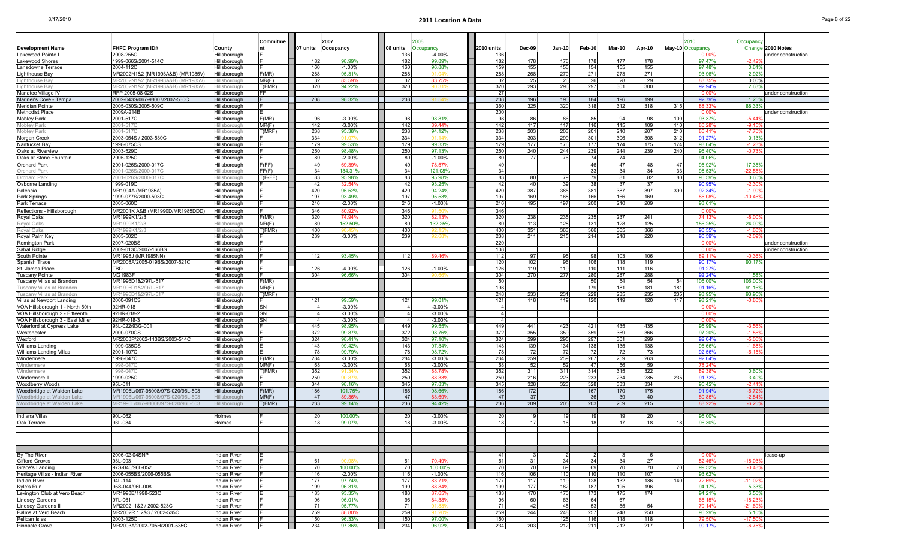# 2011 Location A Data

| Development Name | FHFC Program ID# | County | Commitment | 07 units | 2007 Occupancy | 08 units | 2008 Occupancy | 2010 units | Dec-09 | Jan-10 | Feb-10 | Mar-10 | Apr-10 | May-10 | 2010 Occupancy | Occupancy Change | 2010 Notes |
|---|---|---|---|---|---|---|---|---|---|---|---|---|---|---|---|---|---|
| Lakewood Pointe I | 2008-255C | Hillsborough | F | | | 136 | -4.00% | 136 | | | | | | | 0.00% | | under construction |
| Lakewood Shores | 1999-066S/2001-514C | Hillsborough | F | 182 | 98.99% | 182 | 99.89% | 182 | 178 | 176 | 178 | 177 | 178 | | 97.47% | -2.42% | |
| Lansdowne Terrace | 2004-112C | Hillsborough | F | 160 | -1.00% | 160 | 96.88% | 159 | 155 | 156 | 154 | 155 | 155 | | 97.48% | 0.61% | |
| Lighthouse Bay | MR2002N1&2 (MR1993A&B) (MR1985V) | Hillsborough | F(MR) | 288 | 95.31% | 288 | 91.04% | 288 | 268 | 270 | 271 | 273 | 271 | | 93.96% | 2.92% | |
| Lighthouse Bay | MR2002N1&2 (MR1993A&B) (MR1985V) | Hillsborough | MR(F) | 32 | 83.59% | 32 | 83.75% | 32 | 25 | 26 | 26 | 28 | 29 | | 83.75% | 0.00% | |
| Lighthouse Bay | MR2002N1&2 (MR1993A&B) (MR1985V) | Hillsborough | T(FMR) | 320 | 94.22% | 320 | 90.31% | 320 | 293 | 296 | 297 | 301 | 300 | | 92.94% | 2.63% | |
| Manatee Village IV | RFP 2005-08-02S | Hillsborough | FF | | | | | 27 | | | | | | | 0.00% | | under construction |
| Mariner's Cove - Tampa | 2002-043S/067-98007/2002-530C | Hillsborough | F | 208 | 98.32% | 208 | 91.54% | 208 | 196 | 190 | 184 | 196 | 199 | | 92.79% | 1.25% | |
| Meridian Pointe | 2005-030S/2005-509C | Hillsborough | F | | | | | 360 | 325 | 320 | 318 | 312 | 318 | 315 | 88.33% | 88.33% | |
| Methodist Place | 2009A-214B | Hillsborough | E | | | | | 200 | | | | | | | 0.00% | | under construction |
| Mobley Park | 2001-517C | Hillsborough | F(MR) | 96 | -3.00% | 98 | 98.81% | 98 | 86 | 86 | 85 | 94 | 98 | 100 | 93.37% | -5.44% | |
| Mobley Park | 2001-517C | Hillsborough | MR(F) | 142 | -3.00% | 142 | 89.44% | 142 | 117 | 117 | 116 | 115 | 109 | 110 | 80.28% | -9.15% | |
| Mobley Park | 2001-517C | Hillsborough | T(MRF) | 238 | 95.38% | 238 | 94.12% | 238 | 203 | 203 | 201 | 210 | 207 | 210 | 86.41% | -7.70% | |
| Morgan Creek | 2003-054S / 2003-530C | Hillsborough | F | 334 | 91.07% | 334 | 91.14% | 334 | 303 | 299 | 301 | 306 | 308 | 312 | 91.27% | 0.13% | |
| Nantucket Bay | 1998-075CS | Hillsborough | E | 179 | 99.53% | 179 | 99.33% | 179 | 177 | 176 | 177 | 174 | 175 | 174 | 98.04% | -1.28% | |
| Oaks at Riverview | 2003-529C | Hillsborough | F | 250 | 98.48% | 250 | 97.13% | 250 | 240 | 244 | 239 | 244 | 239 | 240 | 96.40% | -0.73% | |
| Oaks at Stone Fountain | 2005-125C | Hillsborough | F | 80 | -2.00% | 80 | -1.00% | 80 | 77 | 76 | 74 | 74 | | | 94.06% | | |
| Orchard Park | 2001-026S/2000-017C | Hillsborough | F(FF) | 49 | 69.39% | 49 | 78.57% | 49 | | | 46 | 47 | 48 | 47 | 95.92% | 17.35% | |
| Orchard Park | 2001-026S/2000-017C | Hillsborough | FF(F) | 34 | 134.31% | 34 | 121.08% | 34 | | | 33 | 34 | 34 | 33 | 98.53% | -22.55% | |
| Orchard Park | 2001-026S/2000-017C | Hillsborough | T(F-FF) | 83 | 95.98% | 83 | 95.98% | 83 | 80 | 79 | 79 | 81 | 82 | 80 | 96.59% | 0.60% | |
| Osborne Landing | 1999-019C | Hillsborough | F | 42 | 32.54% | 42 | 93.25% | 42 | 40 | 39 | 38 | 37 | 37 | | 90.95% | -2.30% | |
| Palencia | MR1994A (MR1985A) | Hillsborough | F | 420 | 95.52% | 420 | 94.24% | 420 | 387 | 385 | 381 | 387 | 397 | 390 | 92.34% | -1.90% | |
| Park Springs | 1999-077S/2000-503C | Hillsborough | F | 197 | 93.49% | 197 | 95.53% | 197 | 169 | 168 | 166 | 166 | 169 | | 85.08% | -10.46% | |
| Park Terrace | 2005-060C | Hillsborough | F | 216 | -2.00% | 216 | -1.00% | 216 | 195 | 197 | 200 | 210 | 209 | | 93.61% | | |
| Reflections - Hillsborough | MR2001K A&B (MR1990D/MR1985DDD) | Hillsborough | F | 346 | 80.92% | 346 | 81.50% | 346 | | | | | | | 0.00% | | |
| Royal Oaks | MR1999K1/2/3 | Hillsborough | F(MR) | 320 | 74.94% | 320 | 82.13% | 320 | 238 | 235 | 235 | 237 | 241 | | 74.13% | -8.00% | |
| Royal Oaks | MR1999K1/2/3 | Hillsborough | MR(F) | 80 | 152.50% | 80 | 132.25% | 80 | 113 | 128 | 131 | 128 | 125 | | 156.25% | 24.00% | |
| Royal Oaks | MR1999K1/2/3 | Hillsborough | T(FMR) | 400 | 90.45% | 400 | 92.15% | 400 | 351 | 363 | 366 | 365 | 366 | | 90.55% | -1.60% | |
| Royal Palm Key | 2003-502C | Hillsborough | F | 239 | -3.00% | 239 | 92.68% | 238 | 211 | 215 | 214 | 218 | 220 | | 90.59% | -2.09% | |
| Remington Park | 2007-020BS | Hillsborough | F | | | | | 220 | | | | | | | 0.00% | | under construction |
| Sabal Ridge | 2009-013C/2007-166BS | Hillsborough | F | | | | | 108 | | | | | | | 0.00% | | under construction |
| South Pointe | MR1998J (MR1985NN) | Hillsborough | F | 112 | 93.45% | 112 | 89.46% | 112 | 97 | 95 | 98 | 103 | 106 | | 89.11% | -0.36% | |
| Spanish Trace | MR2008A/2005-019BS/2007-521C | Hillsborough | F | | | | | 120 | 102 | 96 | 106 | 118 | 119 | | 90.17% | 90.17% | |
| St. James Place | TBD | Hillsborough | F | 126 | -4.00% | 126 | -1.00% | 126 | 119 | 119 | 110 | 111 | 116 | | 91.27% | | |
| Tuscany Pointe | MG1983F | Hillsborough | F | 304 | 96.66% | 304 | 90.66% | 304 | 270 | 277 | 280 | 287 | 288 | | 92.24% | 1.58% | |
| Tuscany Villas at Brandon | MR1996D1&2/97L-517 | Hillsborough | F(MR) | | | | | 50 | | | 50 | 54 | 54 | 54 | 106.00% | 106.00% | |
| Tuscany Villas at Brandon | MR1996D1&2/97L-517 | Hillsborough | MR(F) | | | | | 198 | | | 179 | 181 | 181 | 181 | 91.16% | 91.16% | |
| Tuscany Villas at Brandon | MR1996D1&2/97L-517 | Hillsborough | T(MRF) | | | | | 248 | 233 | 231 | 229 | 235 | 235 | 235 | 93.95% | 93.95% | |
| Villas at Newport Landing | 2000-091CS | Hillsborough | F | 121 | 99.59% | 121 | 99.01% | 121 | 118 | 119 | 120 | 119 | 120 | 117 | 98.21% | -0.80% | |
| VOA Hillsborough 1 - North 50th | 92HR-018 | Hillsborough | SN | 4 | -3.00% | 4 | -3.00% | 4 | | | | | | | 0.00% | | |
| VOA Hillsborough 2 - Fifteenth | 92HR-018-2 | Hillsborough | SN | 4 | -3.00% | 4 | -3.00% | 4 | | | | | | | 0.00% | | |
| VOA Hillsborough 3 - East Miller | 92HR-018-3 | Hillsborough | SN | 4 | -3.00% | 4 | -3.00% | 4 | | | | | | | 0.00% | | |
| Waterford at Cypress Lake | 93L-022/93G-001 | Hillsborough | F | 445 | 98.95% | 449 | 99.55% | 449 | 441 | 423 | 421 | 435 | 435 | | 95.99% | -3.56% | |
| Westchester | 2000-070CS | Hillsborough | F | 372 | 99.87% | 372 | 98.76% | 372 | 355 | 359 | 359 | 369 | 366 | | 97.20% | -1.56% | |
| Wexford | MR2003P/2002-113BS/2003-514C | Hillsborough | F | 324 | 98.41% | 324 | 97.10% | 324 | 299 | 295 | 297 | 301 | 299 | | 92.04% | -5.06% | |
| Williams Landing | 1999-035CS | Hillsborough | E | 143 | 99.42% | 143 | 97.34% | 143 | 139 | 134 | 138 | 135 | 138 | | 95.66% | -1.68% | |
| Williams Landing Villas | 2001-107C | Hillsborough | E | 78 | 99.79% | 78 | 98.72% | 78 | 72 | 72 | 72 | 72 | 73 | | 92.56% | -6.15% | |
| Windermere | 1998-047C | Hillsborough | F(MR) | 284 | -3.00% | 284 | -3.00% | 284 | 259 | 259 | 267 | 259 | 263 | | 92.04% | | |
| Windermere | 1998-047C | Hillsborough | MR(F) | 68 | -3.00% | 68 | -3.00% | 68 | 52 | 52 | 47 | 56 | 59 | | 78.24% | | |
| Windermere | 1998-047C | Hillsborough | T(FMR) | 352 | 91.34% | 352 | 88.78% | 352 | 311 | 311 | 314 | 315 | 322 | | 89.38% | 0.60% | |
| Windermere II | 1999-025C | Hillsborough | F | 250 | 90.47% | 250 | 88.33% | 250 | 216 | 223 | 233 | 234 | 235 | 235 | 91.73% | 3.40% | |
| Woodberry Woods | 95L-011 | Hillsborough | F | 344 | 98.16% | 345 | 97.83% | 345 | 328 | 323 | 328 | 333 | 334 | | 95.42% | -2.41% | |
| Woodbridge at Walden Lake | MR1996L/067-98008/97S-020/96L-503 | Hillsborough | F(MR) | 186 | 101.75% | 186 | 98.66% | 186 | 172 | | 167 | 170 | 175 | | 91.94% | -6.72% | |
| Woodbridge at Walden Lake | MR1996L/067-98008/97S-020/96L-503 | Hillsborough | MR(F) | 47 | 89.36% | 47 | 83.69% | 47 | 37 | | 36 | 39 | 40 | | 80.85% | -2.84% | |
| Woodbridge at Walden Lake | MR1996L/067-98008/97S-020/96L-503 | Hillsborough | T(FMR) | 233 | 99.14% | 236 | 94.42% | 236 | 209 | 205 | 203 | 209 | 215 | | 88.22% | -6.20% | |
| Indiana Villas | 90L-062 | Holmes | F | 20 | 100.00% | 20 | -3.00% | 20 | 19 | 19 | 19 | 19 | 20 | | 96.00% | | |
| Oak Terrace | 93L-034 | Holmes | F | 18 | 99.07% | 18 | -3.00% | 18 | 17 | 16 | 18 | 17 | 18 | 18 | 96.30% | | |
| By The River | 2006-02-04SNP | Indian River | E | | | | | 41 | 3 | 2 | 2 | 3 | 6 | | 0.00% | | lease-up |
| Gifford Groves | 93L-093 | Indian River | F | 61 | 90.98% | 61 | 70.49% | 61 | 31 | 34 | 34 | 34 | 27 | | 52.46% | -18.03% | |
| Grace's Landing | 97S-040/96L-052 | Indian River | E | 70 | 100.00% | 70 | 100.00% | 70 | 70 | 69 | 69 | 70 | 70 | 70 | 99.52% | -0.48% | |
| Heritage Villas - Indian River | 2006-055BS/2006-055BS/ | Indian River | F | 116 | -2.00% | 116 | -1.00% | 116 | 106 | 110 | 110 | 110 | 107 | | 93.62% | | |
| Indian River | 94L-114 | Indian River | F | 177 | 97.74% | 177 | 83.71% | 177 | 117 | 119 | 128 | 132 | 136 | 140 | 72.69% | -11.02% | |
| Kyle's Run | 95S-044/96L-008 | Indian River | F | 199 | 96.31% | 199 | 88.84% | 199 | 177 | 182 | 187 | 195 | 196 | | 94.17% | 5.33% | |
| Lexington Club at Vero Beach | MR1998E/1998-523C | Indian River | E | 183 | 93.35% | 183 | 87.65% | 183 | 170 | 170 | 173 | 175 | 174 | | 94.21% | 6.56% | |
| Lindsey Gardens | 97L-061 | Indian River | F | 96 | 96.01% | 96 | 84.38% | 96 | 60 | 63 | 64 | 67 | | | 66.15% | -18.23% | |
| Lindsey Gardens II | MR2002I 1&2 / 2002-523C | Indian River | F | 71 | 95.77% | 71 | 91.83% | 71 | 42 | 45 | 53 | 55 | 54 | | 70.14% | -21.69% | |
| Palms at Vero Beach | MR2002R 1,2&3 / 2002-535C | Indian River | F | 259 | 88.80% | 259 | 91.20% | 259 | 244 | 248 | 257 | 248 | 250 | | 96.29% | 5.10% | |
| Pelican Isles | 2003-125C | Indian River | F | 150 | 96.33% | 150 | 97.00% | 150 | | 125 | 116 | 118 | 118 | | 79.50% | -17.50% | |
| Pinnacle Grove | MR2003A/2002-705H/2001-535C | Indian River | F | 234 | 97.36% | 234 | 96.92% | 234 | 203 | 212 | 211 | 212 | 217 | | 90.17% | -6.75% | |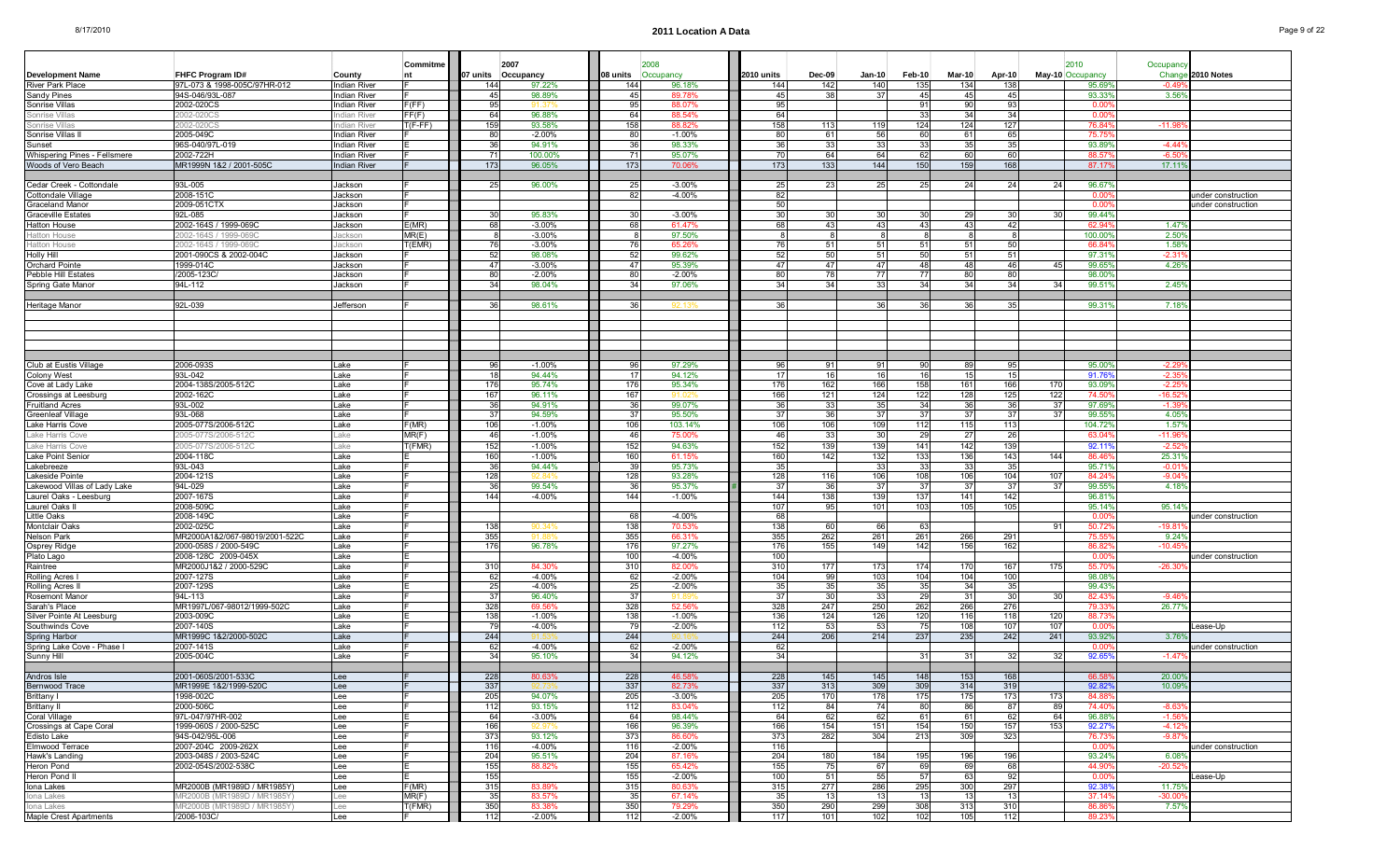# 2011 Location A Data

| Development Name | FHFC Program ID# | County | Commitment | 2007 units | 2007 Occupancy | 08 units | 2008 Occupancy | 2010 units | Dec-09 | Jan-10 | Feb-10 | Mar-10 | Apr-10 | May-10 | 2010 Occupancy | Occupancy Change | 2010 Notes |
|---|---|---|---|---|---|---|---|---|---|---|---|---|---|---|---|---|---|
| River Park Place | 97L-073 & 1998-005C/97HR-012 | Indian River | F | 144 | 97.22% | 144 | 96.18% | 144 | 142 | 140 | 135 | 134 | 138 | | 95.69% | -0.49% | |
| Sandy Pines | 94S-046/93L-087 | Indian River | F | 45 | 98.89% | 45 | 89.78% | 45 | 38 | 37 | 45 | 45 | 45 | | 93.33% | 3.56% | |
| Sonrise Villas | 2002-020CS | Indian River | F(FF) | 95 | 81.37% | 95 | 88.07% | 95 | | | 91 | 90 | 93 | | 0.00% | | |
| Sonrise Villas | 2002-020CS | Indian River | FF(F) | 64 | 96.88% | 64 | 88.54% | 64 | | | 33 | 34 | 34 | | 0.00% | | |
| Sonrise Villas | 2002-020CS | Indian River | T(F-FF) | 159 | 93.58% | 158 | 88.82% | 158 | 113 | 119 | 124 | 124 | 127 | | 76.84% | -11.98% | |
| Sonrise Villas II | 2005-049C | Indian River | F | 80 | -2.00% | 80 | -1.00% | 80 | 61 | 56 | 60 | 61 | 65 | | 75.75% | | |
| Sunset | 96S-040/97L-019 | Indian River | E | 36 | 94.91% | 36 | 98.33% | 36 | 33 | 33 | 33 | 35 | 35 | | 93.89% | -4.44% | |
| Whispering Pines - Fellsmere | 2002-722H | Indian River | F | 71 | 100.00% | 71 | 95.07% | 70 | 64 | 64 | 62 | 60 | 60 | | 88.57% | -6.50% | |
| Woods of Vero Beach | MR1999N 1&2 / 2001-505C | Indian River | F | 173 | 96.05% | 173 | 70.06% | 173 | 133 | 144 | 150 | 159 | 168 | | 87.17% | 17.11% | |
| | | | | | | | | | | | | | | | | | |
| Cedar Creek - Cottondale | 93L-005 | Jackson | F | 25 | 96.00% | 25 | -3.00% | 25 | 23 | 25 | 25 | 24 | 24 | 24 | 96.67% | | |
| Cottondale Village | 2008-151C | Jackson | F | | | 82 | -4.00% | 82 | | | | | | | 0.00% | | under construction |
| Graceland Manor | 2009-051CTX | Jackson | F | | | | | 50 | | | | | | | 0.00% | | under construction |
| Graceville Estates | 92L-085 | Jackson | F | 30 | 95.83% | 30 | -3.00% | 30 | 30 | 30 | 30 | 29 | 30 | 30 | 99.44% | | |
| Hatton House | 2002-164S / 1999-069C | Jackson | E(MR) | 68 | -3.00% | 68 | 61.47% | 68 | 43 | 43 | 43 | 43 | 42 | | 62.94% | 1.47% | |
| Hatton House | 2002-164S / 1999-069C | Jackson | MR(E) | 8 | -3.00% | 8 | 97.50% | 8 | 8 | 8 | 8 | 8 | 8 | | 100.00% | 2.50% | |
| Hatton House | 2002-164S / 1999-069C | Jackson | T(EMR) | 76 | -3.00% | 76 | 65.26% | 76 | 51 | 51 | 51 | 51 | 50 | | 66.84% | 1.58% | |
| Holly Hill | 2001-090CS & 2002-004C | Jackson | F | 52 | 98.08% | 52 | 99.62% | 52 | 50 | 51 | 50 | 51 | 51 | | 97.31% | -2.31% | |
| Orchard Pointe | 1999-014C | Jackson | F | 47 | -3.00% | 47 | 95.39% | 47 | 47 | 47 | 48 | 48 | 46 | 45 | 99.65% | 4.26% | |
| Pebble Hill Estates | /2005-123C/ | Jackson | F | 80 | -2.00% | 80 | -2.00% | 80 | 78 | 77 | 77 | 80 | 80 | | 98.00% | | |
| Spring Gate Manor | 94L-112 | Jackson | F | 34 | 98.04% | 34 | 97.06% | 34 | 34 | 33 | 34 | 34 | 34 | 34 | 99.51% | 2.45% | |
| | | | | | | | | | | | | | | | | | |
| Heritage Manor | 92L-039 | Jefferson | F | 36 | 98.61% | 36 | 92.13% | 36 | | 36 | 36 | 36 | 35 | | 99.31% | 7.18% | |
| | | | | | | | | | | | | | | | | | |
| Club at Eustis Village | 2006-093S | Lake | F | 96 | -1.00% | 96 | 97.29% | 96 | 91 | 91 | 90 | 89 | 95 | | 95.00% | -2.29% | |
| Colony West | 93L-042 | Lake | F | 18 | 94.44% | 17 | 94.12% | 17 | 16 | 16 | 16 | 15 | 15 | | 91.76% | -2.35% | |
| Cove at Lady Lake | 2004-138S/2005-512C | Lake | F | 176 | 95.74% | 176 | 95.34% | 176 | 162 | 166 | 158 | 161 | 166 | 170 | 93.09% | -2.25% | |
| Crossings at Leesburg | 2002-162C | Lake | F | 167 | 96.11% | 167 | 91.02% | 166 | 121 | 124 | 122 | 128 | 125 | 122 | 74.50% | -16.52% | |
| Fruitland Acres | 93L-002 | Lake | F | 36 | 94.91% | 36 | 99.07% | 36 | 33 | 35 | 34 | 36 | 36 | 37 | 97.69% | -1.39% | |
| Greenleaf Village | 93L-068 | Lake | F | 37 | 94.59% | 37 | 95.50% | 37 | 36 | 37 | 37 | 37 | 37 | 37 | 99.55% | 4.05% | |
| Lake Harris Cove | 2005-077S/2006-512C | Lake | F(MR) | 106 | -1.00% | 106 | 103.14% | 106 | 106 | 109 | 112 | 115 | 113 | | 104.72% | 1.57% | |
| Lake Harris Cove | 2005-077S/2006-512C | Lake | MR(F) | 46 | -1.00% | 46 | 75.00% | 46 | 33 | 30 | 29 | 27 | 26 | | 63.04% | -11.96% | |
| Lake Harris Cove | 2005-077S/2006-512C | Lake | T(FMR) | 152 | -1.00% | 152 | 94.63% | 152 | 139 | 139 | 141 | 142 | 139 | | 92.11% | -2.52% | |
| Lake Point Senior | 2004-118C | Lake | E | 160 | -1.00% | 160 | 61.15% | 160 | 142 | 132 | 133 | 136 | 143 | 144 | 86.46% | 25.31% | |
| Lakebreeze | 93L-043 | Lake | F | 36 | 94.44% | 39 | 95.73% | 35 | | 33 | 33 | 33 | 35 | | 95.71% | -0.01% | |
| Lakeside Pointe | 2004-121S | Lake | F | 128 | 92.84% | 128 | 93.28% | 128 | 116 | 106 | 108 | 106 | 104 | 107 | 84.24% | -9.04% | |
| Lakewood Villas of Lady Lake | 94L-029 | Lake | F | 36 | 99.54% | 36 | 95.37% | 37 | 36 | 37 | 37 | 37 | 37 | 37 | 99.55% | 4.18% | |
| Laurel Oaks - Leesburg | 2007-167S | Lake | F | 144 | -4.00% | 144 | -1.00% | 144 | 138 | 139 | 137 | 141 | 142 | | 96.81% | | |
| Laurel Oaks II | 2008-509C | Lake | F | | | | | 107 | 95 | 101 | 103 | 105 | 105 | | 95.14% | 95.14% | |
| Little Oaks | 2008-149C | Lake | F | | | 68 | -4.00% | 68 | | | | | | | 0.00% | | under construction |
| Montclair Oaks | 2002-025C | Lake | F | 138 | 90.34% | 138 | 70.53% | 138 | 60 | 66 | 63 | | | 91 | 50.72% | -19.81% | |
| Nelson Park | MR2000A1&2/067-98019/2001-522C | Lake | F | 355 | 81.58% | 355 | 66.31% | 355 | 262 | 261 | 261 | 266 | 291 | | 75.55% | 9.24% | |
| Osprey Ridge | 2000-058S / 2000-549C | Lake | F | 176 | 96.78% | 176 | 97.27% | 176 | 155 | 149 | 142 | 156 | 162 | | 86.82% | -10.45% | |
| Plato Lago | 2008-128C 2009-045X | Lake | E | | | 100 | -4.00% | 100 | | | | | | | 0.00% | | under construction |
| Raintree | MR2000J1&2 / 2000-529C | Lake | F | 310 | 84.30% | 310 | 82.00% | 310 | 177 | 173 | 174 | 170 | 167 | 175 | 55.70% | -26.30% | |
| Rolling Acres I | 2007-127S | Lake | F | 62 | -4.00% | 62 | -2.00% | 104 | 99 | 103 | 104 | 104 | 100 | | 98.08% | | |
| Rolling Acres II | 2007-129S | Lake | F | 25 | -4.00% | 25 | -2.00% | 35 | 35 | 35 | 35 | 34 | 35 | | 99.43% | | |
| Rosemont Manor | 94L-113 | Lake | F | 37 | 96.40% | 37 | 91.89% | 37 | 30 | 30 | 29 | 31 | 30 | 30 | 82.43% | -9.46% | |
| Sarah's Place | MR1997L/067-98012/1999-502C | Lake | F | 328 | 69.56% | 328 | 52.56% | 328 | 247 | 250 | 262 | 266 | 276 | | 79.33% | 26.77% | |
| Silver Pointe At Leesburg | 2003-009C | Lake | E | 138 | -1.00% | 138 | -1.00% | 136 | 124 | 126 | 120 | 116 | 118 | 120 | 88.73% | | |
| Southwinds Cove | 2007-140S | Lake | F | 79 | -4.00% | 79 | -2.00% | 112 | 53 | 53 | 75 | 108 | 107 | 107 | 0.00% | | Lease-Up |
| Spring Harbor | MR1999C 1&2/2000-502C | Lake | F | 244 | 91.33% | 244 | 90.16% | 244 | 206 | 214 | 237 | 235 | 242 | 241 | 93.92% | 3.76% | |
| Spring Lake Cove - Phase I | 2007-141S | Lake | F | 62 | -4.00% | 62 | -2.00% | 62 | | | | | | | 0.00% | | under construction |
| Sunny Hill | 2005-004C | Lake | F | 34 | 95.10% | 34 | 94.12% | 34 | | | 31 | 31 | 32 | 32 | 92.65% | -1.47% | |
| | | | | | | | | | | | | | | | | | |
| Andros Isle | 2001-060S/2001-533C | Lee | F | 228 | 80.63% | 228 | 46.58% | 228 | 145 | 145 | 148 | 153 | 168 | | 66.58% | 20.00% | |
| Bernwood Trace | MR1999E 1&2/1999-520C | Lee | F | 337 | 87.73% | 337 | 82.73% | 337 | 313 | 309 | 309 | 314 | 319 | | 92.82% | 10.09% | |
| Brittany I | 1998-002C | Lee | F | 205 | 94.07% | 205 | -3.00% | 205 | 170 | 178 | 175 | 175 | 173 | 173 | 84.88% | | |
| Brittany II | 2000-506C | Lee | F | 112 | 93.15% | 112 | 83.04% | 112 | 84 | 74 | 80 | 86 | 87 | 89 | 74.40% | -8.63% | |
| Coral Village | 97L-047/97HR-002 | Lee | E | 64 | -3.00% | 64 | 98.44% | 64 | 62 | 62 | 61 | 61 | 62 | 64 | 96.88% | -1.56% | |
| Crossings at Cape Coral | 1999-060S / 2000-525C | Lee | F | 166 | 92.97% | 166 | 96.39% | 166 | 154 | 151 | 154 | 150 | 157 | 153 | 92.27% | -4.12% | |
| Edisto Lake | 94S-042/95L-006 | Lee | F | 373 | 93.12% | 373 | 86.60% | 373 | 282 | 304 | 213 | 309 | 323 | | 76.73% | -9.87% | |
| Elmwood Terrace | 2007-204C 2009-262X | Lee | F | 116 | -4.00% | 116 | -2.00% | 116 | | | | | | | 0.00% | | under construction |
| Hawk's Landing | 2003-048S / 2003-524C | Lee | F | 204 | 95.51% | 204 | 87.16% | 204 | 180 | 184 | 195 | 196 | 196 | | 93.24% | 6.08% | |
| Heron Pond | 2002-054S/2002-538C | Lee | F | 155 | 88.82% | 155 | 65.42% | 155 | 75 | 67 | 69 | 69 | 68 | | 44.90% | -20.52% | |
| Heron Pond II | | Lee | E | 155 | | 155 | -2.00% | 100 | 51 | 55 | 57 | 63 | 92 | | 0.00% | | Lease-Up |
| Iona Lakes | MR2000B (MR1989D / MR1985Y) | Lee | F(MR) | 315 | 83.89% | 315 | 80.63% | 315 | 277 | 286 | 295 | 300 | 297 | | 92.38% | 11.75% | |
| Iona Lakes | MR2000B (MR1989D / MR1985Y) | Lee | MR(F) | 35 | 83.57% | 35 | 67.14% | 35 | 13 | 13 | 13 | 13 | 13 | | 37.14% | -30.00% | |
| Iona Lakes | MR2000B (MR1989D / MR1985Y) | Lee | T(FMR) | 350 | 83.36% | 350 | 79.29% | 350 | 290 | 299 | 308 | 313 | 310 | | 86.86% | 7.57% | |
| Maple Crest Apartments | /2006-103C/ | Lee | F | 112 | -2.00% | 112 | -2.00% | 117 | 101 | 102 | 102 | 105 | 112 | | 89.23% | | |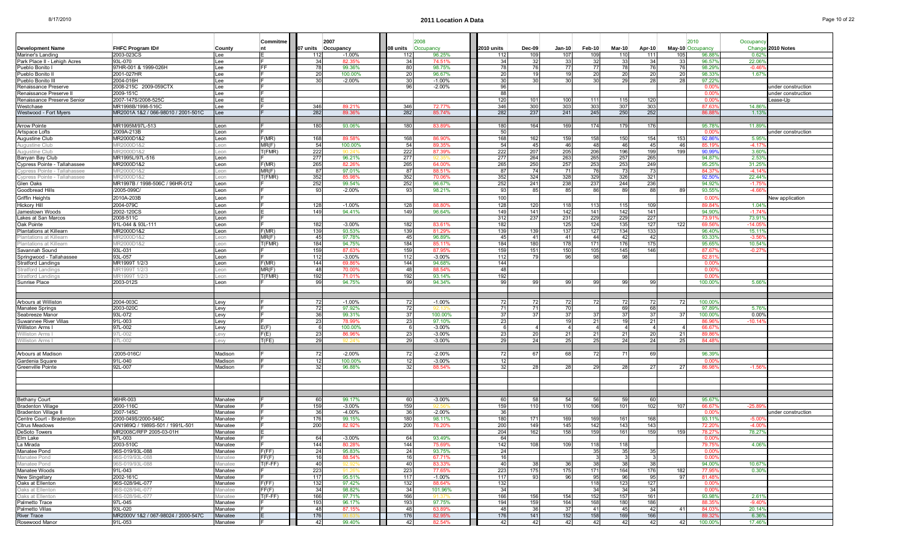# 2011 Location A Data

| Development Name | FHFC Program ID# | County | Commitment | 07 units | 2007 Occupancy | 08 units | 2008 Occupancy | 2010 units | Dec-09 | Jan-10 | Feb-10 | Mar-10 | Apr-10 | May-10 | 2010 Occupancy | Occupancy Change | 2010 Notes |
|---|---|---|---|---|---|---|---|---|---|---|---|---|---|---|---|---|---|
| Mariner's Landing | 2003-023CS | Lee | E | 112 | -1.00% | 112 | 96.25% | 112 | 109 | 107 | 109 | 110 | 111 | 105 | 96.88% | 0.62% | |
| Park Place II - Lehigh Acres | 93L-070 | Lee | F | 34 | 82.35% | 34 | 74.51% | 34 | 32 | 33 | 32 | 33 | 34 | 33 | 96.57% | 22.06% | |
| Pueblo Bonito I | 97HR-001 & 1999-026H | Lee | FF | 78 | 99.36% | 80 | 98.75% | 78 | 76 | 77 | 77 | 78 | 76 | 76 | 98.29% | -0.46% | |
| Pueblo Bonito II | 2001-027HR | Lee | F | 20 | 100.00% | 20 | 96.67% | 20 | 19 | 19 | 20 | 20 | 20 | 20 | 98.33% | 1.67% | |
| Pueblo Bonito III | 2004-016H | Lee | F | 30 | -2.00% | 30 | -1.00% | 30 | 30 | 30 | 30 | 29 | 28 | 28 | 97.22% | | |
| Renaissance Preserve | 2008-215C 2009-059CTX | Lee | F | | | 96 | -2.00% | 96 | | | | | | | 0.00% | | under construction |
| Renaissance Preserve II | 2009-151C | Lee | F | | | | | 88 | | | | | | | 0.00% | | under construction |
| Renaissance Preserve Senior | 2007-147S/2008-525C | Lee | E | | | | | 120 | 101 | 100 | 111 | 115 | 120 | | 0.00% | | Lease-Up |
| Westchase | MR1998B/1998-516C | Lee | F | 346 | 89.21% | 346 | 72.77% | 346 | 300 | 303 | 303 | 307 | 303 | | 87.63% | 14.86% | |
| Westwood - Fort Myers | MR2001A 1&2 / 066-98010 / 2001-501C | Lee | F | 282 | 89.36% | 282 | 85.74% | 282 | 237 | 241 | 245 | 250 | 252 | | 86.88% | 1.13% | |
| | | | | | | | | | | | | | | | | | |
| Arrow Pointe | MR1995M/97L-513 | Leon | F | 180 | 93.06% | 180 | 83.89% | 180 | 164 | 169 | 174 | 179 | 176 | | 95.78% | 11.89% | |
| Artspace Lofts | 2009A-213B | Leon | F | | | | | 50 | | | | | | | 0.00% | | under construction |
| Augustine Club | MR2000D1&2 | Leon | F(MR) | 168 | 89.56% | 168 | 86.90% | 168 | 162 | 159 | 158 | 150 | 154 | 153 | 92.86% | 5.95% | |
| Augustine Club | MR2000D1&2 | Leon | MR(F) | 54 | 100.00% | 54 | 89.35% | 54 | 45 | 46 | 48 | 46 | 45 | 46 | 85.19% | -4.17% | |
| Augustine Club | MR2000D1&2 | Leon | T(FMR) | 222 | 92.24% | 222 | 87.39% | 222 | 207 | 205 | 206 | 196 | 199 | 199 | 90.99% | 3.60% | |
| Banyan Bay Club | MR1995L/97L-516 | Leon | F | 277 | 96.21% | 277 | 92.35% | 277 | 264 | 263 | 265 | 257 | 265 | | 94.87% | 2.53% | |
| Cypress Pointe - Tallahassee | MR2000D1&2 | Leon | F(MR) | 265 | 82.26% | 265 | 64.00% | 265 | 250 | 257 | 253 | 253 | 249 | | 95.25% | 31.25% | |
| Cypress Pointe - Tallahassee | MR2000D1&2 | Leon | MR(F) | 87 | 97.01% | 87 | 88.51% | 87 | 74 | 71 | 76 | 73 | 73 | | 84.37% | -4.14% | |
| Cypress Pointe - Tallahassee | MR2000D1&2 | Leon | T(FMR) | 352 | 85.96% | 352 | 70.06% | 352 | 324 | 328 | 329 | 326 | 321 | | 92.50% | 22.44% | |
| Glen Oaks | MR1997B / 1998-506C / 96HR-012 | Leon | F | 252 | 99.54% | 252 | 96.67% | 252 | 241 | 238 | 237 | 244 | 236 | | 94.92% | -1.75% | |
| Goodbread Hills | /2005-099C/ | Leon | F | 93 | -2.00% | 93 | 98.21% | 93 | 85 | 85 | 86 | 89 | 88 | 89 | 93.55% | -4.66% | |
| Griffin Heights | 2010A-203B | Leon | F | | | | | 100 | | | | | | | 0.00% | | New application |
| Hickory Hill | 2004-079C | Leon | F | 128 | -1.00% | 128 | 88.80% | 128 | 120 | 118 | 113 | 115 | 109 | | 89.84% | 1.04% | |
| Jamestown Woods | 2002-120CS | Leon | E | 149 | 94.41% | 149 | 96.64% | 149 | 141 | 142 | 141 | 142 | 141 | | 94.90% | -1.74% | |
| Lakes at San Marcos | 2008-511C | Leon | F | | | | | 312 | 237 | 231 | 229 | 229 | 227 | | 73.91% | 73.91% | |
| Oak Pointe | 91L-044 & 93L-111 | Leon | F | 182 | -3.00% | 182 | 83.61% | 182 | | 125 | 124 | 135 | 127 | 122 | 69.56% | -14.05% | |
| Plantations at Killearn | MR2000D1&2 | Leon | F(MR) | 139 | 93.53% | 139 | 81.29% | 139 | 139 | 137 | 127 | 134 | 133 | | 96.40% | 15.11% | |
| Plantations at Killearn | MR2000D1&2 | Leon | MR(F) | 45 | 97.78% | 45 | 96.89% | 45 | 41 | 41 | 44 | 42 | 42 | | 93.33% | -3.56% | |
| Plantations at Killearn | MR2000D1&2 | Leon | T(FMR) | 184 | 94.75% | 184 | 85.11% | 184 | 180 | 178 | 171 | 176 | 175 | | 95.65% | 10.54% | |
| Savannah Sound | 93L-031 | Leon | F | 159 | 87.63% | 159 | 87.95% | 159 | 151 | 150 | 105 | 145 | 146 | | 87.67% | -0.27% | |
| Springwood - Tallahassee | 93L-057 | Leon | F | 112 | -3.00% | 112 | -3.00% | 112 | 79 | 96 | 98 | 98 | | | 82.81% | | |
| Stratford Landings | MR1999T 1/2/3 | Leon | F(MR) | 144 | 69.86% | 144 | 94.68% | 144 | | | | | | | 0.00% | | |
| Stratford Landings | MR1999T 1/2/3 | Leon | MR(F) | 48 | 70.00% | 48 | 88.54% | 48 | | | | | | | 0.00% | | |
| Stratford Landings | MR1999T 1/2/3 | Leon | T(FMR) | 192 | 71.01% | 192 | 93.14% | 192 | | | | | | | 0.00% | | |
| Sunrise Place | 2003-012S | Leon | F | 99 | 94.75% | 99 | 94.34% | 99 | 99 | 99 | 99 | 99 | 99 | | 100.00% | 5.66% | |
| | | | | | | | | | | | | | | | | | |
| Arbours at Williston | 2004-003C | Levy | F | 72 | -1.00% | 72 | -1.00% | 72 | 72 | 72 | 72 | 72 | 72 | 72 | 100.00% | | |
| Manatee Springs | 2003-020C | Levy | F | 72 | 97.92% | 72 | 92.13% | 71 | 71 | 70 | | 69 | 68 | | 97.89% | 5.76% | |
| Seabreeze Manor | 93L-072 | Levy | F | 36 | 99.31% | 37 | 100.00% | 37 | 37 | 37 | 37 | 37 | 37 | 37 | 100.00% | 0.00% | |
| Suwannee River Villas | 91L-003 | Levy | F | 23 | 78.99% | 23 | 97.10% | 23 | | 19 | 21 | 19 | 21 | | 86.96% | -10.14% | |
| Williston Arms I | 97L-002 | Levy | E(F) | 6 | 100.00% | 6 | -3.00% | 6 | 4 | 4 | 4 | 4 | 4 | 4 | 66.67% | | |
| Williston Arms I | 97L-002 | Levy | F(E) | 23 | 86.96% | 23 | -3.00% | 23 | 20 | 21 | 21 | 21 | 20 | 21 | 89.86% | | |
| Williston Arms I | 97L-002 | Levy | T(FE) | 29 | 92.24% | 29 | -3.00% | 29 | 24 | 25 | 25 | 24 | 24 | 25 | 84.48% | | |
| | | | | | | | | | | | | | | | | | |
| Arbours at Madison | /2005-016C/ | Madison | F | 72 | -2.00% | 72 | -2.00% | 72 | 67 | 68 | 72 | 71 | 69 | | 96.39% | | |
| Gardenia Square | 91L-040 | Madison | F | 12 | 100.00% | 12 | -3.00% | 12 | | | | | | | 0.00% | | |
| Greenville Pointe | 92L-007 | Madison | F | 32 | 96.88% | 32 | 88.54% | 32 | 28 | 28 | 29 | 28 | 27 | 27 | 86.98% | -1.56% | |
| | | | | | | | | | | | | | | | | | |
| Bethany Court | 96HR-003 | Manatee | F | 60 | 99.17% | 60 | -3.00% | 60 | 58 | 54 | 56 | 59 | 60 | | 95.67% | | |
| Bradenton Village | 2000-116C | Manatee | F | 159 | -3.00% | 159 | 92.56% | 159 | 110 | 110 | 106 | 101 | 102 | 107 | 66.67% | -25.89% | |
| Bradenton Village II | 2007-145C | Manatee | F | 36 | -4.00% | 36 | -2.00% | 36 | | | | | | | 0.00% | | under construction |
| Centre Court - Bradenton | 2000-049S/2000-546C | Manatee | F | 176 | 99.15% | 180 | 98.11% | 180 | 171 | 169 | 169 | 161 | 168 | | 93.11% | -5.00% | |
| Citrus Meadows | GN1989Q / 1989S-501 / 1991L-501 | Manatee | F | 200 | 82.92% | 200 | 76.20% | 200 | 149 | 145 | 142 | 143 | 143 | | 72.20% | -4.00% | |
| DeSoto Towers | MR2008C/RFP 2005-03-01H | Manatee | E | | | | | 204 | 162 | 158 | 159 | 161 | 159 | 159 | 78.27% | 78.27% | |
| Elm Lake | 97L-003 | Manatee | F | 64 | -3.00% | 64 | 93.49% | 64 | | | | | | | 0.00% | | |
| La Mirada | 2003-510C | Manatee | F | 144 | 80.28% | 144 | 75.69% | 142 | 108 | 109 | 118 | 118 | | | 79.75% | 4.06% | |
| Manatee Pond | 96S-019/93L-088 | Manatee | F(FF) | 24 | 95.83% | 24 | 93.75% | 24 | | | 35 | 35 | 35 | | 0.00% | | |
| Manatee Pond | 96S-019/93L-088 | Manatee | FF(F) | 16 | 88.54% | 16 | 67.71% | 16 | | | 3 | 3 | 3 | | 0.00% | | |
| Manatee Pond | 96S-019/93L-088 | Manatee | T(F-FF) | 40 | 92.92% | 40 | 83.33% | 40 | 38 | 36 | 38 | 38 | 38 | | 94.00% | 10.67% | |
| Manatee Woods | 91L-043 | Manatee | F | 223 | 81.26% | 223 | 77.65% | 223 | 175 | 175 | 171 | 164 | 176 | 182 | 77.95% | 0.30% | |
| New Singeltary | 2002-161C | Manatee | F | 117 | 95.51% | 117 | -1.00% | 117 | 93 | 96 | 95 | 96 | 95 | 97 | 81.48% | | |
| Oaks at Ellenton | 96S-028/94L-077 | Manatee | F(FF) | 132 | 97.42% | 132 | 88.64% | 132 | | | 118 | 123 | 127 | | 0.00% | | |
| Oaks at Ellenton | 96S-028/94L-077 | Manatee | FF(F) | 34 | 96.82% | 34 | 101.96% | 34 | | | 34 | 34 | 34 | | 0.00% | | |
| Oaks at Ellenton | 96S-028/94L-077 | Manatee | T(F-FF) | 166 | 97.71% | 166 | 91.37% | 166 | 156 | 154 | 152 | 157 | 161 | | 93.98% | 2.61% | |
| Palmetto Trace | 97L-045 | Manatee | F | 193 | 96.17% | 193 | 97.75% | 194 | 159 | 164 | 168 | 180 | 186 | | 88.35% | -9.40% | |
| Palmetto Villas | 93L-020 | Manatee | F | 48 | 87.15% | 48 | 63.89% | 48 | 36 | 37 | 41 | 45 | 42 | 41 | 84.03% | 20.14% | |
| River Trace | MR2000V 1&2 / 067-98024 / 2000-547C | Manatee | E | 176 | 80.63% | 176 | 82.95% | 176 | 141 | 152 | 158 | 169 | 166 | | 89.32% | 6.36% | |
| Rosewood Manor | 91L-053 | Manatee | F | 42 | 99.40% | 42 | 82.54% | 42 | 42 | 42 | 42 | 42 | 42 | 42 | 100.00% | 17.46% | |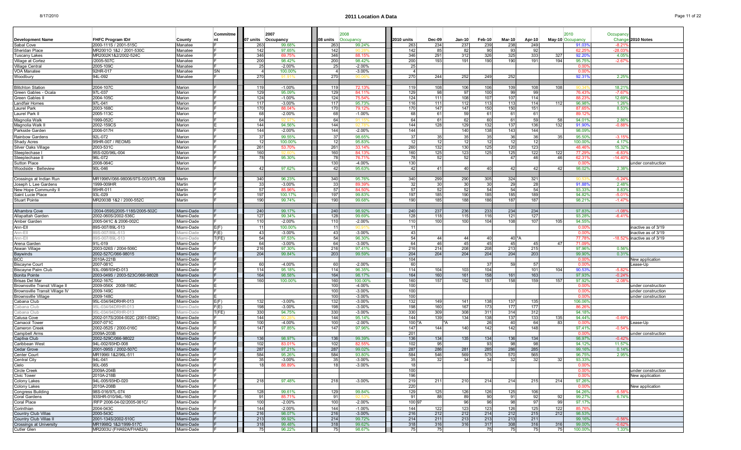# 2011 Location A Data

| Development Name | FHFC Program ID# | County | Commitment | 07 units | 2007 Occupancy | 08 units | 2008 Occupancy | 2010 units | Dec-09 | Jan-10 | Feb-10 | Mar-10 | Apr-10 | May-10 | 2010 Occupancy | Occupancy Change | 2010 Notes |
|---|---|---|---|---|---|---|---|---|---|---|---|---|---|---|---|---|---|
| Sabal Cove | 2000-111S / 2001-515C | Manatee | F | 263 | 99.68% | 263 | 99.24% | 263 | 234 | 237 | 239 | 238 | 249 | | 91.03% | -8.21% | |
| Sheridan Place | MR2001O 1&2 / 2001-530C | Manatee | F | 142 | 97.65% | 142 | 90.28% | 142 | 85 | 82 | 90 | 93 | 92 | | 62.25% | -28.03% | |
| Tuscany Lakes | MR2002K1&2/2002-524C | Manatee | F | 346 | 69.75% | 346 | 88.15% | 346 | 291 | 312 | 326 | 325 | 333 | 327 | 92.20% | 4.05% | |
| Village at Cortez | /2005-507C | Manatee | F | 200 | 98.42% | 200 | 98.42% | 200 | 193 | 191 | 190 | 190 | 191 | 194 | 95.75% | -2.67% | |
| Village Central | 2005-109C | Manatee | F | 25 | -2.00% | 25 | -2.00% | 25 | | | | | | | 0.00% | | |
| VOA Manatee | 92HR-017 | Manatee | SN | 4 | 100.00% | 4 | -3.00% | 4 | | | | | | | 0.00% | | |
| Woodbury | 94L-092 | Manatee | F | 270 | 91.91% | 270 | 90.06% | 270 | 244 | 252 | 249 | 252 | | | 92.31% | 2.25% | |
| | | | | | | | | | | | | | | | | | |
| Blitchton Station | 2004-107C | Marion | F | 119 | -1.00% | 119 | 72.13% | 119 | 108 | 106 | 106 | 109 | 108 | 108 | 90.34% | 18.21% | |
| Green Gables - Ocala | 97L-037 | Marion | F | 129 | 95.09% | 129 | 84.11% | 129 | 98 | 97 | 100 | 99 | 99 | | 76.43% | -7.67% | |
| Green Gables II | 2004-105C | Marion | F | 124 | -1.00% | 124 | 75.54% | 124 | 111 | 108 | 107 | 107 | 114 | | 88.23% | 12.69% | |
| Landfair Homes | 97L-041 | Marion | F | 117 | -3.00% | 116 | 95.73% | 116 | 111 | 112 | 113 | 113 | 114 | 112 | 96.98% | 1.26% | |
| Laurel Park | 2003-168C | Marion | F | 170 | 88.04% | 170 | 79.12% | 170 | 147 | 147 | 150 | 150 | 151 | | 87.65% | 8.53% | |
| Laurel Park II | 2005-113C | Marion | F | 68 | -2.00% | 68 | -1.00% | 68 | 61 | 59 | 61 | 61 | 61 | | 89.12% | | |
| Magnolia Walk | 1999-052C | Marion | F | 64 | 92.97% | 64 | 91.15% | 64 | 61 | 62 | 60 | 61 | 59 | 58 | 94.01% | 2.86% | |
| Magnolia Walk II | 2002-159CS | Marion | E | 144 | 94.56% | 144 | 92.79% | 144 | 128 | 129 | 132 | 137 | 136 | 132 | 91.90% | -0.88% | |
| Parkside Garden | 2006-017H | Marion | F | 144 | -2.00% | 144 | -2.00% | 144 | | 140 | 138 | 143 | 144 | | 98.09% | | |
| Rainbow Gardens | 92L-072 | Marion | F | 37 | 99.55% | 37 | 98.65% | 37 | 35 | 35 | 35 | 36 | 36 | 35 | 95.50% | -3.15% | |
| Shady Acres | 95HR-007 / REOMS | Marion | F | 12 | 100.00% | 12 | 95.83% | 12 | 12 | 12 | 12 | 12 | 12 | | 100.00% | 4.17% | |
| Silver Oaks Village | 2003-531C | Marion | F | 261 | 53.70% | 261 | 33.14% | 260 | 132 | 130 | 125 | 120 | 123 | | 48.46% | 15.32% | |
| Steeplechase I | 95S-020/96L-004 | Marion | F | 160 | 92.92% | 160 | 84.13% | 160 | 125 | 123 | 125 | 125 | 122 | 122 | 77.29% | -6.83% | |
| Steeplechase II | 96L-072 | Marion | F | 78 | 95.30% | 78 | 76.71% | 78 | 52 | 52 | | 47 | 46 | 46 | 62.31% | -14.40% | |
| Sutton Place | 2008-064C | Marion | F | | | 130 | -4.00% | 130 | | | | | | | 0.00% | | under construction |
| Woodside - Belleview | 90L-046 | Marion | F | 42 | 97.62% | 42 | 95.63% | 42 | 41 | 40 | 40 | 42 | 42 | 42 | 98.02% | 2.38% | |
| | | | | | | | | | | | | | | | | | |
| Crossings at Indian Run | MR1996V/066-98006/97S-003/97L-508 | Martin | F | 340 | 96.23% | 340 | 95.76% | 340 | 299 | 290 | 305 | 324 | 321 | | 90.53% | -5.24% | |
| Joseph L Lee Gardens | 1999-009HR | Martin | F | 33 | -3.00% | 33 | 89.39% | 32 | 30 | 30 | 30 | 29 | 28 | | 91.88% | 2.48% | |
| New Hope Community II | 95HR-011 | Martin | F | 57 | 85.96% | 57 | 84.50% | 57 | 52 | 52 | 54 | 54 | 54 | | 93.33% | 8.83% | |
| Saint Lucie Place | 93L-029 | Martin | F | 197 | 100.17% | 197 | 99.83% | 197 | 185 | 190 | 185 | 185 | 189 | | 94.82% | -5.01% | |
| Stuart Pointe | MR2003B 1&2 / 2000-552C | Martin | F | 190 | 99.74% | 190 | 99.68% | 190 | 185 | 188 | 186 | 187 | 187 | | 98.21% | -1.47% | |
| | | | | | | | | | | | | | | | | | |
| Alhambra Cove | /2004-059S\|2005-118S/2005-502C | Miami-Dade | F | 240 | 99.17% | 240 | 98.92% | 240 | 237 | 236 | 233 | 234 | 234 | | 97.83% | -1.08% | |
| Allapattah Garden | 2002-060S/2002-536C | Miami-Dade | F | 127 | 99.34% | 128 | 99.69% | 128 | 118 | 115 | 116 | 121 | 127 | | 93.28% | -6.41% | |
| Amber Garden | 2005-041C & 2006-002C | Miami-Dade | F | 110 | -2.00% | 110 | -2.00% | 110 | 100 | 100 | 104 | 108 | 107 | 105 | 94.55% | | |
| Ann-Ell | 89S-007/89L-513 | Miami-Dade | E(F) | 11 | 100.00% | 11 | 90.91% | 11 | | | | | | | 0.00% | | inactive as of 3/19 |
| Ann-Ell | 89S-007/89L-513 | Miami-Dade | F(E) | 43 | -3.00% | 43 | -3.00% | 43 | | | | | | | 0.00% | | inactive as of 3/19 |
| Ann-Ell | 89S-007/89L-513 | Miami-Dade | T(FE) | 54 | 97.53% | 54 | 96.30% | 54 | 44 | 44 | 40 | 40 *A | | | 77.78% | -18.52% | inactive as of 3/19 |
| Arena Garden | 91L-019 | Miami-Dade | F | 64 | -3.00% | 64 | -3.00% | 64 | 46 | 45 | 45 | 45 | 45 | 47 | 71.09% | | |
| Aswan Village | 2003-026S / 2004-506C | Miami-Dade | F | 216 | 97.30% | 216 | 97.41% | 216 | 214 | 208 | 208 | 213 | 215 | | 97.96% | 0.56% | |
| Baywinds | 2002-527C/066-98015 | Miami-Dade | F | 204 | 99.84% | 203 | 99.59% | 204 | 204 | 204 | 204 | 204 | 203 | | 99.90% | 0.31% | |
| BCC | 2010A-221B | Miami-Dade | F | | | | | 104 | | | | | | | 0.00% | | New application |
| Biscayne Court | 2007-081C | Miami-Dade | F | 60 | -4.00% | 60 | -2.00% | 60 | | | 37 | 59 | 57 | | 0.00% | | Lease-Up |
| Biscayne Palm Club | 93L-098/93HD-013 | Miami-Dade | F | 114 | 95.18% | 114 | 96.35% | 114 | 104 | 103 | 104 | | 101 | 104 | 90.53% | -5.82% | |
| Bonita Pointe | 2003-049S / 2003-523C/066-98028 | Miami-Dade | F | 164 | 98.58% | 164 | 98.17% | 164 | 160 | 161 | 158 | 161 | 163 | | 97.93% | -0.24% | |
| Brisas Del Mar | 2002-167C | Miami-Dade | F | 160 | 100.00% | 160 | 100.00% | 160 | 157 | 152 | 157 | 158 | 159 | 157 | 97.92% | -2.08% | |
| Brownsville Transit Village II | 2009-056X 2008-198C | Miami-Dade | E | | | 100 | -4.00% | 100 | | | | | | | 0.00% | | under construction |
| Brownsville Transit Village IV | 2009-149C | Miami-Dade | F | | | 100 | -3.00% | 100 | | | | | | | 0.00% | | under construction |
| Brownsville Village | 2009-148C | Miami-Dade | E | | | 100 | -3.00% | 100 | | | | | | | 0.00% | | under construction |
| Cabana Club | 95L-034/94DRHR-013 | Miami-Dade | E(F) | 132 | -3.00% | 132 | -3.00% | 132 | 149 | 141 | 138 | 137 | 135 | | 106.06% | | |
| Cabana Club | 95L-034/94DRHR-013 | Miami-Dade | F(E) | 198 | -3.00% | 198 | -3.00% | 198 | 160 | 167 | 173 | 177 | 177 | | 86.26% | | |
| Cabana Club | 95L-034/94DRHR-013 | Miami-Dade | T(FE) | 330 | 94.75% | 330 | -3.00% | 330 | 309 | 308 | 311 | 314 | 312 | | 94.18% | | |
| Calusa Cove | 2002-017S/2004-002C (2001-039C) | Miami-Dade | F | 144 | 95.20% | 144 | 95.14% | 144 | 139 | 134 | 138 | 137 | 133 | 135 | 94.44% | -0.69% | |
| Camacol Tower | 2007-071C | Miami-Dade | E | 100 | -4.00% | 100 | -2.00% | 100 *A | | *A | 26 | 40 | 64 | 83 | 0.00% | | Lease-Up |
| Cameron Creek | 2002-052S / 2000-016C | Miami-Dade | F | 147 | 97.85% | 147 | 97.96% | 147 | 144 | 140 | 142 | 142 | 148 | | 97.41% | -0.54% | |
| Campbell Arms | 2009A-203B | Miami-Dade | F | | | | | 201 | | | | | | | 0.00% | | under construction |
| Captiva Club | 2002-529C/066-98022 | Miami-Dade | F | 136 | 98.97% | 136 | 99.39% | 136 | 134 | 135 | 134 | 136 | 134 | | 98.97% | -0.42% | |
| Caribbean West | 94L-002/93HD-008 | Miami-Dade | F | 102 | 83.01% | 102 | 82.55% | 102 | 95 | | 93 | 98 | 98 | | 94.12% | 11.57% | |
| Cedar Grove | 2001-095S / 2002-507C | Miami-Dade | F | 287 | 97.21% | 287 | 99.02% | 287 | 286 | 281 | 285 | 286 | 285 | | 99.16% | 0.14% | |
| Center Court | MR1996I 1&2/96L-511 | Miami-Dade | F | 584 | 95.26% | 584 | 93.80% | 584 | 546 | 569 | 575 | 570 | 565 | | 96.75% | 2.95% | |
| Central City | 94L-041 | Miami-Dade | F | 35 | -3.00% | 35 | -3.00% | 35 | 32 | 34 | 34 | 32 | 32 | 32 | 93.33% | | |
| Cielo | 90L-065 | Miami-Dade | F | 18 | 88.89% | 18 | -3.00% | 18 | | | | | | | 0.00% | | |
| Circle Creek | 2009A-204B | Miami-Dade | F | | | | | 100 | | | | | | | 0.00% | | under construction |
| Civic Tower | 2010A-218B | Miami-Dade | F | | | | | 196 | | | | | | | 0.00% | | New application |
| Colony Lakes | 94L-005/93HD-020 | Miami-Dade | F | 218 | 97.48% | 218 | -3.00% | 219 | 211 | 210 | 214 | 214 | 215 | 214 | 97.26% | | |
| Colony Lakes | 2010A-208B | Miami-Dade | F | | | | | 220 | | | | | | | 0.00% | | New application |
| Congress Building | 98S-016/97L-074 | Miami-Dade | F | 128 | 99.61% | 129 | 99.84% | 129 | 125 | 126 | 126 | 125 | 106 | | 94.26% | -5.58% | |
| Coral Gardens | 93SHR-010/94L-160 | Miami-Dade | F | 91 | 85.71% | 91 | 92.53% | 91 | 88 | 89 | 90 | 91 | 92 | 92 | 99.27% | 6.74% | |
| Coral Place | /RFP 2006-04-02/2005-061C/ | Miami-Dade | F | 100 | -2.00% | 100 | -2.00% | 100 97 | | 96 | 96 | 98 | 97 | 99 | 97.17% | | |
| Corinthian | 2004-043C | Miami-Dade | F | 144 | -2.00% | 144 | -1.00% | 144 | 122 | 123 | 123 | 126 | 125 | 122 | 85.76% | | |
| Country Club Villas | 2000-543C | Miami-Dade | F | 216 | 98.07% | 216 | -3.00% | 216 | 212 | 212 | 214 | 212 | 215 | 212 | 98.53% | | |
| Country Club Villas II | 2001-134S/2002-510C | Miami-Dade | F | 213 | 99.92% | 214 | 99.72% | 214 | 211 | 213 | 213 | 213 | 211 | | 99.16% | -0.56% | |
| Crossings at University | MR1998Q 1&2/1999-517C | Miami-Dade | F | 318 | 99.48% | 318 | 99.62% | 318 | 316 | 316 | 317 | 308 | 316 | 316 | 99.00% | -0.62% | |
| Cutler Glen | MR2003U (FHA92A/FHA82A) | Miami-Dade | F | 75 | 96.22% | 75 | 98.67% | 75 | 75 | | 75 | 75 | 75 | 75 | 100.00% | 1.33% | |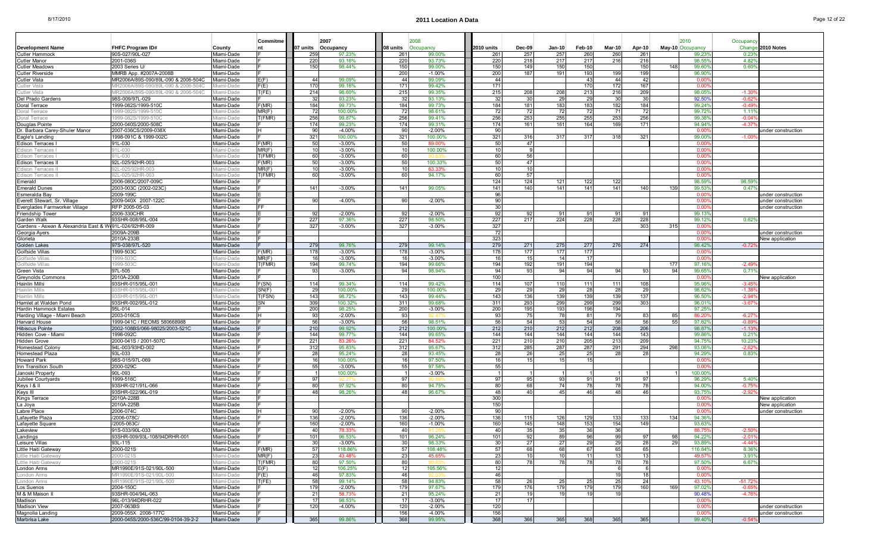# 2011 Location A Data

| Development Name | FHFC Program ID# | County | Commitment | 07 units | 2007 Occupancy | 08 units | 2008 Occupancy | 2010 units | Dec-09 | Jan-10 | Feb-10 | Mar-10 | Apr-10 | May-10 | 2010 Occupancy | Occupancy Change | 2010 Notes |
|---|---|---|---|---|---|---|---|---|---|---|---|---|---|---|---|---|---|
| Cutler Hammock | 90S-027/90L-027 | Miami-Dade | F | 259 | 97.23% | 261 | 99.00% | 261 | 257 | 257 | 260 | 260 | 261 | | 99.23% | 0.23% | |
| Cutler Manor | 2001-036S | Miami-Dade | F | 220 | 93.18% | 220 | 93.73% | 220 | 218 | 217 | 217 | 216 | 216 | | 98.55% | 4.82% | |
| Cutler Meadows | 2003 Series U/ | Miami-Dade | F | 150 | 98.44% | 150 | 99.00% | 150 | 149 | 150 | 150 | | 150 | 148 | 99.60% | 0.60% | |
| Cutler Riverside | MMRB App. #2007A-2008B | Miami-Dade | F | | | 200 | -1.00% | 200 | 187 | 191 | 193 | 199 | 199 | | 96.90% | | |
| Cutler Vista | MR2006A/89S-090/89L-090 & 2006-504C | Miami-Dade | E(F) | 44 | 99.09% | 44 | 99.09% | 44 | | | 43 | 44 | 42 | | 0.00% | | |
| Cutler Vista | MR2006A/89S-090/89L-090 & 2006-504C | Miami-Dade | F(E) | 170 | 99.18% | 171 | 99.42% | 171 | | | 170 | 172 | 167 | | 0.00% | | |
| Cutler Vista | MR2006A/89S-090/89L-090 & 2006-504C | Miami-Dade | T(FE) | 214 | 98.60% | 215 | 99.35% | 215 | 208 | 208 | 213 | 216 | 209 | | 98.05% | -1.30% | |
| Del Prado Gardens | 98S-009/97L-029 | Miami-Dade | F | 32 | 93.23% | 32 | 93.13% | 32 | 30 | 29 | 29 | 30 | 30 | | 92.50% | -0.62% | |
| Doral Terrace | 1999-082S/1999-510C | Miami-Dade | F(MR) | 184 | 99.73% | 184 | 99.73% | 184 | 181 | 183 | 183 | 182 | 184 | | 99.24% | -0.49% | |
| Doral Terrace | 1999-082S/1999-510C | Miami-Dade | MR(F) | 72 | 100.00% | 72 | 98.61% | 72 | 72 | 72 | 72 | 71 | 72 | | 99.72% | 1.11% | |
| Doral Terrace | 1999-082S/1999-510C | Miami-Dade | T(FMR) | 256 | 99.87% | 256 | 99.41% | 256 | 253 | 255 | 255 | 253 | 256 | | 99.38% | -0.04% | |
| Douglas Pointe | 2000-040S/2000-508C | Miami-Dade | F | 174 | 99.23% | 174 | 99.31% | 174 | 161 | 161 | 164 | 169 | 171 | | 94.94% | -4.37% | |
| Dr. Barbara Carey-Shuler Manor | 2007-036CS/2009-038X | Miami-Dade | H | 90 | -4.00% | 90 | -2.00% | 90 | | | | | | | 0.00% | | under construction |
| Eagle's Landing | 1998-091C & 1999-002C | Miami-Dade | F | 321 | 100.00% | 321 | 100.00% | 321 | 316 | 317 | 317 | 318 | 321 | | 99.00% | -1.00% | |
| Edison Terraces I | 91L-030 | Miami-Dade | F(MR) | 50 | -3.00% | 50 | 89.00% | 50 | 47 | | | | | | 0.00% | | |
| Edison Terraces I | 91L-030 | Miami-Dade | MR(F) | 10 | -3.00% | 10 | 100.00% | 10 | 9 | | | | | | 0.00% | | |
| Edison Terraces I | 91L-030 | Miami-Dade | T(FMR) | 60 | -3.00% | 60 | 90.83% | 60 | 56 | | | | | | 0.00% | | |
| Edison Terraces II | 92L-025/92HR-003 | Miami-Dade | F(MR) | 50 | -3.00% | 50 | 100.33% | 50 | 47 | | | | | | 0.00% | | |
| Edison Terraces II | 92L-025/92HR-003 | Miami-Dade | MR(F) | 10 | -3.00% | 10 | 63.33% | 10 | 10 | | | | | | 0.00% | | |
| Edison Terraces II | 92L-025/92HR-003 | Miami-Dade | T(FMR) | 60 | -3.00% | 60 | 94.17% | 60 | 57 | | | | | | 0.00% | | |
| Emerald | 2006-080C/2007-009C | Miami-Dade | F | | | | | 124 | 124 | 121 | 122 | 122 | | | 98.59% | 98.59% | |
| Emerald Dunes | 2003-003C (2002-023C) | Miami-Dade | F | 141 | -3.00% | 141 | 99.05% | 141 | 140 | 141 | 141 | 141 | 140 | 139 | 99.53% | 0.47% | |
| Esmeralda Bay | 2009-199C | Miami-Dade | E | | | | | 96 | | | | | | | 0.00% | | under construction |
| Everett Stewart, Sr. Village | 2009-040X 2007-122C | Miami-Dade | F | 90 | -4.00% | 90 | -2.00% | 90 | | | | | | | 0.00% | | under construction |
| Everglades Farmworker Village | RFP 2005-05-03 | Miami-Dade | FF | | | | | 30 | | | | | | | 0.00% | | under construction |
| Friendship Tower | 2006-330CHR | Miami-Dade | E | 92 | -2.00% | 92 | -2.00% | 92 | 92 | 91 | 91 | 91 | 91 | | 99.13% | | |
| Garden Walk | 93SHR-008/95L-004 | Miami-Dade | F | 227 | 97.36% | 227 | 98.50% | 227 | 217 | 224 | 228 | 228 | 228 | | 99.12% | 0.62% | |
| Gardens - Aswan & Alexandria East & W | 91L-024/92HR-009 | Miami-Dade | F | 327 | -3.00% | 327 | -3.00% | 327 | | | | | 303 | 315 | 0.00% | | |
| Georgia Ayers | 2009A-209B | Miami-Dade | F | | | | | 72 | | | | | | | 0.00% | | under construction |
| Glorieta | 2010A-233B | Miami-Dade | F | | | | | 323 | | | | | | | 0.00% | | New application |
| Golden Lakes | 97S-038/97L-520 | Miami-Dade | F | 279 | 99.76% | 279 | 99.14% | 279 | 271 | 275 | 277 | 276 | 274 | | 98.42% | -0.72% | |
| Golfside Villas | 1999-503C | Miami-Dade | F(MR) | 178 | -3.00% | 178 | -3.00% | 178 | 177 | 177 | 177 | | | | 0.00% | | |
| Golfside Villas | 1999-503C | Miami-Dade | MR(F) | 16 | -3.00% | 16 | -3.00% | 16 | 15 | 14 | 17 | | | | 0.00% | | |
| Golfside Villas | 1999-503C | Miami-Dade | T(FMR) | 194 | 99.74% | 194 | 99.66% | 194 | 192 | 191 | 194 | | | 177 | 97.16% | -2.49% | |
| Green Vista | 97L-505 | Miami-Dade | F | 93 | -3.00% | 94 | 98.94% | 94 | 93 | 94 | 94 | 94 | 93 | 94 | 99.65% | 0.71% | |
| Greynolds Commons | 2010A-230B | Miami-Dade | F | | | | | 100 | | | | | | | 0.00% | | New application |
| Hainlin Mills | 93SHR-015/95L-001 | Miami-Dade | F(SN) | 114 | 99.34% | 114 | 99.42% | 114 | 107 | 110 | 111 | 111 | 108 | | 95.96% | -3.45% | |
| Hainlin Mills | 93SHR-015/95L-001 | Miami-Dade | SN(F) | 29 | 100.00% | 29 | 100.00% | 29 | 29 | 29 | 28 | 28 | 29 | | 98.62% | -1.38% | |
| Hainlin Mills | 93SHR-015/95L-001 | Miami-Dade | T(FSN) | 143 | 98.72% | 143 | 99.44% | 143 | 136 | 139 | 139 | 139 | 137 | | 96.50% | -2.94% | |
| Hamlet at Walden Pond | 93SHR-002/95L-012 | Miami-Dade | SN | 309 | 100.32% | 311 | 99.68% | 311 | 293 | 299 | 299 | 299 | 303 | | 96.01% | -3.67% | |
| Hardin Hammock Estates | 95L-014 | Miami-Dade | F | 200 | 98.25% | 200 | -3.00% | 200 | 195 | 193 | 196 | 194 | | | 97.25% | | |
| Harding Village - Miami Beach | 2003-016CS | Miami-Dade | H | 93 | -2.00% | 93 | 92.47% | 93 | 75 | 78 | 81 | 79 | 83 | 85 | 86.20% | -6.27% | |
| Harvard House | 1999-041C / REOMS 580668988 | Miami-Dade | F | 56 | -3.00% | 56 | 98.51% | 56 | 54 | 53 | 54 | 56 | 56 | 55 | 97.62% | -0.89% | |
| Hibiscus Pointe | 2002-108BS/066-98025/2003-521C | Miami-Dade | F | 210 | 99.92% | 212 | 100.00% | 212 | 210 | 212 | 212 | 208 | 206 | | 98.87% | -1.13% | |
| Hidden Cove - Miami | 1998-092C | Miami-Dade | F | 144 | 99.77% | 144 | 99.65% | 144 | 144 | 144 | 144 | 144 | 143 | | 99.86% | 0.21% | |
| Hidden Grove | 2000-041S / 2001-507C | Miami-Dade | F | 221 | 83.26% | 221 | 84.52% | 221 | 210 | 210 | 205 | 213 | 209 | | 94.75% | 10.23% | |
| Homestead Colony | 94L-003/93HD-002 | Miami-Dade | F | 312 | 95.83% | 312 | 95.67% | 312 | 285 | 287 | 287 | 291 | 294 | 298 | 93.06% | -2.62% | |
| Homestead Plaza | 93L-033 | Miami-Dade | F | 28 | 95.24% | 28 | 93.45% | 28 | 26 | 25 | 25 | 28 | 28 | | 94.29% | 0.83% | |
| Howard Park | 98S-015/97L-069 | Miami-Dade | F | 16 | 100.00% | 16 | 97.50% | 16 | 15 | 15 | 15 | | | | 0.00% | | |
| Inn Transition South | 2000-029C | Miami-Dade | F | 55 | -3.00% | 55 | 97.58% | 55 | | | | | | | 0.00% | | |
| Janoski Property | 90L-093 | Miami-Dade | F | 1 | 100.00% | 1 | -3.00% | 1 | 1 | 1 | 1 | 1 | 1 | 1 | 100.00% | | |
| Jubilee Courtyards | 1999-516C | Miami-Dade | F | 97 | 92.27% | 97 | 90.89% | 97 | 95 | 93 | 91 | 91 | 97 | | 96.29% | 5.40% | |
| Keys I & II | 93SHR-021/91L-066 | Miami-Dade | F | 80 | 97.92% | 80 | 94.75% | 80 | 68 | 74 | 78 | 78 | 78 | | 94.00% | -0.75% | |
| Keys III | 93SHR-022/96L-019 | Miami-Dade | F | 48 | 98.26% | 48 | 96.67% | 48 | 40 | 45 | 46 | 48 | 46 | | 93.75% | -2.92% | |
| Kings Terrace | 2010A-228B | Miami-Dade | F | | | | | 300 | | | | | | | 0.00% | | New application |
| La Joya | 2010A-225B | Miami-Dade | F | | | | | 150 | | | | | | | 0.00% | | New application |
| Labre Place | 2006-074C | Miami-Dade | H | 90 | -2.00% | 90 | -2.00% | 90 | | | | | | | 0.00% | | under construction |
| Lafayette Plaza | /2006-078C/ | Miami-Dade | F | 136 | -2.00% | 136 | -2.00% | 136 | 115 | 126 | 129 | 133 | 133 | 134 | 94.36% | | |
| Lafayette Square | /2005-063C/ | Miami-Dade | F | 160 | -2.00% | 160 | -1.00% | 160 | 145 | 148 | 153 | 154 | 149 | | 93.63% | | |
| Lakeview | 91S-033/90L-033 | Miami-Dade | F | 40 | 78.33% | 40 | 91.25% | 40 | 35 | 35 | 36 | 36 | | | 88.75% | -2.50% | |
| Landings | 93SHR-009/93L-108/94DRHR-001 | Miami-Dade | F | 101 | 96.53% | 101 | 96.24% | 101 | 92 | 89 | 96 | 99 | 97 | 98 | 94.22% | -2.01% | |
| Leisure Villas | 93L-115 | Miami-Dade | F | 30 | -3.00% | 30 | 98.33% | 30 | 27 | 27 | 29 | 29 | 28 | 29 | 93.89% | -4.44% | |
| Little Haiti Gateway | 2000-021S | Miami-Dade | F(MR) | 57 | 118.86% | 57 | 108.48% | 57 | 68 | 68 | 67 | 65 | 65 | | 116.84% | 8.36% | |
| Little Haiti Gateway | 2000-021S | Miami-Dade | MR(F) | 23 | 43.48% | 23 | 45.65% | 23 | 10 | 10 | 11 | 13 | 13 | | 49.57% | 3.91% | |
| Little Haiti Gateway | 2000-021S | Miami-Dade | T(FMR) | 80 | 97.50% | 80 | 90.83% | 80 | 78 | 78 | 78 | 78 | 78 | | 97.50% | 6.67% | |
| London Arms | MR1990E/91S-021/90L-500 | Miami-Dade | E(F) | 12 | 106.25% | 12 | 105.56% | 12 | | | | 6 | 6 | | 0.00% | | |
| London Arms | MR1990E/91S-021/90L-500 | Miami-Dade | F(E) | 46 | 97.83% | 46 | 92.03% | 46 | | | | 19 | 18 | | 0.00% | | |
| London Arms | MR1990E/91S-021/90L-500 | Miami-Dade | T(FE) | 58 | 99.14% | 58 | 94.83% | 58 | 26 | 25 | 25 | 25 | 24 | | 43.10% | -51.72% | |
| Los Suenos | 2004-150C | Miami-Dade | F | 179 | -2.00% | 179 | 97.67% | 179 | 176 | 179 | 179 | 179 | 160 | 169 | 97.02% | -0.65% | |
| M & M Maison II | 93SHR-004/94L-063 | Miami-Dade | F | 21 | 58.73% | 21 | 95.24% | 21 | 19 | 19 | 19 | 19 | | | 90.48% | -4.76% | |
| Madison | 96L-013/94DRHR-022 | Miami-Dade | F | 17 | 98.53% | 17 | -3.00% | 17 | 17 | | | | | | 0.00% | | |
| Madison View | 2007-063BS | Miami-Dade | F | 120 | -4.00% | 120 | -2.00% | 120 | | | | | | | 0.00% | | under construction |
| Magnolia Landing | 2009-055X 2008-177C | Miami-Dade | F | | | 156 | -4.00% | 156 | | | | | | | 0.00% | | under construction |
| Marbrisa Lake | 2000-045S/2000-536C/99-0104-39-2-2 | Miami-Dade | F | 365 | 99.86% | 368 | 99.95% | 368 | 366 | 365 | 368 | 365 | 365 | | 99.40% | -0.54% | |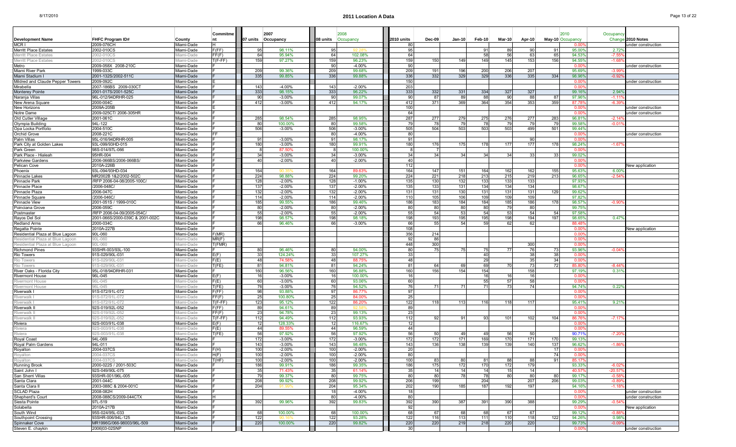# 2011 Location A Data

| Development Name | FHFC Program ID# | County | Commitment | 07 units | 2007 Occupancy | 08 units | 2008 Occupancy | 2010 units | Dec-09 | Jan-10 | Feb-10 | Mar-10 | Apr-10 | May-10 | 2010 Occupancy | Occupancy Change | 2010 Notes |
|---|---|---|---|---|---|---|---|---|---|---|---|---|---|---|---|---|---|
| MCR I | 2009-076CH | Miami-Dade | H | | | | | 80 | | | | | | | 0.00% | | under construction |
| Merritt Place Estates | 2002-010CS | Miami-Dade | F(FF) | 95 | 98.11% | 95 | 92.28% | 95 | | | 91 | 89 | 90 | 91 | 95.00% | 2.72% | |
| Merritt Place Estates | 2002-010CS | Miami-Dade | FF(F) | 64 | 95.94% | 64 | 102.08% | 64 | | | 58 | 56 | 63 | 65 | 94.53% | -7.55% | |
| Merritt Place Estates | 2002-010CS | Miami-Dade | T(F-FF) | 159 | 97.27% | 159 | 96.23% | 159 | 150 | 149 | 149 | 145 | 153 | 156 | 94.55% | -1.68% | |
| Metro | 2009-058X 2008-210C | Miami-Dade | | | | 90 | -4.00% | 90 | | | | | | | 0.00% | | under construction |
| Miami River Park | 1999-033C | Miami-Dade | F | 209 | 99.36% | 209 | 99.68% | 209 | 191 | 196 | 200 | 206 | 207 | | 95.69% | -3.99% | |
| Miami Stadium I | 2001-132S/2002-511C | Miami-Dade | F | 335 | 99.85% | 336 | 99.88% | 336 | 332 | 329 | 329 | 336 | 335 | 334 | 98.96% | -0.92% | |
| Mildred and Claude Pepper Towers | 2009-092C | Miami-Dade | E | | | | | 150 | | | | | | | 0.00% | | under construction |
| Mirabella | 2007-186BS 2009-030CT | Miami-Dade | F | 143 | -4.00% | 143 | -2.00% | 203 | | | | | | | 0.00% | | |
| Monterey Pointe | 2001-017S/2001-525C | Miami-Dade | F | 333 | 98.15% | 333 | 96.22% | 333 | 332 | 331 | 334 | 327 | 327 | | 99.16% | 2.94% | |
| Naranja Villas | 96L-012/94DRHR-025 | Miami-Dade | F | 90 | -3.00% | 90 | 99.07% | 90 | 87 | 89 | 88 | 90 | 88 | 87 | 97.96% | -1.11% | |
| New Arena Square | 2000-004C | Miami-Dade | F | 412 | -3.00% | 412 | 94.17% | 412 | 371 | 369 | 364 | 354 | 353 | 359 | 87.78% | -6.39% | |
| New Horizons | 2009A-205B | Miami-Dade | E | | | | | 100 | | | | | | | 0.00% | | under construction |
| Notre Dame | 2009-025CT/ 2006-305HR | Miami-Dade | F | | | | | 64 | | | | | | | 0.00% | | under construction |
| Old Cutler Village | 2001-061C | Miami-Dade | F | 285 | 98.54% | 285 | 98.95% | 287 | 277 | 279 | 275 | 276 | 277 | 283 | 96.81% | -2.14% | |
| Olympia Building | 94L-122 | Miami-Dade | F | 80 | 100.00% | 80 | 99.58% | 79 | 78 | 79 | 78 | 79 | 79 | 79 | 99.58% | -0.01% | |
| Opa Locka Portfolio | 2004-510C | Miami-Dade | F | 506 | -3.00% | 506 | -3.00% | 505 | 504 | 503 | 503 | 503 | 499 | 501 | 99.44% | | |
| Orchid Grove | 2008-221C | Miami-Dade | FF | | | 80 | -4.00% | 80 | | | | | | | 0.00% | | under construction |
| Palm Villas | 95L-016/94DRHR-005 | Miami-Dade | F | 91 | -3.00% | 91 | 98.17% | 91 | | | | | 90 | | 0.00% | | |
| Park City at Golden Lakes | 93L-099/93HD-015 | Miami-Dade | F | 180 | -3.00% | 180 | 99.91% | 180 | 176 | 175 | 178 | 177 | 177 | 178 | 98.24% | -1.67% | |
| Park Green | 98S-014/97L-066 | Miami-Dade | F | 8 | 87.50% | 8 | 100.00% | 8 | 7 | | | | | | 0.00% | | |
| Park Place - Hialeah | 95HR-004 | Miami-Dade | F | 34 | -3.00% | 34 | -3.00% | 34 | 34 | 34 | 34 | 34 | 33 | 33 | 99.02% | | |
| Parkview Gardens | 2006-066BS/2006-066BS/ | Miami-Dade | F | 40 | -2.00% | 40 | -2.00% | 40 | | | | | | | 0.00% | | |
| Pelican Cove | 2010A-226B | Miami-Dade | F | | | | | 112 | | | | | | | 0.00% | | New application |
| Phoenix | 93L-094/93HD-034 | Miami-Dade | F | 164 | 90.35% | 164 | 89.63% | 164 | 147 | 151 | 164 | 162 | 162 | 155 | 95.63% | 6.00% | |
| Pinnacle Lakes | MR2002B 1&2/2002-502C | Miami-Dade | F | 224 | 98.88% | 224 | 99.20% | 224 | 221 | 218 | 213 | 215 | 219 | 213 | 96.65% | -2.54% | |
| Pinnacle Park | /RFP 2006-04-08/2005-100C/ | Miami-Dade | F | 128 | -2.00% | 128 | -1.00% | 135 | 130 | 132 | 133 | 133 | 133 | | 97.93% | | |
| Pinnacle Place | /2006-048C/ | Miami-Dade | F | 137 | -2.00% | 137 | -2.00% | 135 | 133 | 131 | 134 | 134 | 134 | | 98.67% | | |
| Pinnacle Plaza | 2006-047C | Miami-Dade | F | 132 | -2.00% | 132 | -2.00% | 131 | 131 | 130 | 131 | 131 | 131 | 129 | 99.62% | | |
| Pinnacle Square | /2006-046C/ | Miami-Dade | F | 114 | -2.00% | 114 | -2.00% | 110 | 105 | 106 | 109 | 109 | 109 | | 97.82% | | |
| Pinnacle View | 2001-051S / 1999-010C | Miami-Dade | F | 185 | 99.55% | 186 | 99.46% | 186 | 183 | 184 | 184 | 185 | 186 | 178 | 98.57% | -0.90% | |
| Poinciana Grove | 2006-059C | Miami-Dade | F | 80 | -2.00% | 80 | -2.00% | 80 | 80 | 80 | 80 | 79 | 80 | | 99.75% | | |
| Postmaster | /RFP 2006-04-09/2005-054C/ | Miami-Dade | F | 55 | -2.00% | 55 | -2.00% | 55 | 54 | 53 | 54 | 53 | 54 | 54 | 97.58% | | |
| Rayos Del Sol | 2001-066S/2000-039C & 2001-002C | Miami-Dade | F | 198 | 98.57% | 198 | 98.18% | 198 | 193 | 195 | 195 | 198 | 194 | 197 | 98.65% | 0.47% | |
| Redland Arms | 2000-034C | Miami-Dade | F | 66 | 96.46% | 66 | -3.00% | 66 | 55 | 54 | 59 | 62 | 62 | | 88.48% | | |
| Regatta Pointe | 2010A-227B | Miami-Dade | F | | | | | 108 | | | | | | | 0.00% | | New application |
| Residential Plaza at Blue Lagoon | 90L-060 | Miami-Dade | F(MR) | | | | | 356 | 214 | | | | | | 0.00% | | |
| Residential Plaza at Blue Lagoon | 90L-060 | Miami-Dade | MR(F) | | | | | 92 | 86 | | | | | | 0.00% | | |
| Residential Plaza at Blue Lagoon | 90L-060 | Miami-Dade | T(FMR) | | | | | 448 | 300 | | | | 300 | | 0.00% | | |
| Richmond Pines | 93SHR-003/93L-100 | Miami-Dade | F | 80 | 96.46% | 80 | 94.00% | 80 | 75 | 75 | 75 | 77 | 76 | 73 | 93.96% | -0.04% | |
| Rio Towers | 91S-029/90L-031 | Miami-Dade | E(F) | 33 | 124.24% | 33 | 107.27% | 33 | | | 40 | | 38 | 38 | 0.00% | | |
| Rio Towers | 91S-029/90L-031 | Miami-Dade | F(E) | 48 | 74.58% | 48 | 88.75% | 48 | | | 29 | | 35 | 34 | 0.00% | | |
| Rio Towers | 91S-029/90L-031 | Miami-Dade | T(FE) | 81 | 94.81% | 81 | 94.24% | 81 | 64 | 69 | 69 | 70 | 73 | 72 | 85.80% | -8.44% | |
| River Oaks - Florida City | 95L-018/94DRHR-031 | Miami-Dade | F | 160 | 96.56% | 160 | 96.88% | 160 | 156 | 154 | 154 | | 158 | | 97.19% | 0.31% | |
| Rivermont House | 96L-045 | Miami-Dade | E(F) | 16 | -3.00% | 16 | 100.00% | 16 | | | 16 | 16 | 16 | | 0.00% | | |
| Rivermont House | 96L-045 | Miami-Dade | F(E) | 60 | -3.00% | 60 | 93.06% | 60 | | | 55 | 57 | 58 | | 0.00% | | |
| Rivermont House | 96L-045 | Miami-Dade | T(FE) | 76 | -3.00% | 76 | 94.52% | 76 | 71 | 71 | 71 | 73 | 74 | | 94.74% | 0.22% | |
| Riverwalk I | 91S-072/91L-072 | Miami-Dade | F(FF) | 98 | 93.88% | 97 | 86.77% | 97 | | | | | | | 0.00% | | |
| Riverwalk I | 91S-072/91L-072 | Miami-Dade | FF(F) | 25 | 100.80% | 25 | 84.00% | 25 | | | | | | | 0.00% | | |
| Riverwalk I | 91S-072/91L-072 | Miami-Dade | T(F-FF) | 123 | 95.12% | 122 | 86.20% | 122 | 118 | 113 | 116 | 118 | 117 | | 95.41% | 9.21% | |
| Riverwalk II | 92S-019/92L-052 | Miami-Dade | F(FF) | 89 | 94.61% | 89 | 92.58% | 89 | | | | | | | 0.00% | | |
| Riverwalk II | 92S-019/92L-052 | Miami-Dade | FF(F) | 23 | 94.78% | 23 | 99.13% | 23 | | | | | | | 0.00% | | |
| Riverwalk II | 92S-019/92L-052 | Miami-Dade | T(F-FF) | 112 | 94.49% | 112 | 93.93% | 112 | 92 | 91 | 93 | 101 | 102 | 104 | 86.76% | -7.17% | |
| Riviera | 92S-003/91L-038 | Miami-Dade | E(F) | 12 | 128.33% | 12 | 116.67% | 12 | | | | | | | 0.00% | | |
| Riviera | 92S-003/91L-038 | Miami-Dade | F(E) | 44 | 89.55% | 44 | 96.59% | 44 | | | | | | | 0.00% | | |
| Riviera | 92S-003/91L-038 | Miami-Dade | T(FE) | 56 | 97.92% | 56 | 97.92% | 56 | 50 | 49 | 49 | 56 | 50 | | 90.71% | -7.20% | |
| Royal Coast | 94L-069 | Miami-Dade | F | 172 | -3.00% | 172 | -3.00% | 172 | 172 | 171 | 169 | 170 | 171 | 170 | 99.13% | | |
| Royal Palm Gardens | 94L-011 | Miami-Dade | F | 143 | -3.00% | 143 | 98.48% | 143 | 136 | 138 | 139 | 139 | 140 | 137 | 96.62% | -1.86% | |
| Royalton | 2004-037CS | Miami-Dade | F(H) | 100 | -2.00% | 100 | -2.00% | 20 | | | | | | 17 | 0.00% | | |
| Royalton | 2004-037CS | Miami-Dade | H(F) | 100 | -2.00% | 100 | -2.00% | 80 | | | | | | 74 | 0.00% | | |
| Royalton | 2004-037CS | Miami-Dade | T(HF) | 100 | -2.00% | 100 | -2.00% | 100 | 83 | 80 | 81 | 88 | 88 | 91 | 85.17% | | |
| Running Brook | 2000-022S / 2001-503C | Miami-Dade | F | 186 | 99.91% | 186 | 99.35% | 186 | 175 | 172 | 170 | 172 | 179 | | 93.33% | -6.02% | |
| Saint John I | 92S-049/90L-075 | Miami-Dade | F | 35 | 71.43% | 35 | 61.14% | 35 | 14 | 14 | 14 | 15 | 14 | | 40.57% | -20.57% | |
| San Sherri Villas | 93SHR-001/96L-005 | Miami-Dade | F | 79 | 99.37% | 80 | 99.75% | 80 | 80 | 78 | 78 | 80 | 80 | 80 | 99.17% | -0.58% | |
| Santa Clara | 2001-044C | Miami-Dade | F | 208 | 99.92% | 208 | 99.92% | 206 | 199 | | 204 | | 207 | 206 | 99.03% | -0.89% | |
| Santa Clara II | 2003-088C & 2004-001C | Miami-Dade | F | 204 | 91.99% | 204 | 95.34% | 202 | 190 | 185 | 187 | 192 | 197 | | 94.16% | -1.18% | |
| SCLAD Plaza | 2008-082H | Miami-Dade | F | | | 18 | -4.00% | 18 | | | | | | | 0.00% | | under construction |
| Shepherd's Court | 2008-088CS/2009-044CTX | Miami-Dade | H | | | 80 | -4.00% | 80 | | | | | | | 0.00% | | under construction |
| Siesta Pointe | 97L-519 | Miami-Dade | F | 392 | 99.96% | 392 | 99.83% | 392 | 390 | 387 | 391 | 390 | 388 | | 99.29% | -0.54% | |
| Solabella | 2010A-217B | Miami-Dade | F | | | | | 92 | | | | | | | 0.00% | | New application |
| South Wind | 95S-024/95L-033 | Miami-Dade | F | 68 | 100.00% | 68 | 100.00% | 68 | 67 | 68 | 68 | 67 | 67 | | 99.12% | -0.88% | |
| Southpoint Crossing | 93SHR-006/94L-125 | Miami-Dade | F | 122 | 90.16% | 122 | 93.28% | 122 | 116 | 113 | 111 | 110 | 118 | 122 | 94.26% | 0.98% | |
| Spinnaker Cove | MR1996G/066-98003/96L-509 | Miami-Dade | F | 220 | 100.00% | 220 | 99.82% | 220 | 220 | 219 | 218 | 220 | 220 | | 99.73% | -0.09% | |
| Steven E. chaykin | 2006|03-02SNP | Miami-Dade | | | | | | 30 | | | | | | | 0.00% | | under construction |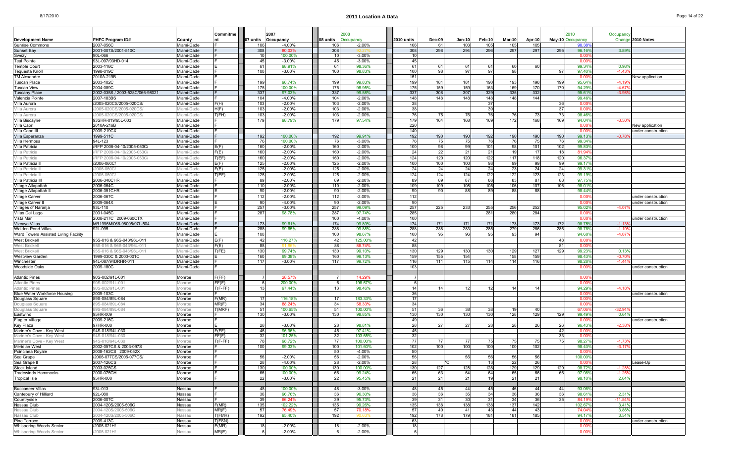# 2011 Location A Data

| Development Name | FHFC Program ID# | County | Commitment | 07 units | 2007 Occupancy | 08 units | 2008 Occupancy | 2010 units | Dec-09 | Jan-10 | Feb-10 | Mar-10 | Apr-10 | May-10 | 2010 Occupancy | Occupancy Change | 2010 Notes |
|---|---|---|---|---|---|---|---|---|---|---|---|---|---|---|---|---|---|
| Sunrise Commons | 2007-056C | Miami-Dade | F | 106 | -4.00% | 106 | -2.00% | 106 | 61 | 103 | 105 | 105 | 105 | | 90.38% | | |
| Sunset Bay | 2001-007S/2001-510C | Miami-Dade | F | 308 | 80.03% | 308 | 92.27% | 308 | 298 | 294 | 296 | 297 | 297 | 295 | 96.16% | 3.89% | |
| Swezy | 90L-066 | Miami-Dade | F | 10 | 100.00% | 10 | -3.00% | 10 | | | | | | | 0.00% | | |
| Teal Pointe | 93L-097/93HD-014 | Miami-Dade | F | 45 | -3.00% | 45 | -3.00% | 45 | | | | | | | 0.00% | | |
| Temple Court | 2003-118C | Miami-Dade | E | 61 | 98.91% | 61 | 98.36% | 61 | 61 | 61 | 61 | 60 | 60 | | 99.34% | 0.98% | |
| Tequesta Knoll | 1998-019C | Miami-Dade | F | 100 | -3.00% | 100 | 98.83% | 100 | 98 | 97 | 97 | 98 | | 97 | 97.40% | -1.43% | |
| TM Alexander | 2010A-219B | Miami-Dade | E | | | | | 151 | | | | | | | 0.00% | | New application |
| Tuscan Place | 2003-102C | Miami-Dade | F | 199 | 98.74% | 199 | 99.83% | 199 | 181 | 181 | 190 | 193 | 198 | 199 | 95.64% | -4.19% | |
| Tuscan View | 2004-089C | Miami-Dade | F | 175 | 100.00% | 175 | 98.95% | 175 | 159 | 159 | 163 | 169 | 170 | 170 | 94.29% | -4.67% | |
| Tuscany Place | 2002-035S / 2003-528C/066-98021 | Miami-Dade | F | 337 | 97.03% | 337 | 99.58% | 337 | 308 | 307 | 329 | 335 | 332 | | 95.61% | -3.98% | |
| Valencia Pointe | 2007-183BS | Miami-Dade | F | 104 | -4.00% | 104 | -2.00% | 148 | 148 | 148 | 148 | 148 | 144 | | 99.46% | | |
| Villa Aurora | /2005-020CS/2005-020CS/ | Miami-Dade | F(H) | 103 | -2.00% | 103 | -2.00% | 38 | | | 37 | | | 36 | 0.00% | | |
| Villa Aurora | /2005-020CS/2005-020CS/ | Miami-Dade | H(F) | 103 | -2.00% | 103 | -2.00% | 38 | | | 39 | | | 37 | 0.00% | | |
| Villa Aurora | /2005-020CS/2005-020CS/ | Miami-Dade | T(FH) | 103 | -2.00% | 103 | -2.00% | 76 | 75 | 76 | 76 | 76 | 73 | 73 | 98.46% | | |
| Villa Biscayne | 93SHR-019/95L-003 | Miami-Dade | F | 179 | 98.79% | 179 | 97.54% | 179 | 164 | 168 | 169 | 172 | 168 | 169 | 94.04% | -3.50% | |
| Villa Capri | 2010A-216B | Miami-Dade | F | | | | | 220 | | | | | | | 0.00% | | New application |
| Villa Capri III | 2009-219CX | Miami-Dade | F | | | | | 140 | | | | | | | 0.00% | | under construction |
| Villa Esperanza | 1999-511C | Miami-Dade | F | 192 | 100.00% | 192 | 99.91% | 192 | 190 | 190 | 192 | 190 | 190 | 190 | 99.13% | -0.78% | |
| Villa Hermosa | 94L-123 | Miami-Dade | F | 76 | 100.00% | 76 | -3.00% | 76 | 75 | 75 | 76 | 76 | 75 | 76 | 99.34% | | |
| Villa Patricia | /RFP 2006-04-10/2005-053C/ | Miami-Dade | E(F) | 160 | -2.00% | 160 | -2.00% | 100 | 98 | 99 | 101 | 98 | 101 | 102 | 99.83% | | |
| Villa Patricia | /RFP 2006-04-10/2005-053C/ | Miami-Dade | F(E) | 160 | -2.00% | 160 | -2.00% | 24 | 22 | 21 | 21 | 19 | 17 | 18 | 81.94% | | |
| Villa Patricia | /RFP 2006-04-10/2005-053C/ | Miami-Dade | T(EF) | 160 | -2.00% | 160 | -2.00% | 124 | 120 | 120 | 122 | 117 | 118 | 120 | 96.37% | | |
| Villa Patricia II | /2006-060C/ | Miami-Dade | E(F) | 125 | -2.00% | 125 | -2.00% | 100 | 100 | 100 | 98 | 99 | 99 | 99 | 99.17% | | |
| Villa Patricia II | /2006-060C/ | Miami-Dade | F(E) | 125 | -2.00% | 125 | -2.00% | 24 | 24 | 24 | 24 | 23 | 24 | 24 | 99.31% | | |
| Villa Patricia II | /2006-060C/ | Miami-Dade | T(EF) | 125 | -2.00% | 125 | -2.00% | 124 | 124 | 124 | 122 | 122 | 123 | 123 | 99.19% | | |
| Villa Patricia III | 2006-348CHR | Miami-Dade | E | 89 | -2.00% | 89 | -2.00% | 89 | 89 | 87 | 88 | 83 | 87 | 88 | 97.75% | | |
| Village Allapattah | 2006-064C | Miami-Dade | F | 110 | -2.00% | 110 | -2.00% | 109 | 109 | 108 | 105 | 106 | 107 | 106 | 98.01% | | |
| Village Allapattah II | 2006-351CHR | Miami-Dade | E | 90 | -2.00% | 90 | -2.00% | 90 | 90 | 88 | 89 | 88 | 88 | | 98.44% | | |
| Village Carver | 2006-067C | Miami-Dade | F | 112 | -2.00% | 112 | -2.00% | 112 | | | | | | | 0.00% | | under construction |
| Village Carver II | 2009-064X | Miami-Dade | E | 90 | -4.00% | 90 | -2.00% | 90 | | | | | | | 0.00% | | under construction |
| Villages of Naranja | 93L-110 | Miami-Dade | F | 257 | -3.00% | 257 | 99.09% | 257 | 225 | 233 | 255 | 256 | 252 | | 95.02% | -4.07% | |
| Villas Del Lago | 2001-045C | Miami-Dade | F | 287 | 98.78% | 287 | 97.74% | 285 | | | 281 | 280 | 284 | | 0.00% | | |
| Vista Mar | 2008-217C 2009-060CTX | Miami-Dade | F | | | 100 | -4.00% | 100 | | | | | | | 0.00% | | under construction |
| Vizcaya Villas | MR1996M/066-98005/97L-504 | Miami-Dade | F | 173 | 99.61% | 174 | 99.89% | 174 | 171 | 171 | 171 | 173 | 173 | 172 | 98.75% | -1.13% | |
| Walden Pond Villas | 92L-095 | Miami-Dade | F | 288 | 99.65% | 288 | 99.88% | 288 | 288 | 283 | 285 | 279 | 286 | 286 | 98.78% | -1.10% | |
| Ward Towers Assisted Living Facility | | Miami-Dade | E | 100 | | 100 | 98.67% | 100 | 95 | 96 | 95 | 93 | 94 | | 94.60% | -4.07% | |
| West Brickell | 95S-016 & 96S-043/96L-011 | Miami-Dade | E(F) | 42 | 116.27% | 42 | 125.00% | 42 | | | | | | 48 | 0.00% | | |
| West Brickell | 95S-016 & 96S-043/96L-011 | Miami-Dade | F(E) | 88 | 91.86% | 88 | 86.74% | 88 | | | | | | 81 | 0.00% | | |
| West Brickell | 95S-016 & 96S-043/96L-011 | Miami-Dade | T(FE) | 130 | 99.74% | 130 | 99.10% | 130 | 129 | 130 | 130 | 129 | 127 | 129 | 99.23% | 0.13% | |
| Westview Garden | 1999-030C & 2000-001C | Miami-Dade | E | 160 | 99.38% | 160 | 99.13% | 159 | 155 | 154 | | 158 | 159 | | 98.43% | -0.70% | |
| Winchester | 94L-087/94DRHR-011 | Miami-Dade | F | 117 | -3.00% | 117 | 99.72% | 116 | 111 | 115 | 114 | 114 | 116 | | 98.28% | -1.44% | |
| Woodside Oaks | 2009-180C | Miami-Dade | F | | | | | 103 | | | | | | | 0.00% | | under construction |
| | | | | | | | | | | | | | | | | | |
| Atlantic Pines | 90S-002/91L-001 | Monroe | F(FF) | 7 | 28.57% | 7 | 14.29% | 7 | | | | | | | 0.00% | | |
| Atlantic Pines | 90S-002/91L-001 | Monroe | FF(F) | 6 | 200.00% | 6 | 196.67% | 6 | | | | | | | 0.00% | | |
| Atlantic Pines | 90S-002/91L-001 | Monroe | T(F-FF) | 13 | 97.44% | 13 | 98.46% | 14 | 14 | 12 | 12 | 14 | 14 | | 94.29% | -4.18% | |
| Blue Water Workforce Housing | 2009-103C | Monroe | F | | | | | 36 | | | | | | | 0.00% | | under construction |
| Douglass Square | 89S-084/89L-084 | Monroe | F(MR) | 17 | 116.18% | 17 | 183.33% | 17 | | | | | | | 0.00% | | |
| Douglass Square | 89S-084/89L-084 | Monroe | MR(F) | 34 | 88.24% | 34 | 58.33% | 34 | | | | | | | 0.00% | | |
| Douglass Square | 89S-084/89L-084 | Monroe | T(MRF) | 51 | 100.65% | 51 | 100.00% | 51 | 36 | 38 | 38 | 19 | 40 | | 67.06% | -32.94% | |
| Eastwind | 95HR-009 | Monroe | F | 130 | -3.00% | 130 | 98.85% | 130 | 130 | 130 | 130 | 128 | 129 | 129 | 99.49% | 0.64% | |
| Flagler Village | 2009-216C | Monroe | F | | | | | 49 | | | | | | | 0.00% | | under construction |
| Key Plaza | 97HR-008 | Monroe | E | 28 | -3.00% | 28 | 98.81% | 28 | 27 | 27 | 28 | 28 | 26 | 26 | 96.43% | -2.38% | |
| Mariner's Cove - Key West | 94S-018/94L-030 | Monroe | F(FF) | 46 | 96.96% | 45 | 97.41% | 45 | | | | | | 42 | 0.00% | | |
| Mariner's Cove - Key West | 94S-018/94L-030 | Monroe | FF(F) | 32 | 101.25% | 32 | 103.65% | 32 | | | | | | 33 | 0.00% | | |
| Mariner's Cove - Key West | 94S-018/94L-030 | Monroe | T(F-FF) | 78 | 98.72% | 77 | 100.00% | 77 | 77 | 77 | 75 | 75 | 75 | 75 | 98.27% | -1.73% | |
| Meridian West | 2002-057CS & 2003-097S | Monroe | F | 100 | 99.33% | 100 | 101.60% | 102 | 100 | 100 | 100 | 100 | 102 | | 98.43% | -3.17% | |
| Poinciana Royale | 2008-162CS 2009-052X | Monroe | F | | | 50 | -4.00% | 50 | | | | | | | 0.00% | | |
| Sea Grape | /2006-077CS/2006-077CS/ | Monroe | F | 56 | -2.00% | 56 | -2.00% | 56 | | 56 | 56 | 56 | 56 | | 100.00% | | |
| Sea Grape II | 2007-126CS | Monroe | F | 28 | -4.00% | 28 | -2.00% | 28 | | °C | 13 | 22 | 26 | | 0.00% | | Lease-Up |
| Stock Island | 2003-025CS | Monroe | F | 130 | 100.00% | 130 | 100.00% | 130 | 127 | 128 | 128 | 129 | 129 | 129 | 98.72% | -1.28% | |
| Tradewinds Hammocks | 2000-075CH | Monroe | F | 66 | 100.00% | 66 | 99.24% | 66 | 63 | 64 | 64 | 65 | 66 | 66 | 97.98% | -1.26% | |
| Tropical Isle | 95HR-008 | Monroe | F | 22 | -3.00% | 22 | 95.45% | 21 | 21 | 21 | 19 | 21 | 21 | | 98.10% | 2.64% | |
| | | | | | | | | | | | | | | | | | |
| Buccaneer Villas | 93L-013 | Nassau | F | 48 | 100.00% | 48 | -3.00% | 48 | 45 | 44 | 45 | 46 | 44 | 44 | 93.06% | | |
| Cantebury of Hilliard | 92L-080 | Nassau | F | 36 | 96.76% | 36 | 96.30% | 36 | 36 | 35 | 34 | 36 | 36 | 36 | 98.61% | 2.31% | |
| Countryside | 2006-007C | Nassau | F | 39 | 66.24% | 39 | 95.73% | 39 | 31 | 30 | 31 | 34 | 36 | 35 | 84.19% | -11.54% | |
| Nassau Club | 2004-120S/2005-506C | Nassau | F(MR) | 135 | 102.22% | 135 | 99.26% | 135 | 138 | 138 | 138 | 137 | 142 | | 102.67% | 3.41% | |
| Nassau Club | 2004-120S/2005-506C | Nassau | MR(F) | 57 | 76.49% | 57 | 70.18% | 57 | 40 | 41 | 43 | 44 | 43 | | 74.04% | 3.86% | |
| Nassau Club | 2004-120S/2005-506C | Nassau | T(FMR) | 192 | 95.40% | 192 | 90.63% | 192 | 178 | 179 | 181 | 181 | 185 | | 94.17% | 3.54% | |
| Pine Terrace | 2009-413C | Nassau | T(FSN) | | | | | 63 | | | | | | | 0.00% | | under construction |
| Whispering Woods Senior | /2006-021H/ | Nassau | E(MR) | 18 | -2.00% | 18 | -2.00% | 18 | | | | | | | 0.00% | | |
| Whispering Woods Senior | /2006-021H/ | Nassau | MR(E) | 6 | -2.00% | 6 | -2.00% | 6 | | | | | | | 0.00% | | |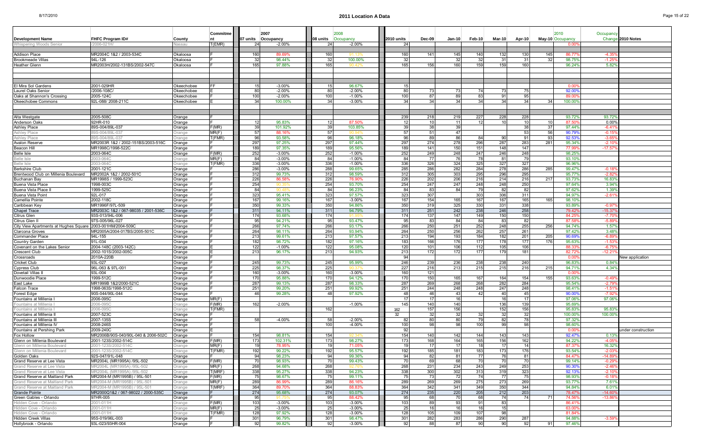# 2011 Location A Data

| Development Name | FHFC Program ID# | County | Commitment | 07 units | 2007 Occupancy | 08 units | 2008 Occupancy | 2010 units | Dec-09 | Jan-10 | Feb-10 | Mar-10 | Apr-10 | May-10 | 2010 Occupancy | Occupancy Change | 2010 Notes |
|---|---|---|---|---|---|---|---|---|---|---|---|---|---|---|---|---|---|
| Whispering Woods Senior | /2006-021H/ | Nassau | T(EMR) | 24 | -2.00% | 24 | -2.00% | 24 | | | | | | | 0.00% | | |
| | | | | | | | | | | | | | | | | | |
| Addison Place | MR2004C 1&2 / 2003-534C | Okaloosa | F | 160 | 89.69% | 160 | 91.11% | 160 | 141 | 145 | 140 | 132 | 130 | 145 | 86.77% | -4.35% | |
| Brookmeade Villas | 94L-126 | Okaloosa | F | 32 | 98.44% | 32 | 100.00% | 32 | | 32 | 32 | 31 | 31 | 32 | 98.75% | -1.25% | |
| Heather Glenn | MR2003H/2002-131BS/2002-547C | Okaloosa | F | 165 | 97.88% | 165 | 90.42% | 165 | 156 | 160 | 159 | 159 | 160 | | 96.24% | 5.82% | |
| | | | | | | | | | | | | | | | | | |
| | | | | | | | | | | | | | | | | | |
| El Mira Sol Gardens | 2001-029HR | Okeechobee | FF | 15 | -3.00% | 15 | 96.67% | 15 | | | | | | | 0.00% | | |
| Laurel Oaks Senior | /2006-108C/ | Okeechobee | E | 80 | -2.00% | 80 | -2.00% | 80 | 73 | 73 | 74 | 73 | 75 | | 92.00% | | |
| Oaks at Shannon's Crossing | 2005-124C | Okeechobee | F | 100 | -2.00% | 100 | -1.00% | 100 | 87 | 89 | 83 | 91 | 95 | | 89.00% | | |
| Okeechobee Commons | 92L-088/ 2008-211C | Okeechobee | E | 34 | 100.00% | 34 | -3.00% | 34 | 34 | 34 | 34 | 34 | 34 | 34 | 100.00% | | |
| | | | | | | | | | | | | | | | | | |
| | | | | | | | | | | | | | | | | | |
| Alta Westgate | 2005-508C | Orange | F | | | | | 239 | 218 | 219 | 227 | 228 | 228 | | 93.72% | 93.72% | |
| Anderson Oaks | 92HR-010 | Orange | F | 12 | 95.83% | 12 | 87.50% | 12 | 10 | 11 | 12 | 10 | 10 | 10 | 87.50% | 0.00% | |
| Ashley Place | 89S-004/89L-037 | Orange | F(MR) | 39 | 101.92% | 39 | 103.85% | 39 | 38 | 39 | | | 38 | 37 | 97.44% | -6.41% | |
| Ashley Place | 89S-004/89L-037 | Orange | MR(F) | 57 | 88.16% | 57 | 90.94% | 57 | 51 | 47 | | | 53 | 56 | 90.79% | -0.15% | |
| Ashley Place | 89S-004/89L-037 | Orange | T(FMR) | 96 | 93.58% | 96 | 96.18% | 96 | 89 | 86 | 84 | 90 | 91 | 93 | 92.53% | -3.65% | |
| Avalon Reserve | MR2003R 1&2 / 2002-151BS/2003-516C | Orange | F | 297 | 97.25% | 297 | 97.44% | 297 | 274 | 278 | 296 | 287 | 283 | 281 | 95.34% | -2.10% | |
| Beacon Hill | MR1998C/1998-522C | Orange | F | 189 | 97.35% | 189 | 95.56% | 189 | 141 | 150 | 151 | 148 | 147 | | 77.99% | -17.57% | |
| Belle Isle | 2003-064C | Orange | F(MR) | 252 | -3.00% | 252 | -1.00% | 252 | 249 | 248 | 247 | 246 | 248 | | 98.25% | | |
| Belle Isle | 2003-064C | Orange | MR(F) | 84 | -3.00% | 84 | -1.00% | 84 | 77 | 76 | 78 | 81 | 79 | | 93.10% | | |
| Belle Isle | 2003-064C | Orange | T(FMR) | 336 | -3.00% | 336 | -1.00% | 336 | 326 | 324 | 325 | 327 | 327 | | 96.96% | | |
| Berkshire Club | 2001-121C | Orange | F | 286 | -3.00% | 288 | 99.65% | 285 | 286 | 282 | 284 | 278 | 286 | 285 | 99.47% | -0.18% | |
| Brentwood Club on Millenia Boulevard | MR2002A 1&2 / 2002-501C | Orange | F | 312 | 99.73% | 312 | 98.59% | 312 | 305 | 303 | 295 | 296 | 295 | | 95.77% | -2.82% | |
| Buchanan Bay | MR1998S / 1999-523C | Orange | F | 226 | 86.58% | 226 | 76.90% | 226 | 202 | 206 | 216 | 214 | 216 | 217 | 93.73% | 16.83% | |
| Buena Vista Place | 1998-003C | Orange | F | 254 | 90.35% | 254 | 93.70% | 254 | 247 | 247 | 248 | 248 | 250 | | 97.64% | 3.94% | |
| Buena Vista Place II | 1999-525C | Orange | F | 84 | 91.48% | 84 | 96.23% | 84 | 83 | 84 | 79 | 82 | 82 | | 97.62% | 1.39% | |
| Buena Vista Point | 92L-017 | Orange | F | 323 | 95.41% | 323 | 97.57% | 323 | 307 | | 303 | 306 | 311 | | 94.97% | -2.61% | |
| Camellia Pointe | 2002-118C | Orange | F | 167 | 99.16% | 167 | -3.00% | 167 | 154 | 165 | 167 | 167 | 165 | 165 | 96.10% | | |
| Caribbean Key | MR1996F/97L-509 | Orange | F | 350 | 99.33% | 350 | 94.86% | 350 | 319 | 325 | 330 | 331 | 338 | | 93.89% | -0.97% | |
| Chapel Trace | MR2003C 1&2 / 067-98035 / 2001-536C | Orange | F | 311 | 94.11% | 311 | 94.79% | 311 | 251 | 242 | 238 | 246 | 258 | | 79.42% | -15.37% | |
| Citrus Glen | 93S-013/94L-006 | Orange | F | 174 | 93.68% | 174 | 91.95% | 174 | 137 | 147 | 149 | 150 | 150 | | 84.25% | -7.70% | |
| Citrus Glen II | 97S-005/96L-027 | Orange | F | 95 | 94.21% | 95 | 93.47% | 95 | 83 | 84 | 84 | 83 | 82 | | 87.58% | -5.89% | |
| City View Apartments at Hughes Square | 2003-001HM/2004-509C | Orange | F | 266 | 97.74% | 266 | 93.17% | 266 | 250 | 251 | 252 | 248 | 255 | 256 | 94.74% | 1.57% | |
| Clarcona Groves | MR2005A/2004-017BS/2005-501C | Orange | F | 264 | 98.11% | 264 | 93.94% | 264 | 250 | 256 | 262 | 257 | 261 | | 97.42% | 3.48% | |
| Commander Place | 94L-155 | Orange | F | 213 | 99.61% | 213 | 97.57% | 213 | 194 | 193 | 184 | 182 | 201 | 205 | 90.69% | -6.89% | |
| Country Garden | 91L-034 | Orange | F | 182 | 98.72% | 182 | 97.16% | 183 | 166 | 176 | 177 | 178 | 177 | 176 | 95.63% | -1.53% | |
| Covenant on the Lakes Senior | 2004-148C (2003-142C) | Orange | E | 122 | -1.00% | 122 | 95.08% | 120 | 101 | 106 | 112 | 105 | 106 | | 88.33% | -6.75% | |
| Crescent Club | 2002-101S/2002-005C | Orange | E | 213 | 96.17% | 213 | 94.93% | 213 | 172 | 172 | 177 | 179 | 181 | | 82.72% | -12.21% | |
| Crossroads | 2010A-220B | Orange | F | | | | | 94 | | | | | | | 0.00% | | New application |
| Cricket Club | 93L-027 | Orange | F | 245 | 99.73% | 245 | 95.99% | 246 | 239 | 236 | 238 | 238 | 240 | | 96.83% | 0.84% | |
| Cypress Club | 96L-063 & 97L-001 | Orange | F | 225 | 98.37% | 225 | 90.37% | 227 | 216 | 213 | 215 | 215 | 216 | 215 | 94.71% | 4.34% | |
| Dovetail Villas II | 93L-004 | Orange | F | 160 | -3.00% | 160 | -3.00% | 160 | 121 | | | | | | 0.00% | | |
| Dunwoodie Place | 1999-512C | Orange | F | 170 | 95.88% | 170 | 94.12% | 170 | 150 | 165 | 167 | 164 | 154 | 155 | 93.63% | -0.49% | |
| East Lake | MR1999B 1&2/2000-521C | Orange | F | 287 | 99.13% | 287 | 98.33% | 287 | 269 | 268 | 268 | 282 | 284 | | 95.54% | -2.79% | |
| Falcon Trace | 1998-063S/1998-512C | Orange | F | 251 | 99.20% | 251 | 99.92% | 251 | 244 | 248 | 248 | 247 | 248 | | 98.41% | -1.51% | |
| Forest Edge | 90S-004/90L-044 | Orange | F | 46 | 99.28% | 48 | 97.92% | 48 | 46 | 43 | 42 | 40 | 45 | | 90.00% | -7.92% | |
| Fountains at Millenia I | 2006-095C | Orange | MR(F) | | | | | 17 | 17 | 16 | | 16 | 17 | | 97.06% | 97.06% | |
| Fountains at Millenia I | 2006-095C | Orange | F(MR) | 162 | -2.00% | | -1.00% | 145 | 140 | 140 | | 136 | 139 | | 95.69% | | |
| Fountains at Millenia I | 2006-095C | Orange | T(FMR) | | | 162 | | 162 | 157 | 156 | | 152 | 156 | | 95.83% | 95.83% | |
| Fountains at Millenia II | 2007-523C | Orange | F | | | | | 32 | 32 | 32 | 32 | 32 | 32 | | 100.00% | 100.00% | |
| Fountains at Millenia III | 2007-135S | Orange | F | 58 | -4.00% | 58 | -2.00% | 82 | 80 | 80 | 79 | 82 | 78 | | 97.32% | | |
| Fountains at Millenia IV | 2008-246S | Orange | F | | | 100 | -4.00% | 100 | 98 | 98 | 100 | 99 | 98 | | 98.60% | | |
| Fountains at Pershing Park | 2009-240C | Orange | E | | | | | 92 | | | | | | | 0.00% | | under construction |
| Fox Hollow | MR2006B/90S-040/90L-040 & 2006-502C | Orange | F | 154 | 98.81% | 154 | 92.34% | 154 | 140 | 142 | 144 | 143 | 143 | | 92.47% | 0.13% | |
| Glenn on Millenia Boulevard | 2001-123S/2002-514C | Orange | F(MR) | 173 | 102.31% | 173 | 98.27% | 173 | 168 | 164 | 165 | 156 | 162 | | 94.22% | -4.05% | |
| Glenn on Millenia Boulevard | 2001-123S/2002-514C | Orange | MR(F) | 19 | 78.95% | 19 | 71.05% | 19 | 17 | 17 | 18 | 17 | 14 | | 87.37% | 16.32% | |
| Glenn on Millenia Boulevard | 2001-123S/2002-514C | Orange | T(FMR) | 192 | 99.22% | 192 | 95.57% | 192 | 185 | 181 | 183 | 173 | 176 | | 93.54% | -2.03% | |
| Golden Oaks | 92S-047/91L-048 | Orange | F | 94 | 98.23% | 94 | 99.36% | 94 | 82 | 81 | 77 | 76 | 81 | | 84.47% | -14.89% | |
| Grand Reserve at Lee Vista | MR2004L (MR1995A) /95L-502 | Orange | F(MR) | 70 | 98.93% | 70 | 99.43% | 70 | 69 | 68 | 70 | 70 | 70 | | 99.14% | -0.29% | |
| Grand Reserve at Lee Vista | MR2004L (MR1995A) /95L-502 | Orange | MR(F) | 268 | 94.68% | 268 | 92.76% | 268 | 231 | 234 | 243 | 249 | 253 | | 90.30% | -2.46% | |
| Grand Reserve at Lee Vista | MR2004L (MR1995A) /95L-502 | Orange | T(MRF) | 338 | 95.27% | 338 | 94.23% | 338 | 300 | 302 | 313 | 319 | 323 | | 92.13% | -2.10% | |
| Grand Reserve at Maitland Park | MR2004-M (MR1995B) / 95L-501 | Orange | F(MR) | 75 | 98.67% | 75 | 99.11% | 75 | 73 | 72 | 74 | 77 | 75 | | 98.93% | -0.18% | |
| Grand Reserve at Maitland Park | MR2004-M (MR1995B) / 95L-501 | Orange | MR(F) | 289 | 86.99% | 289 | 86.16% | 289 | 269 | 269 | 275 | 273 | 269 | | 93.77% | 7.61% | |
| Grand Reserve at Maitland Park | MR2004-M (MR1995B) / 95L-501 | Orange | T(MRF) | 364 | 89.70% | 364 | 88.83% | 364 | 342 | 341 | 349 | 350 | 344 | | 94.84% | 6.01% | |
| Grande Pointe | MR2000Q1&2 / 067-98022 / 2000-535C | Orange | F | 274 | 95.68% | 274 | 93.07% | 274 | 235 | 220 | 205 | 212 | 203 | | 78.47% | -14.60% | |
| Green Gables - Orlando | 97HR-005 | Orange | F | 95 | 91.79% | 95 | 88.42% | 95 | 68 | 70 | 68 | 74 | 74 | 71 | 74.56% | -13.86% | |
| Hidden Cove - Orlando | 2001-011H | Orange | F(MR) | 103 | -3.00% | 103 | -3.00% | 103 | 89 | 93 | 91 | 83 | | | 86.41% | | |
| Hidden Cove - Orlando | 2001-011H | Orange | MR(F) | 25 | -3.00% | 25 | -3.00% | 25 | 16 | 16 | 16 | 15 | | | 63.00% | | |
| Hidden Cove - Orlando | 2001-011H | Orange | T(FMR) | 128 | 97.92% | 128 | -3.00% | 128 | 105 | 109 | 107 | 98 | | | 81.84% | | |
| Hidden Creek Villas | 95S-019/96L-003 | Orange | F | 301 | 96.79% | 301 | 98.47% | 301 | 282 | 283 | 286 | 290 | 287 | | 94.88% | -3.59% | |
| Hollybrook - Orlando | 93L-023/93HR-004 | Orange | F | 92 | 99.82% | 92 | -3.00% | 92 | 88 | 87 | 90 | 90 | 92 | 91 | 97.46% | | |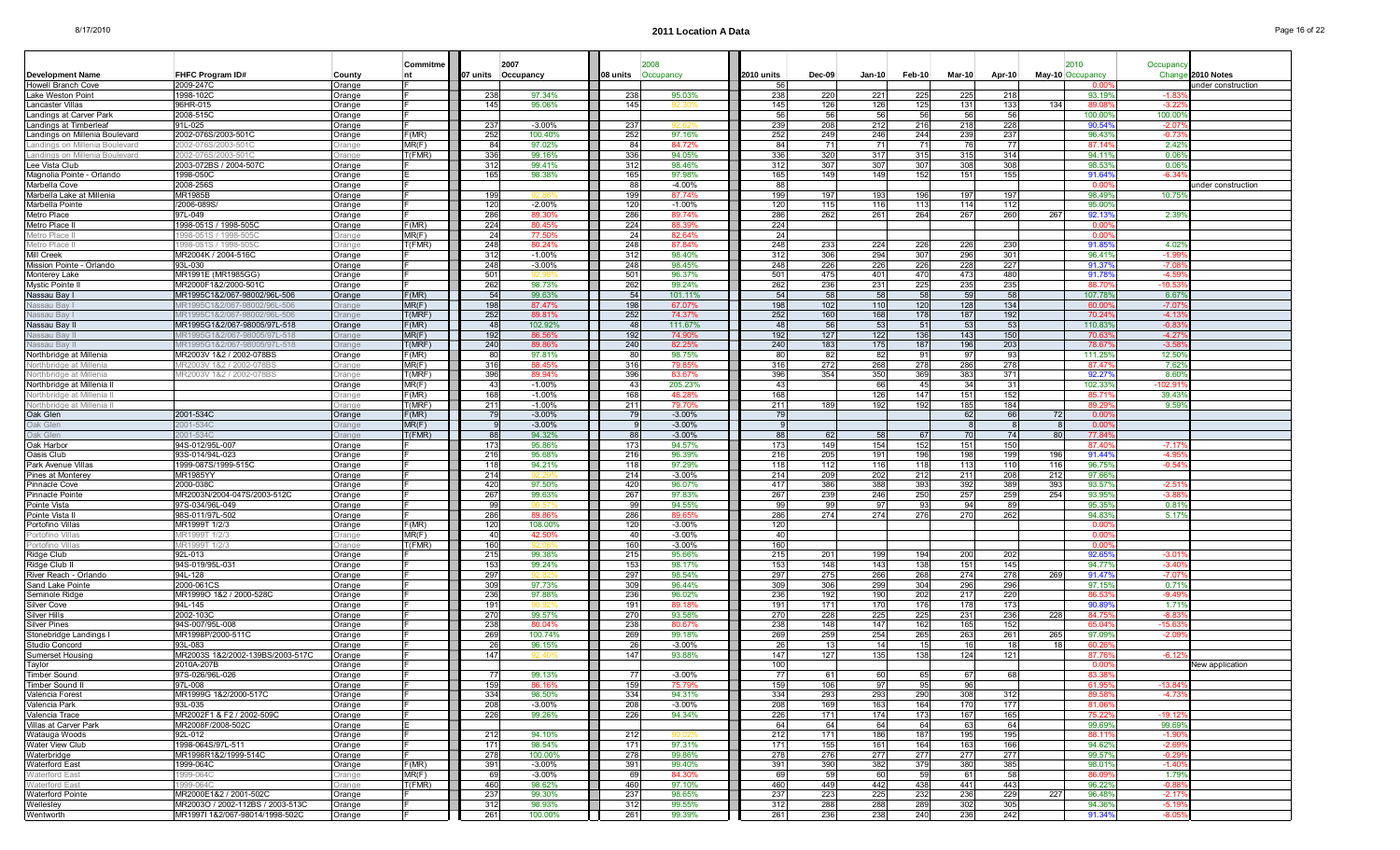# 2011 Location A Data

| Development Name | FHFC Program ID# | County | Commitment | 07 units | 2007 Occupancy | 08 units | 2008 Occupancy | 2010 units | Dec-09 | Jan-10 | Feb-10 | Mar-10 | Apr-10 | May-10 | 2010 Occupancy | Occupancy Change | 2010 Notes |
|---|---|---|---|---|---|---|---|---|---|---|---|---|---|---|---|---|---|
| Howell Branch Cove | 2009-247C | Orange | F | | | | | 56 | | | | | | | 0.00% | | under construction |
| Lake Weston Point | 1998-102C | Orange | F | 238 | 97.34% | 238 | 95.03% | 238 | 220 | 221 | 225 | 225 | 218 | | 93.19% | -1.83% | |
| Lancaster Villas | 96HR-015 | Orange | F | 145 | 95.06% | 145 | 92.30% | 145 | 126 | 126 | 125 | 131 | 133 | 134 | 89.08% | -3.22% | |
| Landings at Carver Park | 2008-515C | Orange | F | | | | | 56 | 56 | 56 | 56 | 56 | 56 | | 100.00% | 100.00% | |
| Landings at Timberleaf | 91L-025 | Orange | F | 237 | -3.00% | 237 | 92.62% | 239 | 208 | 212 | 216 | 218 | 228 | | 90.54% | -2.07% | |
| Landings on Millenia Boulevard | 2002-076S/2003-501C | Orange | F(MR) | 252 | 100.40% | 252 | 97.16% | 252 | 249 | 246 | 244 | 239 | 237 | | 96.43% | -0.73% | |
| Landings on Millenia Boulevard | 2002-076S/2003-501C | Orange | MR(F) | 84 | 97.02% | 84 | 84.72% | 84 | 71 | 71 | 71 | 76 | 77 | | 87.14% | 2.42% | |
| Landings on Millenia Boulevard | 2002-076S/2003-501C | Orange | T(FMR) | 336 | 99.16% | 336 | 94.05% | 336 | 320 | 317 | 315 | 315 | 314 | | 94.11% | 0.06% | |
| Lee Vista Club | 2003-072BS / 2004-507C | Orange | F | 312 | 99.41% | 312 | 98.46% | 312 | 307 | 307 | 307 | 308 | 308 | | 98.53% | 0.06% | |
| Magnolia Pointe - Orlando | 1998-050C | Orange | E | 165 | 98.38% | 165 | 97.98% | 165 | 149 | 149 | 152 | 151 | 155 | | 91.64% | -6.34% | |
| Marbella Cove | 2008-256S | Orange | F | | | 88 | -4.00% | 88 | | | | | | | 0.00% | | under construction |
| Marbella Lake at Millenia | MR1985B | Orange | F | 199 | 92.88% | 199 | 87.74% | 199 | 197 | 193 | 196 | 197 | 197 | | 98.49% | 10.75% | |
| Marbella Pointe | /2006-089S/ | Orange | F | 120 | -2.00% | 120 | -1.00% | 120 | 115 | 116 | 113 | 114 | 112 | | 95.00% | | |
| Metro Place | 97L-049 | Orange | F | 286 | 89.30% | 286 | 89.74% | 286 | 262 | 261 | 264 | 267 | 260 | 267 | 92.13% | 2.39% | |
| Metro Place II | 1998-051S / 1998-505C | Orange | F(MR) | 224 | 80.45% | 224 | 88.39% | 224 | | | | | | | 0.00% | | |
| Metro Place II | 1998-051S / 1998-505C | Orange | MR(F) | 24 | 77.50% | 24 | 82.64% | 24 | | | | | | | 0.00% | | |
| Metro Place II | 1998-051S / 1998-505C | Orange | T(FMR) | 248 | 80.24% | 248 | 87.84% | 248 | 233 | 224 | 226 | 226 | 230 | | 91.85% | 4.02% | |
| Mill Creek | MR2004K / 2004-516C | Orange | F | 312 | -1.00% | 312 | 98.40% | 312 | 306 | 294 | 307 | 296 | 301 | | 96.41% | -1.99% | |
| Mission Pointe - Orlando | 93L-030 | Orange | F | 248 | -3.00% | 248 | 98.45% | 248 | 226 | 226 | 226 | 228 | 227 | | 91.37% | -7.08% | |
| Monterey Lake | MR1991E (MR1985GG) | Orange | F | 501 | 92.92% | 501 | 96.37% | 501 | 475 | 401 | 470 | 473 | 480 | | 91.78% | -4.59% | |
| Mystic Pointe II | MR2000F1&2/2000-501C | Orange | F | 262 | 96.73% | 262 | 99.24% | 262 | 236 | 231 | 225 | 235 | 235 | | 88.70% | -10.53% | |
| Nassau Bay I | MR1995C1&2/067-98002/96L-506 | Orange | F(MR) | 54 | 99.63% | 54 | 101.11% | 54 | 58 | 58 | 58 | 59 | 58 | | 107.78% | 6.67% | |
| Nassau Bay I | MR1995C1&2/067-98002/96L-506 | Orange | MR(F) | 198 | 87.47% | 198 | 67.07% | 198 | 102 | 110 | 120 | 128 | 134 | | 60.00% | -7.07% | |
| Nassau Bay I | MR1995C1&2/067-98002/96L-506 | Orange | T(MRF) | 252 | 89.81% | 252 | 74.37% | 252 | 160 | 168 | 178 | 187 | 192 | | 70.24% | -4.13% | |
| Nassau Bay II | MR1995G1&2/067-98005/97L-518 | Orange | F(MR) | 48 | 102.92% | 48 | 111.67% | 48 | 56 | 53 | 51 | 53 | 53 | | 110.83% | -0.83% | |
| Nassau Bay II | MR1995G1&2/067-98005/97L-518 | Orange | MR(F) | 192 | 86.56% | 192 | 74.90% | 192 | 127 | 122 | 136 | 143 | 150 | | 70.63% | -4.27% | |
| Nassau Bay II | MR1995G1&2/067-98005/97L-518 | Orange | T(MRF) | 240 | 89.86% | 240 | 82.25% | 240 | 183 | 175 | 187 | 196 | 203 | | 78.67% | -3.58% | |
| Northbridge at Millenia | MR2003V 1&2 / 2002-078BS | Orange | F(MR) | 80 | 97.81% | 80 | 98.75% | 80 | 82 | 82 | 91 | 97 | 93 | | 111.25% | 12.50% | |
| Northbridge at Millenia | MR2003V 1&2 / 2002-078BS | Orange | MR(F) | 316 | 88.45% | 316 | 79.85% | 316 | 272 | 268 | 278 | 286 | 278 | | 87.47% | 7.62% | |
| Northbridge at Millenia | MR2003V 1&2 / 2002-078BS | Orange | T(MRF) | 396 | 89.94% | 396 | 83.67% | 396 | 354 | 350 | 369 | 383 | 371 | | 92.27% | 8.60% | |
| Northbridge at Millenia II | | Orange | MR(F) | 43 | -1.00% | 43 | 205.23% | 43 | | 66 | 45 | 34 | 31 | | 102.33% | -102.91% | |
| Northbridge at Millenia II | | Orange | F(MR) | 168 | -1.00% | 168 | 46.28% | 168 | | 126 | 147 | 151 | 152 | | 85.71% | 39.43% | |
| Northbridge at Millenia II | | Orange | T(MRF) | 211 | -1.00% | 211 | 79.70% | 211 | 189 | 192 | 192 | 185 | 184 | | 89.29% | 9.59% | |
| Oak Glen | 2001-534C | Orange | F(MR) | 79 | -3.00% | 79 | -3.00% | 79 | | | | 62 | 66 | 72 | 0.00% | | |
| Oak Glen | 2001-534C | Orange | MR(F) | 9 | -3.00% | 9 | -3.00% | 9 | | | | 8 | 8 | 8 | 0.00% | | |
| Oak Glen | 2001-534C | Orange | T(FMR) | 88 | 94.32% | 88 | -3.00% | 88 | 62 | 58 | 67 | 70 | 74 | 80 | 77.84% | | |
| Oak Harbor | 94S-012/95L-007 | Orange | F | 173 | 95.86% | 173 | 94.57% | 173 | 149 | 154 | 152 | 151 | 150 | | 87.40% | -7.17% | |
| Oasis Club | 93S-014/94L-023 | Orange | F | 216 | 95.68% | 216 | 96.39% | 216 | 205 | 191 | 196 | 198 | 199 | 196 | 91.44% | -4.95% | |
| Park Avenue Villas | 1999-087S/1999-515C | Orange | F | 118 | 94.21% | 118 | 97.29% | 118 | 112 | 116 | 118 | 113 | 110 | 116 | 96.75% | -0.54% | |
| Pines at Monterey | MR1985YY | Orange | F | 214 | 92.29% | 214 | -3.00% | 214 | 209 | 202 | 212 | 211 | 208 | 212 | 97.66% | | |
| Pinnacle Cove | 2000-038C | Orange | F | 420 | 97.50% | 420 | 96.07% | 417 | 386 | 388 | 393 | 392 | 389 | 393 | 93.57% | -2.51% | |
| Pinnacle Pointe | MR2003N/2004-047S/2003-512C | Orange | F | 267 | 99.63% | 267 | 97.83% | 267 | 239 | 246 | 250 | 257 | 259 | 254 | 93.95% | -3.88% | |
| Pointe Vista | 97S-034/96L-049 | Orange | F | 99 | 90.97% | 99 | 94.55% | 99 | 99 | 97 | 93 | 94 | 89 | | 95.35% | 0.81% | |
| Pointe Vista II | 98S-011/97L-502 | Orange | F | 286 | 89.86% | 286 | 89.65% | 286 | 274 | 274 | 276 | 270 | 262 | | 94.83% | 5.17% | |
| Portofino Villas | MR1999T 1/2/3 | Orange | F(MR) | 120 | 108.00% | 120 | -3.00% | 120 | | | | | | | 0.00% | | |
| Portofino Villas | MR1999T 1/2/3 | Orange | MR(F) | 40 | 42.50% | 40 | -3.00% | 40 | | | | | | | 0.00% | | |
| Portofino Villas | MR1999T 1/2/3 | Orange | T(FMR) | 160 | 92.38% | 160 | -3.00% | 160 | | | | | | | 0.00% | | |
| Ridge Club | 92L-013 | Orange | F | 215 | 99.38% | 215 | 95.66% | 215 | 201 | 199 | 194 | 200 | 202 | | 92.65% | -3.01% | |
| Ridge Club II | 94S-019/95L-031 | Orange | F | 153 | 99.24% | 153 | 98.17% | 153 | 148 | 143 | 138 | 151 | 145 | | 94.77% | -3.40% | |
| River Reach - Orlando | 94L-128 | Orange | F | 297 | 92.47% | 297 | 98.54% | 297 | 275 | 266 | 268 | 274 | 276 | 269 | 91.47% | -7.07% | |
| Sand Lake Pointe | 2000-061CS | Orange | F | 309 | 97.73% | 309 | 96.44% | 309 | 306 | 299 | 304 | 296 | 296 | | 97.15% | 0.71% | |
| Seminole Ridge | MR1999O 1&2 / 2000-528C | Orange | F | 236 | 97.88% | 236 | 96.02% | 236 | 192 | 190 | 202 | 217 | 220 | | 86.53% | -9.49% | |
| Silver Cove | 94L-145 | Orange | F | 191 | 90.92% | 191 | 89.18% | 191 | 171 | 170 | 176 | 178 | 173 | | 90.89% | 1.71% | |
| Silver Hills | 2002-103C | Orange | F | 270 | 99.57% | 270 | 93.58% | 270 | 228 | 225 | 225 | 231 | 236 | 228 | 84.75% | -8.83% | |
| Silver Pines | 94S-007/95L-008 | Orange | F | 238 | 80.04% | 238 | 80.67% | 238 | 148 | 147 | 162 | 165 | 152 | | 65.04% | -15.63% | |
| Stonebridge Landings I | MR1998P/2000-511C | Orange | F | 269 | 100.74% | 269 | 99.18% | 269 | 259 | 254 | 265 | 263 | 261 | 265 | 97.09% | -2.09% | |
| Studio Concord | 93L-083 | Orange | F | 26 | 96.15% | 26 | -3.00% | 26 | 13 | 14 | 15 | 16 | 18 | 18 | 60.26% | | |
| Sumerset Housing | MR2003S 1&2/2002-139BS/2003-517C | Orange | F | 147 | 92.40% | 147 | 93.88% | 147 | 127 | 135 | 138 | 124 | 121 | | 87.76% | -6.12% | |
| Taylor | 2010A-207B | Orange | F | | | | | 100 | | | | | | | 0.00% | | New application |
| Timber Sound | 97S-026/96L-026 | Orange | F | 77 | 99.13% | 77 | -3.00% | 77 | 61 | 60 | 65 | 67 | 68 | | 83.38% | | |
| Timber Sound II | 97L-008 | Orange | F | 159 | 86.16% | 159 | 75.79% | 159 | 106 | 97 | 95 | 96 | | | 61.95% | -13.84% | |
| Valencia Forest | MR1999G 1&2/2000-517C | Orange | F | 334 | 98.50% | 334 | 94.31% | 334 | 293 | 293 | 290 | 308 | 312 | | 89.58% | -4.73% | |
| Valencia Park | 93L-035 | Orange | F | 208 | -3.00% | 208 | -3.00% | 208 | 169 | 163 | 164 | 170 | 177 | | 81.06% | | |
| Valencia Trace | MR2002F1 & F2 / 2002-509C | Orange | F | 226 | 99.26% | 226 | 94.34% | 226 | 171 | 174 | 173 | 167 | 165 | | 75.22% | -19.12% | |
| Villas at Carver Park | MR2008F/2008-502C | Orange | E | | | | | 64 | 64 | 64 | 64 | 63 | 64 | | 99.69% | 99.69% | |
| Watauga Woods | 92L-012 | Orange | F | 212 | 94.10% | 212 | 90.02% | 212 | 171 | 186 | 187 | 195 | 195 | | 88.11% | -1.90% | |
| Water View Club | 1998-064S/97L-511 | Orange | F | 171 | 98.54% | 171 | 97.31% | 171 | 155 | 161 | 164 | 163 | 166 | | 94.62% | -2.69% | |
| Waterbridge | MR1998R1&2/1999-514C | Orange | F | 278 | 100.00% | 278 | 99.86% | 278 | 276 | 277 | 277 | 277 | 277 | | 99.57% | -0.29% | |
| Waterford East | 1999-064C | Orange | F(MR) | 391 | -3.00% | 391 | 99.40% | 391 | 390 | 382 | 379 | 380 | 385 | | 98.01% | -1.40% | |
| Waterford East | 1999-064C | Orange | MR(F) | 69 | -3.00% | 69 | 84.30% | 69 | 59 | 60 | 59 | 61 | 58 | | 86.09% | 1.79% | |
| Waterford East | 1999-064C | Orange | T(FMR) | 460 | 98.62% | 460 | 97.10% | 460 | 449 | 442 | 438 | 441 | 443 | | 96.22% | -0.88% | |
| Waterford Pointe | MR2000E1&2 / 2001-502C | Orange | F | 237 | 99.30% | 237 | 98.65% | 237 | 223 | 225 | 232 | 236 | 229 | 227 | 96.48% | -2.17% | |
| Wellesley | MR2003O / 2002-112BS / 2003-513C | Orange | F | 312 | 98.93% | 312 | 99.55% | 312 | 288 | 288 | 289 | 302 | 305 | | 94.36% | -5.19% | |
| Wentworth | MR1997I 1&2/067-98014/1998-502C | Orange | F | 261 | 100.00% | 261 | 99.39% | 261 | 236 | 238 | 240 | 236 | 242 | | 91.34% | -8.05% | |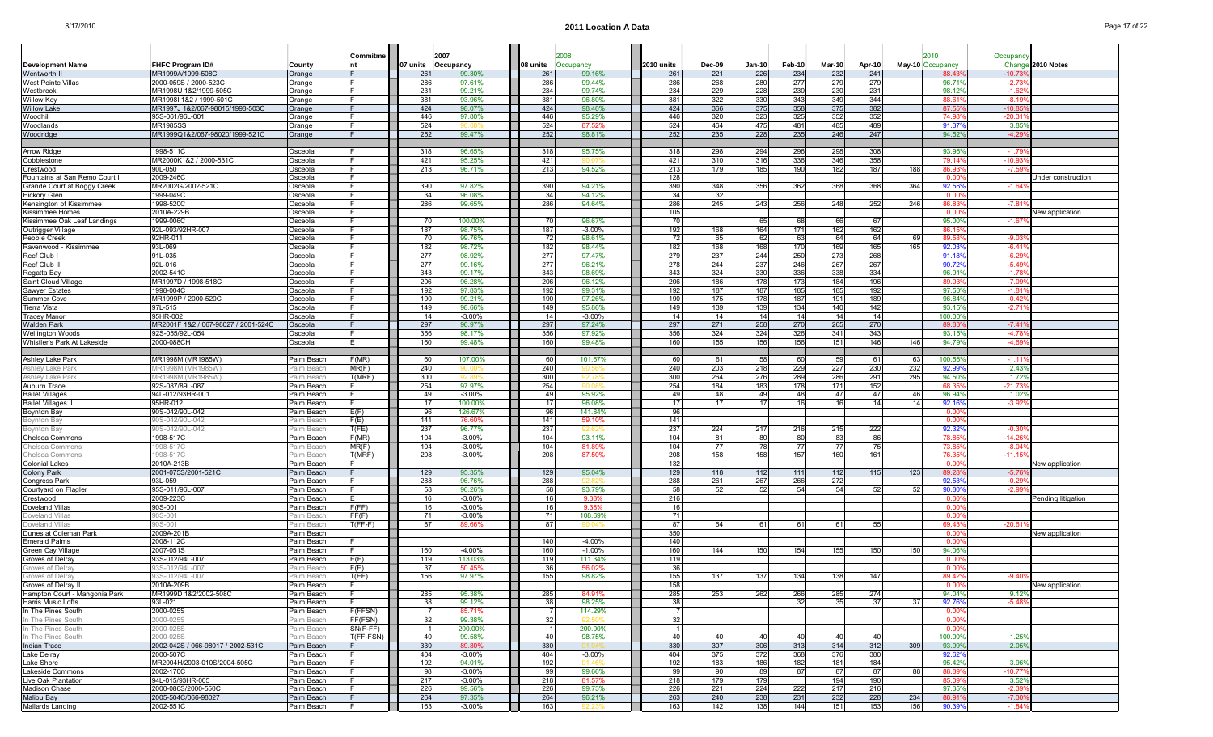# 2011 Location A Data

| Development Name | FHFC Program ID# | County | Commitment | 07 units | 2007 Occupancy | 08 units | 2008 Occupancy | 2010 units | Dec-09 | Jan-10 | Feb-10 | Mar-10 | Apr-10 | May-10 | 2010 Occupancy | Occupancy Change | 2010 Notes |
|---|---|---|---|---|---|---|---|---|---|---|---|---|---|---|---|---|---|
| Wentworth II | MR1999A/1999-508C | Orange | F | 261 | 99.30% | 261 | 99.16% | 261 | 221 | 226 | 234 | 232 | 241 | | 88.43% | -10.73% | |
| West Pointe Villas | 2000-059S / 2000-523C | Orange | F | 286 | 97.61% | 286 | 99.44% | 286 | 268 | 280 | 277 | 279 | 279 | | 96.71% | -2.73% | |
| Westbrook | MR1998I 1&2/1999-505C | Orange | F | 231 | 99.21% | 234 | 99.74% | 234 | 229 | 228 | 230 | 230 | 231 | | 98.12% | -1.62% | |
| Willow Key | MR1998I 1&2 / 1999-501C | Orange | F | 381 | 93.96% | 381 | 96.80% | 381 | 322 | 330 | 343 | 349 | 344 | | 88.61% | -8.19% | |
| Willow Lake | MR1997J 1&2/067-98015/1998-503C | Orange | F | 424 | 98.07% | 424 | 98.40% | 424 | 366 | 375 | 358 | 375 | 382 | | 87.55% | -10.85% | |
| Woodhill | 95S-061/96L-001 | Orange | F | 446 | 97.80% | 446 | 95.29% | 446 | 320 | 323 | 325 | 352 | 352 | | 74.98% | -20.31% | |
| Woodlands | MR1985SS | Orange | F | 524 | 90.66% | 524 | 87.52% | 524 | 464 | 475 | 481 | 485 | 489 | | 91.37% | 3.85% | |
| Woodridge | MR1999Q1&2/067-98020/1999-521C | Orange | F | 252 | 99.47% | 252 | 98.81% | 252 | 235 | 228 | 235 | 246 | 247 | | 94.52% | -4.29% | |
| | | | | | | | | | | | | | | | | | |
| Arrow Ridge | 1998-511C | Osceola | F | 318 | 96.65% | 318 | 95.75% | 318 | 298 | 294 | 296 | 298 | 308 | | 93.96% | -1.79% | |
| Cobblestone | MR2000K1&2 / 2000-531C | Osceola | F | 421 | 95.25% | 421 | 90.07% | 421 | 310 | 316 | 336 | 346 | 358 | | 79.14% | -10.93% | |
| Crestwood | 90L-050 | Osceola | F | 213 | 96.71% | 213 | 94.52% | 213 | 179 | 185 | 190 | 182 | 187 | 188 | 86.93% | -7.59% | |
| Fountains at San Remo Court I | 2009-246C | Osceola | F | | | | | 128 | | | | | | | 0.00% | | Under construction |
| Grande Court at Boggy Creek | MR2002G/2002-521C | Osceola | F | 390 | 97.82% | 390 | 94.21% | 390 | 348 | 356 | 362 | 368 | 368 | 364 | 92.56% | -1.64% | |
| Hickory Glen | 1999-049C | Osceola | F | 34 | 96.08% | 34 | 94.12% | 34 | 32 | | | | | | 0.00% | | |
| Kensington of Kissimmee | 1998-520C | Osceola | F | 286 | 99.65% | 286 | 94.64% | 286 | 245 | 243 | 256 | 248 | 252 | 246 | 86.83% | -7.81% | |
| Kissimmee Homes | 2010A-229B | Osceola | F | | | | | 105 | | | | | | | 0.00% | | New application |
| Kissimmee Oak Leaf Landings | 1999-006C | Osceola | F | 70 | 100.00% | 70 | 96.67% | 70 | | 65 | 68 | 66 | 67 | | 95.00% | -1.67% | |
| Outrigger Village | 92L-093/92HR-007 | Osceola | F | 187 | 98.75% | 187 | -3.00% | 192 | 168 | 164 | 171 | 162 | 162 | | 86.15% | | |
| Pebble Creek | 92HR-011 | Osceola | F | 70 | 99.76% | 72 | 98.61% | 72 | 65 | 62 | 63 | 64 | 64 | 69 | 89.58% | -9.03% | |
| Ravenwood - Kissimmee | 93L-069 | Osceola | F | 182 | 98.72% | 182 | 98.44% | 182 | 168 | 168 | 170 | 169 | 165 | 165 | 92.03% | -6.41% | |
| Reef Club I | 91L-035 | Osceola | F | 277 | 98.92% | 277 | 97.47% | 279 | 237 | 244 | 250 | 273 | 268 | | 91.18% | -6.29% | |
| Reef Club II | 92L-016 | Osceola | F | 277 | 99.16% | 277 | 96.21% | 278 | 244 | 237 | 246 | 267 | 267 | | 90.72% | -5.49% | |
| Regatta Bay | 2002-541C | Osceola | F | 343 | 99.17% | 343 | 98.69% | 343 | 324 | 330 | 336 | 338 | 334 | | 96.91% | -1.78% | |
| Saint Cloud Village | MR1997D / 1998-518C | Osceola | F | 206 | 96.28% | 206 | 96.12% | 206 | 186 | 178 | 173 | 184 | 196 | | 89.03% | -7.09% | |
| Sawyer Estates | 1998-004C | Osceola | F | 192 | 97.83% | 192 | 99.31% | 192 | 187 | 187 | 185 | 185 | 192 | | 97.50% | -1.81% | |
| Summer Cove | MR1999P / 2000-520C | Osceola | F | 190 | 99.21% | 190 | 97.26% | 190 | 175 | 178 | 187 | 191 | 189 | | 96.84% | -0.42% | |
| Tierra Vista | 97L-515 | Osceola | F | 149 | 98.66% | 149 | 95.86% | 149 | 139 | 139 | 134 | 140 | 142 | | 93.15% | -2.71% | |
| Tracey Manor | 95HR-002 | Osceola | F | 14 | -3.00% | 14 | -3.00% | 14 | 14 | 14 | 14 | 14 | 14 | | 100.00% | | |
| Walden Park | MR2001F 1&2 / 067-98027 / 2001-524C | Osceola | F | 297 | 96.97% | 297 | 97.24% | 297 | 271 | 258 | 270 | 265 | 270 | | 89.83% | -7.41% | |
| Wellington Woods | 92S-055/92L-054 | Osceola | F | 356 | 98.17% | 356 | 97.92% | 356 | 324 | 324 | 326 | 341 | 343 | | 93.15% | -4.78% | |
| Whistler's Park At Lakeside | 2000-088CH | Osceola | E | 160 | 99.48% | 160 | 99.48% | 160 | 155 | 156 | 156 | 151 | 146 | 146 | 94.79% | -4.69% | |
| | | | | | | | | | | | | | | | | | |
| Ashley Lake Park | MR1998M (MR1985W) | Palm Beach | F(MR) | 60 | 107.00% | 60 | 101.67% | 60 | 61 | 58 | 60 | 59 | 61 | 63 | 100.56% | -1.11% | |
| Ashley Lake Park | MR1998M (MR1985W) | Palm Beach | MR(F) | 240 | 90.00% | 240 | 90.56% | 240 | 203 | 218 | 229 | 227 | 230 | 232 | 92.99% | 2.43% | |
| Ashley Lake Park | MR1998M (MR1985W) | Palm Beach | T(MRF) | 300 | 92.80% | 300 | 92.78% | 300 | 264 | 276 | 289 | 286 | 291 | 295 | 94.50% | 1.72% | |
| Auburn Trace | 92S-087/89L-087 | Palm Beach | F | 254 | 97.97% | 254 | 89.58% | 254 | 184 | 183 | 178 | 171 | 152 | | 68.35% | -21.73% | |
| Ballet Villages I | 94L-012/93HR-001 | Palm Beach | F | 49 | -3.00% | 49 | 95.92% | 49 | 48 | 49 | 48 | 47 | 47 | 46 | 96.94% | 1.02% | |
| Ballet Villages II | 95HR-012 | Palm Beach | F | 17 | 100.00% | 17 | 96.08% | 17 | 17 | 17 | 16 | 16 | 14 | 14 | 92.16% | -3.92% | |
| Boynton Bay | 90S-042/90L-042 | Palm Beach | E(F) | 96 | 126.67% | 96 | 141.84% | 96 | | | | | | | 0.00% | | |
| Boynton Bay | 90S-042/90L-042 | Palm Beach | F(E) | 141 | 76.60% | 141 | 59.10% | 141 | | | | | | | 0.00% | | |
| Boynton Bay | 90S-042/90L-042 | Palm Beach | T(FE) | 237 | 96.77% | 237 | 92.62% | 237 | 224 | 217 | 216 | 215 | 222 | | 92.32% | -0.30% | |
| Chelsea Commons | 1998-517C | Palm Beach | F(MR) | 104 | -3.00% | 104 | 93.11% | 104 | 81 | 80 | 80 | 83 | 86 | | 78.85% | -14.26% | |
| Chelsea Commons | 1998-517C | Palm Beach | MR(F) | 104 | -3.00% | 104 | 81.89% | 104 | 77 | 78 | 77 | 77 | 75 | | 73.85% | -8.04% | |
| Chelsea Commons | 1998-517C | Palm Beach | T(MRF) | 208 | -3.00% | 208 | 87.50% | 208 | 158 | 158 | 157 | 160 | 161 | | 76.35% | -11.15% | |
| Colonial Lakes | 2010A-213B | Palm Beach | F | | | | | 132 | | | | | | | 0.00% | | New application |
| Colony Park | 2001-075S/2001-521C | Palm Beach | F | 129 | 95.35% | 129 | 95.04% | 129 | 118 | 112 | 111 | 112 | 115 | 123 | 89.28% | -5.76% | |
| Congress Park | 93L-059 | Palm Beach | F | 288 | 96.76% | 288 | 92.82% | 288 | 261 | 267 | 266 | 272 | | | 92.53% | -0.29% | |
| Courtyard on Flagler | 95S-011/96L-007 | Palm Beach | F | 58 | 96.26% | 58 | 93.79% | 58 | 52 | 52 | 54 | 54 | 52 | 52 | 90.80% | -2.99% | |
| Crestwood | 2009-223C | Palm Beach | E | 16 | -3.00% | 16 | 9.38% | 216 | | | | | | | 0.00% | | Pending litigation |
| Doveland Villas | 90S-001 | Palm Beach | F(FF) | 16 | -3.00% | 16 | 9.38% | 16 | | | | | | | 0.00% | | |
| Doveland Villas | 90S-001 | Palm Beach | FF(F) | 71 | -3.00% | 71 | 108.69% | 71 | | | | | | | 0.00% | | |
| Doveland Villas | 90S-001 | Palm Beach | T(FF-F) | 87 | 89.66% | 87 | 90.04% | 87 | 64 | 61 | 61 | 61 | 55 | | 69.43% | -20.61% | |
| Dunes at Coleman Park | 2009A-201B | Palm Beach | | | | | | 350 | | | | | | | 0.00% | | New application |
| Emerald Palms | 2008-112C | Palm Beach | | | | 140 | -4.00% | 140 | | | | | | | 0.00% | | |
| Green Cay Village | 2007-051S | Palm Beach | F | 160 | -4.00% | 160 | -1.00% | 160 | 144 | 150 | 154 | 155 | 150 | 150 | 94.06% | | |
| Groves of Delray | 93S-012/94L-007 | Palm Beach | E(F) | 119 | 113.03% | 119 | 111.34% | 119 | | | | | | | 0.00% | | |
| Groves of Delray | 93S-012/94L-007 | Palm Beach | F(E) | 37 | 50.45% | 36 | 56.02% | 36 | | | | | | | 0.00% | | |
| Groves of Delray | 93S-012/94L-007 | Palm Beach | T(EF) | 156 | 97.97% | 155 | 98.82% | 155 | 137 | 137 | 134 | 138 | 147 | | 89.42% | -9.40% | |
| Groves of Delray II | 2010A-209B | Palm Beach | F | | | | | 158 | | | | | | | 0.00% | | New application |
| Hampton Court - Mangonia Park | MR1999D 1&2/2002-508C | Palm Beach | F | 285 | 95.38% | 285 | 84.91% | 285 | 253 | 262 | 266 | 285 | 274 | | 94.04% | 9.12% | |
| Harris Music Lofts | 93L-021 | Palm Beach | F | 38 | 99.12% | 38 | 98.25% | 38 | | | 32 | 35 | 37 | 37 | 92.76% | -5.48% | |
| In The Pines South | 2000-025S | Palm Beach | F(FFSN) | 7 | 85.71% | 7 | 114.29% | 7 | | | | | | | 0.00% | | |
| In The Pines South | 2000-025S | Palm Beach | FF(FSN) | 32 | 99.38% | 32 | 92.50% | 32 | | | | | | | 0.00% | | |
| In The Pines South | 2000-025S | Palm Beach | SN(F-FF) | 1 | 200.00% | 1 | 200.00% | 1 | | | | | | | 0.00% | | |
| In The Pines South | 2000-025S | Palm Beach | T(FF-FSN) | 40 | 99.58% | 40 | 98.75% | 40 | 40 | 40 | 40 | 40 | 40 | | 100.00% | 1.25% | |
| Indian Trace | 2002-042S / 066-98017 / 2002-531C | Palm Beach | F | 330 | 89.80% | 330 | 91.94% | 330 | 307 | 306 | 313 | 314 | 312 | 309 | 93.99% | 2.05% | |
| Lake Delray | 2000-507C | Palm Beach | F | 404 | -3.00% | 404 | -3.00% | 404 | 375 | 372 | 368 | 376 | 380 | | 92.62% | | |
| Lake Shore | MR2004H/2003-010S/2004-505C | Palm Beach | F | 192 | 94.01% | 192 | 91.46% | 192 | 183 | 186 | 182 | 181 | 184 | | 95.42% | 3.96% | |
| Lakeside Commons | 2002-170C | Palm Beach | F | 98 | -3.00% | 99 | 99.66% | 99 | 90 | 89 | 87 | 87 | 87 | 88 | 88.89% | -10.77% | |
| Live Oak Plantation | 94L-015/93HR-005 | Palm Beach | F | 217 | -3.00% | 218 | 81.57% | 218 | 179 | 179 | | 194 | 190 | | 85.09% | 3.52% | |
| Madison Chase | 2000-086S/2000-550C | Palm Beach | F | 226 | 99.56% | 226 | 99.73% | 226 | 221 | 224 | 222 | 217 | 216 | | 97.35% | -2.39% | |
| Malibu Bay | 2005-504C/066-98027 | Palm Beach | F | 264 | 97.35% | 264 | 96.21% | 263 | 240 | 238 | 231 | 232 | 228 | 234 | 88.91% | -7.30% | |
| Mallards Landing | 2002-551C | Palm Beach | F | 163 | -3.00% | 163 | 92.23% | 163 | 142 | 138 | 144 | 151 | 153 | 156 | 90.39% | -1.84% | |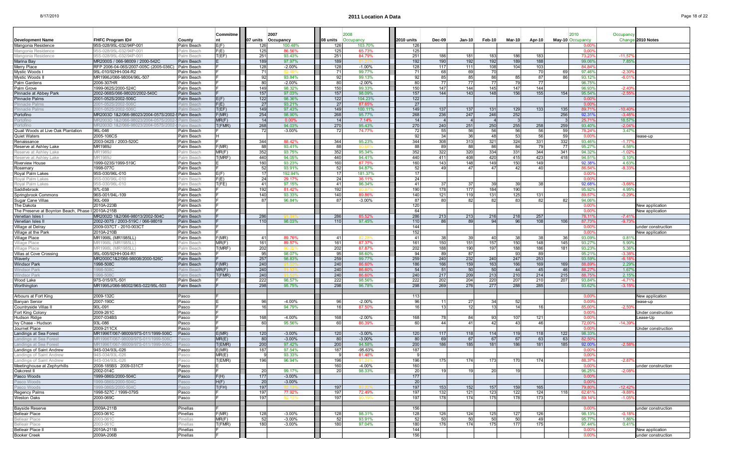# 2011 Location A Data

| Development Name | FHFC Program ID# | County | Commitment | 07 units | 2007 Occupancy | 08 units | 2008 Occupancy | 2010 units | Dec-09 | Jan-10 | Feb-10 | Mar-10 | Apr-10 | May-10 | 2010 Occupancy | Occupancy Change | 2010 Notes |
|---|---|---|---|---|---|---|---|---|---|---|---|---|---|---|---|---|---|
| Mangonia Residence | 95S-028/95L-032/94P-001 | Palm Beach | E(F) | 126 | 100.48% | 126 | 103.70% | 126 | | | | | | | 0.00% | | |
| Mangonia Residence | 95S-028/95L-032/94P-001 | Palm Beach | F(E) | 125 | 86.56% | 125 | 65.73% | 125 | | | | | | | 0.00% | | |
| Mangonia Residence | 95S-028/95L-032/94P-001 | Palm Beach | T(EF) | 251 | 93.43% | 251 | 84.79% | 251 | 186 | 181 | 183 | 186 | 183 | | 73.23% | -11.57% | |
| Marina Bay | MR2000S / 066-98009 / 2000-542C | Palm Beach | E | 189 | 97.97% | 189 | 91.2% | 192 | 190 | 192 | 192 | 189 | 188 | | 99.06% | 7.85% | |
| Merry Place | RFP 2006-04-06S/2007-005C (2005-036C) | Palm Beach | F | 128 | -2.00% | 128 | -1.00% | 128 | 117 | 111 | 108 | 104 | 103 | | 84.84% | | |
| Mystic Woods I | 95L-010/92HH-004-R2 | Palm Beach | F | 71 | 92.49% | 71 | 99.77% | 71 | 68 | 69 | 70 | | 70 | 69 | 97.46% | -2.30% | |
| Mystic Woods II | MR1996J/066-98004/96L-507 | Palm Beach | F | 92 | 93.84% | 92 | 99.13% | 92 | 85 | 85 | 86 | 85 | 87 | 86 | 93.12% | -6.01% | |
| Palm Gardens | 2006-307HR | Palm Beach | F | 80 | -2.00% | 80 | -2.00% | 80 | 77 | 77 | 77 | 79 | 77 | | 96.75% | | |
| Palm Grove | 1999-062S/2000-524C | Palm Beach | F | 149 | 98.32% | 150 | 99.33% | 150 | 147 | 144 | 145 | 147 | 144 | | 96.93% | -2.40% | |
| Pinnacle at Abbey Park | 2002-068S/066-98020/2002-540C | Palm Beach | F | 157 | 97.03% | 157 | 98.09% | 157 | 144 | 143 | 148 | 156 | 155 | 154 | 95.54% | -2.55% | |
| Pinnacle Palms | 2001-052S/2002-506C | Palm Beach | E(F) | 122 | 98.36% | 122 | 104.23% | 122 | | | | | | | 0.00% | | |
| Pinnacle Palms | 2001-052S/2002-506C | Palm Beach | F(E) | 27 | 93.21% | 27 | 87.65% | 27 | | | | | | | 0.00% | | |
| Pinnacle Palms | 2001-052S/2002-506C | Palm Beach | T(EF) | 149 | 97.43% | 149 | 100.11% | 149 | 137 | 137 | 131 | 129 | 133 | 135 | 89.71% | -10.40% | |
| Portofino | MR2003D 1&2/066-98023/2004-057S/2002-5 | Palm Beach | F(MR) | 254 | 98.90% | 268 | 95.77% | 268 | 236 | 247 | 246 | 252 | | 256 | 92.31% | -3.46% | |
| Portofino | MR2003D 1&2/066-98023/2004-057S/2002-5 | Palm Beach | MR(F) | 14 | 0.00% | 14 | 7.14% | 14 | 4 | 4 | 4 | 3 | | 3 | 25.71% | 18.57% | |
| Portofino | MR2003D 1&2/066-98023/2004-057S/2002-5 | Palm Beach | T(FMR) | 268 | 94.03% | 270 | 95.43% | 270 | 240 | 251 | 250 | 255 | 258 | 259 | 93.40% | -2.04% | |
| Quail Woods at Live Oak Plantation | 96L-046 | Palm Beach | F | 72 | -3.00% | 72 | 74.77% | 72 | 55 | 56 | 56 | 56 | 56 | 59 | 78.24% | 3.47% | |
| Quiet Waters | 2005-106CS | Palm Beach | H | | | | | 92 | 34 | 36 | 48 | 53 | 56 | 59 | 0.00% | | lease-up |
| Renaissance | 2003-042S / 2003-520C | Palm Beach | F | 344 | 88.42% | 344 | 95.23% | 344 | 308 | 313 | 321 | 324 | 331 | 332 | 93.46% | -1.77% | |
| Reserve at Ashley Lake | MR1989J | Palm Beach | F(MR) | 88 | 93.41% | 88 | 90.6% | 88 | 89 | 88 | 86 | 84 | 79 | 77 | 95.27% | 4.58% | |
| Reserve at Ashley Lake | MR1989J | Palm Beach | MR(F) | 352 | 93.75% | 352 | 95.34% | 352 | 322 | 320 | 334 | 331 | 344 | 341 | 94.32% | -1.02% | |
| Reserve at Ashley Lake | MR1989J | Palm Beach | T(MRF) | 440 | 94.05% | 440 | 94.41% | 440 | 411 | 408 | 420 | 415 | 423 | 418 | 94.51% | 0.10% | |
| Riverview House | 1999-023S/1999-519C | Palm Beach | E | 160 | 93.23% | 160 | 87.75% | 160 | 143 | 148 | 149 | 150 | 149 | | 92.38% | 4.63% | |
| Rosemary | 1998-077C | Palm Beach | F | 52 | 93.91% | 52 | 94.87% | 52 | 49 | 47 | 47 | 42 | 40 | | 86.54% | -8.33% | |
| Royal Palm Lakes | 95S-030/96L-010 | Palm Beach | E(F) | 17 | 192.94% | 17 | 181.37% | 17 | | | | | | | 0.00% | | |
| Royal Palm Lakes | 95S-030/96L-010 | Palm Beach | F(E) | 24 | 29.17% | 24 | 36.11% | 24 | | | | | | | 0.00% | | |
| Royal Palm Lakes | 95S-030/96L-010 | Palm Beach | T(FE) | 41 | 97.15% | 41 | 96.34% | 41 | 37 | 37 | 39 | 39 | 38 | | 92.68% | -3.66% | |
| Saddlebrook | 97L-038 | Palm Beach | F | 192 | 81.42% | 192 | 90.97% | 190 | 178 | 177 | 184 | 190 | | | 95.92% | 4.95% | |
| Springbrook Commons | 96S-001/94L-109 | Palm Beach | F | 140 | 93.33% | 140 | 89.86% | 140 | 121 | 119 | 131 | 125 | 131 | | 89.57% | -0.29% | |
| Sugar Cane Villas | 90L-069 | Palm Beach | F | 87 | 96.84% | 87 | -3.00% | 87 | 80 | 82 | 82 | 83 | 82 | 82 | 94.06% | | |
| The Dakota | 2010A-223B | Palm Beach | F | | | | | 120 | | | | | | | 0.00% | | New application |
| The Preserve at Boynton Beach, Phase I | 2010A-215B | Palm Beach | F | | | | | 64 | | | | | | | 0.00% | | New application |
| Venetian Isles I | MR2002D 1&2/066-98013/2002-504C | Palm Beach | F | 286 | 81.84% | 286 | 85.52% | 286 | 213 | 213 | 216 | 218 | 257 | | 78.11% | -7.41% | |
| Venetian Isles II | 2002-007S / 2003-519C / 066-98019 | Palm Beach | F | 110 | 98.03% | 110 | 97.45% | 110 | 86 | 89 | 94 | 96 | 108 | 106 | 87.73% | -9.73% | |
| Village at Delray | 2009-037CT - 2010-003CT | Palm Beach | F | | | | | 144 | | | | | | | 0.00% | | under construction |
| Village at the Park | 2010A-210B | Palm Beach | F | | | | | 152 | | | | | | | 0.00% | | New application |
| Village Place | MR1998L (MR1985LL) | Palm Beach | F(MR) | 41 | 89.76% | 41 | 92.28% | 41 | 38 | 39 | 40 | 38 | 38 | 36 | 93.09% | 0.81% | |
| Village Place | MR1998L (MR1985LL) | Palm Beach | MR(F) | 161 | 89.57% | 161 | 87.37% | 161 | 150 | 151 | 157 | 150 | 148 | 145 | 93.27% | 5.90% | |
| Village Place | MR1998L (MR1985LL) | Palm Beach | T(MRF) | 202 | 90.02% | 202 | 87.87% | 202 | 188 | 190 | 197 | 188 | 186 | 181 | 93.23% | 5.36% | |
| Villas at Cove Crossing | 95L-005/92HH-004-R1 | Palm Beach | F | 95 | 98.07% | 95 | 98.60% | 94 | 89 | 87 | | 93 | 89 | | 95.21% | -3.38% | |
| Waverly | MR2000C1&2/066-98008/2000-526C | Palm Beach | F | 257 | 98.83% | 259 | 99.77% | 259 | 240 | 232 | 240 | 247 | 253 | | 93.59% | -6.18% | |
| Windsor Park | 1998-508C | Palm Beach | F(MR) | 240 | 81.50% | 240 | 86.60% | 186 | 166 | 159 | 163 | 166 | 169 | 169 | 88.89% | 2.29% | |
| Windsor Park | 1998-508C | Palm Beach | MR(F) | 240 | 81.50% | 240 | 86.60% | 54 | 51 | 50 | 50 | 44 | 45 | 46 | 88.27% | 1.67% | |
| Windsor Park | 1998-508C | Palm Beach | T(FMR) | 240 | 81.50% | 240 | 86.60% | 240 | 217 | 209 | 213 | 210 | 214 | 215 | 88.75% | 2.15% | |
| Wood Lake | 97S-015/97L-501 | Palm Beach | F | 222 | 98.57% | 222 | 98.56% | 222 | 202 | 204 | 220 | 207 | 210 | 207 | 93.84% | -4.71% | |
| Worthington | MR1995J/066-98002/96S-022/95L-503 | Palm Beach | F | 298 | 95.75% | 298 | 96.78% | 298 | 269 | 276 | 277 | 288 | 285 | | 93.62% | -3.15% | |
| | | | | | | | | | | | | | | | | | |
| Arbours at Fort King | 2009-132C | Pasco | F | | | | | 113 | | | | | | | 0.00% | | New application |
| Banyan Senior | 2007-190C | Pasco | E | 96 | -4.00% | 96 | -2.00% | 96 | 11 | 27 | 34 | 52 | | | 0.00% | | lease-up |
| Countryside Villas II | 90L-091 | Pasco | F | 16 | 94.79% | 16 | 87.50% | 16 | 13 | 12 | 13 | 14 | 16 | | 85.00% | -2.50% | |
| Fort King Colony | 2009-261C | Pasco | F | | | | | | | | | | | | 0.00% | | Under construction |
| Hudson Ridge | 2007-034BS | Pasco | F | 168 | -4.00% | 168 | -2.00% | 168 | 78 | 84 | 93 | 107 | 121 | | 0.00% | | Lease-Up |
| Ivy Chase - Hudson | 93L-086 | Pasco | F | 60 | 95.56% | 60 | 86.39% | 60 | 44 | 41 | 42 | 43 | 46 | | 72.00% | -14.39% | |
| Journet Place | 2009-211CX | Pasco | F | | | | | | | | | | | | 0.00% | | Under construction |
| Landings at Sea Forest | MR1996T/067-98009/97S-011/1999-506C | Pasco | E(MR) | 120 | -3.00% | 120 | -3.00% | 120 | 117 | 118 | 114 | 119 | 118 | 122 | 96.33% | | |
| Landings at Sea Forest | MR1996T/067-98009/97S-011/1999-506C | Pasco | MR(E) | 80 | -3.00% | 80 | -3.00% | 80 | 69 | 67 | 67 | 67 | 63 | 63 | 82.50% | | |
| Landings at Sea Forest | MR1996T/067-98009/97S-011/1999-506C | Pasco | T(EMR) | 200 | 97.42% | 200 | 94.58% | 200 | 186 | 185 | 181 | 186 | 181 | 185 | 92.00% | -2.58% | |
| Landings of Saint Andrew | 94S-034/93L-026 | Pasco | E(MR) | 187 | 97.54% | 187 | -95.63% | 187 | | | | | | | 0.00% | | |
| Landings of Saint Andrew | 94S-034/93L-026 | Pasco | MR(E) | 9 | 93.33% | 9 | 81.48% | 9 | | | | | | | 0.00% | | |
| Landings of Saint Andrew | 94S-034/93L-026 | Pasco | T(EMR) | 196 | 96.94% | 196 | 91.24% | 196 | 175 | 174 | 173 | 170 | 174 | | 88.37% | -2.87% | |
| Meetinghouse at Zephyrhills | 2008-185BS 2009-031CT | Pasco | E | | | 160 | -4.00% | 160 | | | | | | | 0.00% | | under construction |
| Oakcrest II | 2002-014C | Pasco | F | 20 | 99.17% | 20 | 98.33% | 20 | 19 | 19 | 20 | 19 | | | 96.25% | -2.08% | |
| Pasco Woods | 1999-086S/2000-504C | Pasco | F(H) | 177 | -3.00% | | | 177 | | | | | | | 0.00% | | |
| Pasco Woods | 1999-086S/2000-504C | Pasco | H(F) | 20 | -3.00% | | | 20 | | | | | | | 0.00% | | |
| Pasco Woods | 1999-086S/2000-504C | Pasco | T(FH) | 197 | 92.13% | 197 | 92.22% | 197 | 153 | 152 | 157 | 159 | 165 | | 79.80% | -12.42% | |
| Regency Palms | 1998-527C / 1999-079S | Pasco | F | 197 | 77.92% | 197 | 72.49% | 197 | 132 | 121 | 123 | 122 | 124 | 118 | 62.61% | -9.88% | |
| Weston Oaks | 2000-069C | Pasco | F | 197 | 92.13% | 197 | 90.19% | 197 | 178 | 174 | 175 | 178 | 173 | | 89.14% | -1.05% | |
| | | | | | | | | | | | | | | | | | |
| Bayside Reserve | 2009A-211B | Pinellas | F | | | | | 156 | | | | | | | 0.00% | | under construction |
| Belleair Place | 2003-061C | Pinellas | F(MR) | 128 | -3.00% | 128 | 98.31% | 128 | 126 | 124 | 125 | 127 | 126 | | 98.13% | -0.18% | |
| Belleair Place | 2003-061C | Pinellas | MR(F) | 52 | -3.00% | 52 | 93.91% | 52 | 50 | 50 | 50 | 50 | 49 | | 95.77% | 1.86% | |
| Belleair Place | 2003-061C | Pinellas | T(FMR) | 180 | -3.00% | 180 | 97.04% | 180 | 176 | 174 | 175 | 177 | 175 | | 97.44% | 0.41% | |
| Belleair Place II | 2010A-211B | Pinellas | F | | | | | 144 | | | | | | | 0.00% | | New application |
| Booker Creek | 2009A-206B | Pinellas | F | | | | | 156 | | | | | | | 0.00% | | under construction |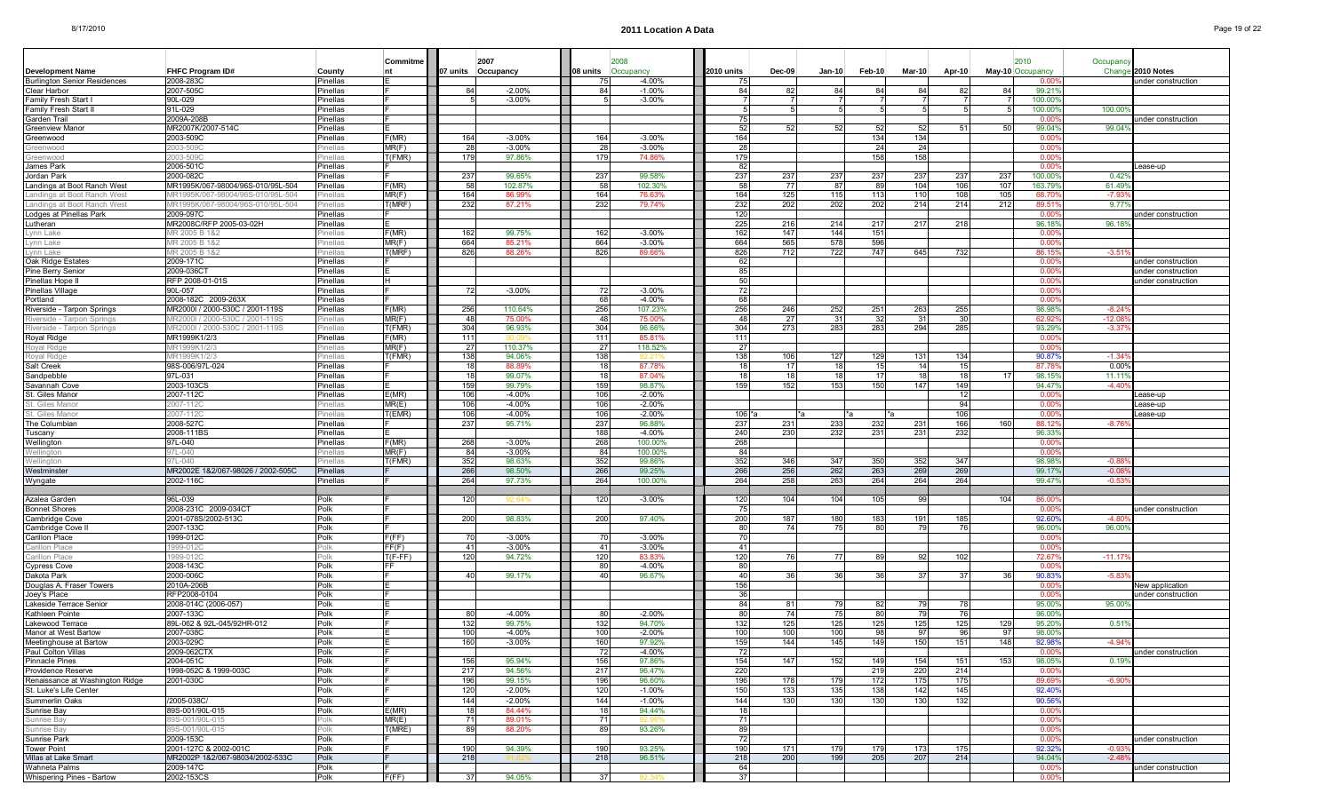# 2011 Location A Data

| Development Name | FHFC Program ID# | County | Commitment | 07 units | 2007 Occupancy | 08 units | 2008 Occupancy | 2010 units | Dec-09 | Jan-10 | Feb-10 | Mar-10 | Apr-10 | May-10 | 2010 Occupancy | Occupancy Change | 2010 Notes |
|---|---|---|---|---|---|---|---|---|---|---|---|---|---|---|---|---|---|
| Burlington Senior Residences | 2008-283C | Pinellas | E | | | 75 | -4.00% | 75 | | | | | | | 0.00% | | under construction |
| Clear Harbor | 2007-505C | Pinellas | F | 84 | -2.00% | 84 | -1.00% | 84 | 82 | 84 | 84 | 84 | 82 | 84 | 99.21% | | |
| Family Fresh Start I | 90L-029 | Pinellas | F | 5 | -3.00% | 5 | -3.00% | 7 | 7 | 7 | 7 | 7 | 7 | 7 | 100.00% | | |
| Family Fresh Start II | 91L-029 | Pinellas | F | | | | | 5 | 5 | 5 | 5 | 5 | 5 | 5 | 100.00% | 100.00% | |
| Garden Trail | 2009A-208B | Pinellas | F | | | | | 75 | | | | | | | 0.00% | | under construction |
| Greenview Manor | MR2007K/2007-514C | Pinellas | E | | | | | 52 | 52 | 52 | 52 | 52 | 51 | 50 | 99.04% | 99.04% | |
| Greenwood | 2003-509C | Pinellas | F(MR) | 164 | -3.00% | 164 | -3.00% | 164 | | | 134 | 134 | | | 0.00% | | |
| Greenwood | 2003-509C | Pinellas | MR(F) | 28 | -3.00% | 28 | -3.00% | 28 | | | 24 | 24 | | | 0.00% | | |
| Greenwood | 2003-509C | Pinellas | T(FMR) | 179 | 97.86% | 179 | 74.86% | 179 | | | 158 | 158 | | | 0.00% | | |
| James Park | 2006-501C | Pinellas | F | | | | | 82 | | | | | | | 0.00% | | Lease-up |
| Jordan Park | 2000-082C | Pinellas | F | 237 | 99.65% | 237 | 99.58% | 237 | 237 | 237 | 237 | 237 | 237 | 237 | 100.00% | 0.42% | |
| Landings at Boot Ranch West | MR1995K/067-98004/96S-010/95L-504 | Pinellas | F(MR) | 58 | 102.87% | 58 | 102.30% | 58 | 77 | 87 | 89 | 104 | 106 | 107 | 163.79% | 61.49% | |
| Landings at Boot Ranch West | MR1995K/067-98004/96S-010/95L-504 | Pinellas | MR(F) | 164 | 86.99% | 164 | 76.83% | 164 | 125 | 115 | 113 | 110 | 108 | 105 | 68.70% | -7.93% | |
| Landings at Boot Ranch West | MR1995K/067-98004/96S-010/95L-504 | Pinellas | T(MRF) | 232 | 87.21% | 232 | 79.74% | 232 | 202 | 202 | 202 | 214 | 214 | 212 | 89.51% | 9.77% | |
| Lodges at Pinellas Park | 2009-097C | Pinellas | F | | | | | 120 | | | | | | | 0.00% | | under construction |
| Lutheran | MR2008C/RFP 2005-03-02H | Pinellas | E | | | | | 225 | 216 | 214 | 217 | 217 | 218 | | 96.18% | 96.18% | |
| Lynn Lake | MR 2005 B 1&2 | Pinellas | F(MR) | 162 | 99.75% | 162 | -3.00% | 162 | 147 | 144 | 151 | | | | 0.00% | | |
| Lynn Lake | MR 2005 B 1&2 | Pinellas | MR(F) | 664 | 85.21% | 664 | -3.00% | 664 | 565 | 578 | 596 | | | | 0.00% | | |
| Lynn Lake | MR 2005 B 1&2 | Pinellas | T(MRF) | 826 | 88.26% | 826 | 89.66% | 826 | 712 | 722 | 747 | 645 | 732 | | 86.15% | -3.51% | |
| Oak Ridge Estates | 2009-171C | Pinellas | F | | | | | 62 | | | | | | | 0.00% | | under construction |
| Pine Berry Senior | 2009-036CT | Pinellas | E | | | | | 85 | | | | | | | 0.00% | | under construction |
| Pinellas Hope II | RFP 2008-01-01S | Pinellas | H | | | | | 50 | | | | | | | 0.00% | | under construction |
| Pinellas Village | 90L-057 | Pinellas | F | 72 | -3.00% | 72 | -3.00% | 72 | | | | | | | 0.00% | | |
| Portland | 2008-182C 2009-263X | Pinellas | F | | | 68 | -4.00% | 68 | | | | | | | 0.00% | | |
| Riverside - Tarpon Springs | MR2000I / 2000-530C / 2001-119S | Pinellas | F(MR) | 256 | 110.64% | 256 | 107.23% | 256 | 246 | 252 | 251 | 263 | 255 | | 98.98% | -8.24% | |
| Riverside - Tarpon Springs | MR2000I / 2000-530C / 2001-119S | Pinellas | MR(F) | 48 | 75.00% | 48 | 75.00% | 48 | 27 | 31 | 32 | 31 | 30 | | 62.92% | -12.08% | |
| Riverside - Tarpon Springs | MR2000I / 2000-530C / 2001-119S | Pinellas | T(FMR) | 304 | 96.93% | 304 | 96.66% | 304 | 273 | 283 | 283 | 294 | 285 | | 93.29% | -3.37% | |
| Royal Ridge | MR1999K1/2/3 | Pinellas | F(MR) | 111 | 90.09% | 111 | 85.81% | 111 | | | | | | | 0.00% | | |
| Royal Ridge | MR1999K1/2/3 | Pinellas | MR(F) | 27 | 110.37% | 27 | 115.52% | 27 | | | | | | | 0.00% | | |
| Royal Ridge | MR1999K1/2/3 | Pinellas | T(FMR) | 138 | 94.06% | 138 | 92.21% | 138 | 106 | 127 | 129 | 131 | 134 | | 90.87% | -1.34% | |
| Salt Creek | 98S-006/97L-024 | Pinellas | F | 18 | 88.89% | 18 | 87.78% | 18 | 17 | 18 | 15 | 14 | 15 | | 87.78% | 0.00% | |
| Sandpebble | 97L-031 | Pinellas | F | 18 | 99.07% | 18 | 87.04% | 18 | 18 | 18 | 17 | 18 | 18 | 17 | 98.15% | 11.11% | |
| Savannah Cove | 2003-103CS | Pinellas | E | 159 | 99.79% | 159 | 98.87% | 159 | 152 | 153 | 150 | 147 | 149 | | 94.47% | -4.40% | |
| St. Giles Manor | 2007-112C | Pinellas | E(MR) | 106 | -4.00% | 106 | -2.00% | | | | | | 12 | | 0.00% | | Lease-up |
| St. Giles Manor | 2007-112C | Pinellas | MR(E) | 106 | -4.00% | 106 | -2.00% | | | | | | 94 | | 0.00% | | Lease-up |
| St. Giles Manor | 2007-112C | Pinellas | T(EMR) | 106 | -4.00% | 106 | -2.00% | 106 *a | *a | *a | *a | *a | 106 | | 0.00% | | Lease-up |
| The Columbian | 2008-527C | Pinellas | F | 237 | 95.71% | 237 | 96.88% | 237 | 231 | 233 | 232 | 231 | 166 | 160 | 88.12% | -8.76% | |
| Tuscany | 2008-111BS | Pinellas | E | | | 188 | -4.00% | 240 | 230 | 232 | 231 | 231 | 232 | | 96.33% | | |
| Wellington | 97L-040 | Pinellas | F(MR) | 268 | -3.00% | 268 | 100.00% | 268 | | | | | | | 0.00% | | |
| Wellington | 97L-040 | Pinellas | MR(F) | 84 | -3.00% | 84 | 100.00% | 84 | | | | | | | 0.00% | | |
| Wellington | 97L-040 | Pinellas | T(FMR) | 352 | 98.63% | 352 | 99.86% | 352 | 346 | 347 | 350 | 352 | 347 | | 98.98% | -0.88% | |
| Westminster | MR2002E 1&2/067-98026 / 2002-505C | Pinellas | F | 266 | 98.50% | 266 | 99.25% | 266 | 256 | 262 | 263 | 269 | 269 | | 99.17% | -0.08% | |
| Wyngate | 2002-116C | Pinellas | F | 264 | 97.73% | 264 | 100.00% | 264 | 258 | 263 | 264 | 264 | 264 | | 99.47% | -0.53% | |
| | | | | | | | | | | | | | | | | | |
| Azalea Garden | 96L-039 | Polk | F | 120 | 82.64% | 120 | -3.00% | 120 | 104 | 104 | 105 | 99 | | 104 | 86.00% | | |
| Bonnet Shores | 2008-231C 2009-034CT | Polk | F | | | | | 75 | | | | | | | 0.00% | | under construction |
| Cambridge Cove | 2001-078S/2002-513C | Polk | F | 200 | 98.83% | 200 | 97.40% | 200 | 187 | 180 | 183 | 191 | 185 | | 92.60% | -4.80% | |
| Cambridge Cove II | 2007-133C | Polk | F | | | | | 80 | 74 | 75 | 80 | 79 | 76 | | 96.00% | 96.00% | |
| Carillon Place | 1999-012C | Polk | F(FF) | 70 | -3.00% | 70 | -3.00% | 70 | | | | | | | 0.00% | | |
| Carillon Place | 1999-012C | Polk | FF(F) | 41 | -3.00% | 41 | -3.00% | 41 | | | | | | | 0.00% | | |
| Carillon Place | 1999-012C | Polk | T(F-FF) | 120 | 94.72% | 120 | 83.83% | 120 | 76 | 77 | 89 | 92 | 102 | | 72.67% | -11.17% | |
| Cypress Cove | 2008-143C | Polk | FF | | | 80 | -4.00% | 80 | | | | | | | 0.00% | | |
| Dakota Park | 2000-006C | Polk | F | 40 | 99.17% | 40 | 96.67% | 40 | 36 | 36 | 36 | 37 | 37 | 36 | 90.83% | -5.83% | |
| Douglas A. Fraser Towers | 2010A-206B | Polk | E | | | | | 156 | | | | | | | 0.00% | | New application |
| Joey's Place | RFP2008-0104 | Polk | F | | | | | 36 | | | | | | | 0.00% | | under construction |
| Lakeside Terrace Senior | 2008-014C (2006-057) | Polk | E | | | | | 84 | 81 | 79 | 82 | 79 | 78 | | 95.00% | 95.00% | |
| Kathleen Pointe | 2007-133C | Polk | F | 80 | -4.00% | 80 | -2.00% | 80 | 74 | 75 | 80 | 79 | 76 | | 96.00% | | |
| Lakewood Terrace | 89L-062 & 92L-045/92HR-012 | Polk | F | 132 | 99.75% | 132 | 94.70% | 132 | 125 | 125 | 125 | 125 | 125 | 129 | 95.20% | 0.51% | |
| Manor at West Bartow | 2007-038C | Polk | E | 100 | -4.00% | 100 | -2.00% | 100 | 100 | 100 | 98 | 97 | 96 | 97 | 98.00% | | |
| Meetinghouse at Bartow | 2003-029C | Polk | E | 160 | -3.00% | 160 | 97.92% | 159 | 144 | 145 | 149 | 150 | 151 | 148 | 92.98% | -4.94% | |
| Paul Colton Villas | 2009-062CTX | Polk | F | | | 72 | -4.00% | 72 | | | | | | | 0.00% | | under construction |
| Pinnacle Pines | 2004-051C | Polk | F | 156 | 95.94% | 156 | 97.86% | 154 | 147 | 152 | 149 | 154 | 151 | 153 | 98.05% | 0.19% | |
| Providence Reserve | 1998-052C & 1999-003C | Polk | F | 217 | 94.56% | 217 | 96.47% | 220 | | | 219 | 220 | 214 | | 0.00% | | |
| Renaissance at Washington Ridge | 2001-030C | Polk | F | 196 | 99.15% | 196 | 96.60% | 196 | 178 | 179 | 172 | 175 | 175 | | 89.69% | -6.90% | |
| St. Luke's Life Center | | Polk | F | 120 | -2.00% | 120 | -1.00% | 150 | 133 | 135 | 138 | 142 | 145 | | 92.40% | | |
| Summerlin Oaks | /2005-038C/ | Polk | F | 144 | -2.00% | 144 | -1.00% | 144 | 130 | 130 | 130 | 130 | 132 | | 90.56% | | |
| Sunrise Bay | 89S-001/90L-015 | Polk | E(MR) | 18 | 84.44% | 18 | 94.44% | 18 | | | | | | | 0.00% | | |
| Sunrise Bay | 89S-001/90L-015 | Polk | MR(E) | 71 | 89.01% | 71 | 92.96% | 71 | | | | | | | 0.00% | | |
| Sunrise Bay | 89S-001/90L-015 | Polk | T(MRE) | 89 | 88.20% | 89 | 93.26% | 89 | | | | | | | 0.00% | | |
| Sunrise Park | 2009-153C | Polk | F | | | | | 72 | | | | | | | 0.00% | | under construction |
| Tower Point | 2001-127C & 2002-001C | Polk | F | 190 | 94.39% | 190 | 93.25% | 190 | 171 | 179 | 179 | 173 | 175 | | 92.32% | -0.93% | |
| Villas at Lake Smart | MR2002P 1&2/067-98034/2002-533C | Polk | F | 218 | 91.82% | 218 | 96.51% | 218 | 200 | 199 | 205 | 207 | 214 | | 94.04% | -2.48% | |
| Wahneta Palms | 2009-147C | Polk | F | | | | | 64 | | | | | | | 0.00% | | under construction |
| Whispering Pines - Bartow | 2002-153CS | Polk | F(FF) | 37 | 94.05% | 37 | 82.34% | 37 | | | | | | | 0.00% | | |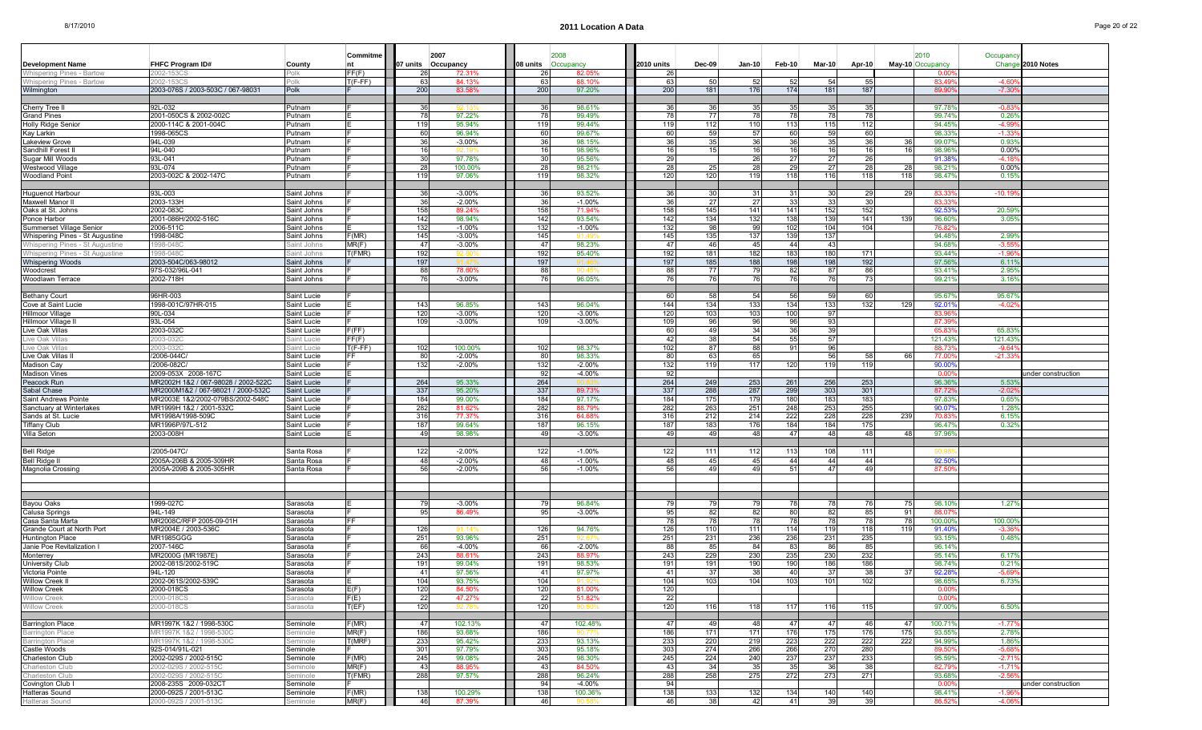# 2011 Location A Data

| Development Name | FHFC Program ID# | County | Commitment | 07 units | 2007 Occupancy | 08 units | 2008 Occupancy | 2010 units | Dec-09 | Jan-10 | Feb-10 | Mar-10 | Apr-10 | May-10 | 2010 Occupancy | Occupancy Change | 2010 Notes |
|---|---|---|---|---|---|---|---|---|---|---|---|---|---|---|---|---|---|
| Whispering Pines - Bartow | 2002-153CS | Polk | FF(F) | 26 | 72.31% | 26 | 82.05% | 26 | | | | | | | 0.00% | | |
| Whispering Pines - Bartow | 2002-153CS | Polk | T(F-FF) | 63 | 84.13% | 63 | 88.10% | 63 | 50 | 52 | 52 | 54 | 55 | | 83.49% | -4.60% | |
| Wilmington | 2003-076S / 2003-503C / 067-98031 | Polk | F | 200 | 83.58% | 200 | 97.20% | 200 | 181 | 176 | 174 | 181 | 187 | | 89.90% | -7.30% | |
| | | | | | | | | | | | | | | | | | |
| Cherry Tree II | 92L-032 | Putnam | F | 36 | 92.13% | 36 | 98.61% | 36 | 36 | 35 | 35 | 35 | 35 | | 97.78% | -0.83% | |
| Grand Pines | 2001-050CS & 2002-002C | Putnam | E | 78 | 97.22% | 78 | 99.49% | 78 | 77 | 78 | 78 | 78 | 78 | | 99.74% | 0.26% | |
| Holly Ridge Senior | 2000-114C & 2001-004C | Putnam | E | 119 | 95.94% | 119 | 99.44% | 119 | 112 | 110 | 113 | 115 | 112 | | 94.45% | -4.99% | |
| Kay Larkin | 1998-065CS | Putnam | F | 60 | 96.94% | 60 | 99.67% | 60 | 59 | 57 | 60 | 59 | 60 | | 98.33% | -1.33% | |
| Lakeview Grove | 94L-039 | Putnam | F | 36 | -3.00% | 36 | 98.15% | 36 | 35 | 36 | 36 | 35 | 36 | 36 | 99.07% | 0.93% | |
| Sandhill Forest II | 94L-040 | Putnam | F | 16 | 93.75% | 16 | 98.96% | 16 | 15 | 16 | 16 | 16 | 16 | 16 | 98.96% | 0.00% | |
| Sugar Mill Woods | 93L-041 | Putnam | F | 30 | 97.78% | 30 | 95.56% | 29 | | 26 | 27 | 27 | 26 | | 91.38% | -4.18% | |
| Westwood Village | 93L-074 | Putnam | F | 28 | 100.00% | 28 | 98.21% | 28 | 25 | 28 | 29 | 27 | 28 | 28 | 98.21% | 0.00% | |
| Woodland Point | 2003-002C & 2002-147C | Putnam | F | 119 | 97.06% | 119 | 98.32% | 120 | 120 | 119 | 118 | 116 | 118 | 118 | 98.47% | 0.15% | |
| | | | | | | | | | | | | | | | | | |
| Huguenot Harbour | 93L-003 | Saint Johns | F | 36 | -3.00% | 36 | 93.52% | 36 | 30 | 31 | 31 | 30 | 29 | 29 | 83.33% | -10.19% | |
| Maxwell Manor II | 2003-133H | Saint Johns | F | 36 | -2.00% | 36 | -1.00% | 36 | 27 | 27 | 33 | 33 | 30 | | 83.33% | | |
| Oaks at St. Johns | 2002-083C | Saint Johns | F | 158 | 89.24% | 158 | 71.94% | 158 | 145 | 141 | 141 | 152 | 152 | | 92.53% | 20.59% | |
| Ponce Harbor | 2001-086H/2002-516C | Saint Johns | F | 142 | 98.94% | 142 | 93.54% | 142 | 134 | 132 | 138 | 139 | 141 | 139 | 96.60% | 3.05% | |
| Summerset Village Senior | 2006-511C | Saint Johns | E | 132 | -1.00% | 132 | -1.00% | 132 | 98 | 99 | 102 | 104 | 104 | | 76.82% | | |
| Whispering Pines - St Augustine | 1998-048C | Saint Johns | F(MR) | 145 | -3.00% | 145 | 91.49% | 145 | 135 | 137 | 139 | 137 | | | 94.48% | 2.99% | |
| Whispering Pines - St Augustine | 1998-048C | Saint Johns | MR(F) | 47 | -3.00% | 47 | 98.23% | 47 | 46 | 45 | 44 | 43 | | | 94.68% | -3.55% | |
| Whispering Pines - St Augustine | 1998-048C | Saint Johns | T(FMR) | 192 | 92.80% | 192 | 95.40% | 192 | 181 | 182 | 183 | 180 | 171 | | 93.44% | -1.96% | |
| Whispering Woods | 2003-504C/063-98012 | Saint Johns | F | 197 | 91.47% | 197 | 91.46% | 197 | 185 | 188 | 198 | 198 | 192 | | 97.56% | 6.11% | |
| Woodcrest | 97S-032/96L-041 | Saint Johns | F | 88 | 78.60% | 88 | 90.45% | 88 | 77 | 79 | 82 | 87 | 86 | | 93.41% | 2.95% | |
| Woodlawn Terrace | 2002-718H | Saint Johns | F | 76 | -3.00% | 76 | 96.05% | 76 | 76 | 76 | 76 | 76 | 73 | | 99.21% | 3.16% | |
| | | | | | | | | | | | | | | | | | |
| Bethany Court | 96HR-003 | Saint Lucie | F | | | | | 60 | 58 | 54 | 56 | 59 | 60 | | 95.67% | 95.67% | |
| Cove at Saint Lucie | 1998-001C/97HR-015 | Saint Lucie | E | 143 | 96.85% | 143 | 96.04% | 144 | 134 | 133 | 134 | 133 | 132 | 129 | 92.01% | -4.02% | |
| Hillmoor Village | 90L-034 | Saint Lucie | F | 120 | -3.00% | 120 | -3.00% | 120 | 103 | 103 | 100 | 97 | | | 83.96% | | |
| Hillmoor Village II | 93L-054 | Saint Lucie | F | 109 | -3.00% | 109 | -3.00% | 109 | 96 | 96 | 96 | 93 | | | 87.39% | | |
| Live Oak Villas | 2003-032C | Saint Lucie | F(FF) | | | | | 60 | 49 | 34 | 36 | 39 | | | 65.83% | 65.83% | |
| Live Oak Villas | 2003-032C | Saint Lucie | FF(F) | | | | | 42 | 38 | 54 | 55 | 57 | | | 121.43% | 121.43% | |
| Live Oak Villas | 2003-032C | Saint Lucie | T(F-FF) | 102 | 100.00% | 102 | 98.37% | 102 | 87 | 88 | 91 | 96 | | | 88.73% | -9.64% | |
| Live Oak Villas II | /2006-044C/ | Saint Lucie | FF | 80 | -2.00% | 80 | 98.33% | 80 | 63 | 65 | | 56 | 58 | 66 | 77.00% | -21.33% | |
| Madison Cay | /2006-082C/ | Saint Lucie | F | 132 | -2.00% | 132 | -2.00% | 132 | 119 | 117 | 120 | 119 | 119 | | 90.00% | | |
| Madison Vines | 2009-053X 2008-167C | Saint Lucie | E | | | 92 | -4.00% | 92 | | | | | | | 0.00% | | under construction |
| Peacock Run | MR2002H 1&2 / 067-98028 / 2002-522C | Saint Lucie | F | 264 | 95.33% | 264 | 90.83% | 264 | 249 | 253 | 261 | 256 | 253 | | 96.36% | 5.53% | |
| Sabal Chase | MR2000M1&2 / 067-98021 / 2000-532C | Saint Lucie | F | 337 | 95.20% | 337 | 89.73% | 337 | 288 | 287 | 299 | 303 | 301 | | 87.72% | -2.02% | |
| Saint Andrews Pointe | MR2003E 1&2/2002-079BS/2002-548C | Saint Lucie | F | 184 | 99.00% | 184 | 97.17% | 184 | 175 | 179 | 180 | 183 | 183 | | 97.83% | 0.65% | |
| Sanctuary at Winterlakes | MR1999H 1&2 / 2001-532C | Saint Lucie | F | 282 | 81.62% | 282 | 88.79% | 282 | 263 | 251 | 248 | 253 | 255 | | 90.07% | 1.28% | |
| Sands at St. Lucie | MR1996A/1998-509C | Saint Lucie | F | 316 | 77.37% | 316 | 64.68% | 316 | 212 | 214 | 222 | 228 | 228 | 239 | 70.83% | 6.15% | |
| Tiffany Club | MR1996P/97L-512 | Saint Lucie | F | 187 | 99.64% | 187 | 96.15% | 187 | 183 | 176 | 184 | 184 | 175 | | 96.47% | 0.32% | |
| Villa Seton | 2003-008H | Saint Lucie | E | 49 | 98.98% | 49 | -3.00% | 49 | 49 | 48 | 47 | 48 | 48 | 48 | 97.96% | | |
| | | | | | | | | | | | | | | | | | |
| Bell Ridge | /2005-047C/ | Santa Rosa | F | 122 | -2.00% | 122 | -1.00% | 122 | 111 | 112 | 113 | 108 | 111 | | 90.98% | | |
| Bell Ridge II | 2005A-206B & 2005-309HR | Santa Rosa | F | 48 | -2.00% | 48 | -1.00% | 48 | 45 | 45 | 44 | 44 | 44 | | 92.50% | | |
| Magnolia Crossing | 2005A-209B & 2005-305HR | Santa Rosa | F | 56 | -2.00% | 56 | -1.00% | 56 | 49 | 49 | 51 | 47 | 49 | | 87.50% | | |
| | | | | | | | | | | | | | | | | | |
| Bayou Oaks | 1999-027C | Sarasota | E | 79 | -3.00% | 79 | 96.84% | 79 | 79 | 79 | 78 | 78 | 76 | 75 | 98.10% | 1.27% | |
| Calusa Springs | 94L-149 | Sarasota | F | 95 | 86.49% | 95 | -3.00% | 95 | 82 | 82 | 80 | 82 | 85 | 91 | 88.07% | | |
| Casa Santa Marta | MR2008C/RFP 2005-09-01H | Sarasota | FF | | | | | 78 | 78 | 78 | 78 | 78 | 78 | 78 | 100.00% | 100.00% | |
| Grande Court at North Port | MR2004E / 2003-536C | Sarasota | F | 126 | 91.14% | 126 | 94.76% | 126 | 110 | 111 | 114 | 119 | 118 | 119 | 91.40% | -3.36% | |
| Huntington Place | MR1985G/GG | Sarasota | F | 251 | 93.96% | 251 | 92.67% | 251 | 231 | 236 | 236 | 231 | 235 | | 93.15% | 0.48% | |
| Janie Poe Revitalization I | 2007-146C | Sarasota | F | 66 | -4.00% | 66 | -2.00% | 88 | 85 | 84 | 83 | 86 | 85 | | 96.14% | | |
| Monterrey | MR2000G (MR1987E) | Sarasota | F | 243 | 88.61% | 243 | 88.97% | 243 | 229 | 230 | 235 | 230 | 232 | | 95.14% | 6.17% | |
| University Club | 2002-081S/2002-519C | Sarasota | F | 191 | 99.04% | 191 | 98.53% | 191 | 191 | 190 | 190 | 186 | 186 | | 98.74% | 0.21% | |
| Victoria Pointe | 94L-120 | Sarasota | F | 41 | 97.56% | 41 | 97.97% | 41 | 37 | 38 | 40 | 37 | 38 | 37 | 92.28% | -5.69% | |
| Willow Creek II | 2002-061S/2002-539C | Sarasota | E | 104 | 93.75% | 104 | 91.92% | 104 | 103 | 104 | 103 | 101 | 102 | | 98.65% | 6.73% | |
| Willow Creek | 2000-018CS | Sarasota | E(F) | 120 | 84.50% | 120 | 81.00% | 120 | | | | | | | 0.00% | | |
| Willow Creek | 2000-018CS | Sarasota | F(E) | 22 | 47.27% | 22 | 51.82% | 22 | | | | | | | 0.00% | | |
| Willow Creek | 2000-018CS | Sarasota | T(EF) | 120 | 92.78% | 120 | 90.50% | 120 | 116 | 118 | 117 | 116 | 115 | | 97.00% | 6.50% | |
| | | | | | | | | | | | | | | | | | |
| Barrington Place | MR1997K 1&2 / 1998-530C | Seminole | F(MR) | 47 | 102.13% | 47 | 102.48% | 47 | 49 | 48 | 47 | 47 | 46 | 47 | 100.71% | -1.77% | |
| Barrington Place | MR1997K 1&2 / 1998-530C | Seminole | MR(F) | 186 | 93.68% | 186 | 90.77% | 186 | 171 | 171 | 176 | 175 | 176 | 175 | 93.55% | 2.78% | |
| Barrington Place | MR1997K 1&2 / 1998-530C | Seminole | T(MRF) | 233 | 95.42% | 233 | 93.13% | 233 | 220 | 219 | 223 | 222 | 222 | 222 | 94.99% | 1.86% | |
| Castle Woods | 92S-014/91L-021 | Seminole | F | 301 | 97.79% | 303 | 95.18% | 303 | 274 | 266 | 266 | 270 | 280 | | 89.50% | -5.68% | |
| Charleston Club | 2002-029S / 2002-515C | Seminole | F(MR) | 245 | 99.08% | 245 | 98.30% | 245 | 224 | 240 | 237 | 237 | 233 | | 95.59% | -2.71% | |
| Charleston Club | 2002-029S / 2002-515C | Seminole | MR(F) | 43 | 88.95% | 43 | 84.50% | 43 | 34 | 35 | 35 | 36 | 38 | | 82.79% | -1.71% | |
| Charleston Club | 2002-029S / 2002-515C | Seminole | T(FMR) | 288 | 97.57% | 288 | 96.24% | 288 | 258 | 275 | 272 | 273 | 271 | | 93.68% | -2.56% | |
| Covington Club I | 2008-235S 2009-032CT | Seminole | F | | | 94 | -4.00% | 94 | | | | | | | 0.00% | | under construction |
| Hatteras Sound | 2000-092S / 2001-513C | Seminole | F(MR) | 138 | 100.29% | 138 | 100.36% | 138 | 133 | 132 | 134 | 140 | 140 | | 98.41% | -1.96% | |
| Hatteras Sound | 2000-092S / 2001-513C | Seminole | MR(F) | 46 | 87.39% | 46 | 90.58% | 46 | 38 | 42 | 41 | 39 | 39 | | 86.52% | -4.06% | |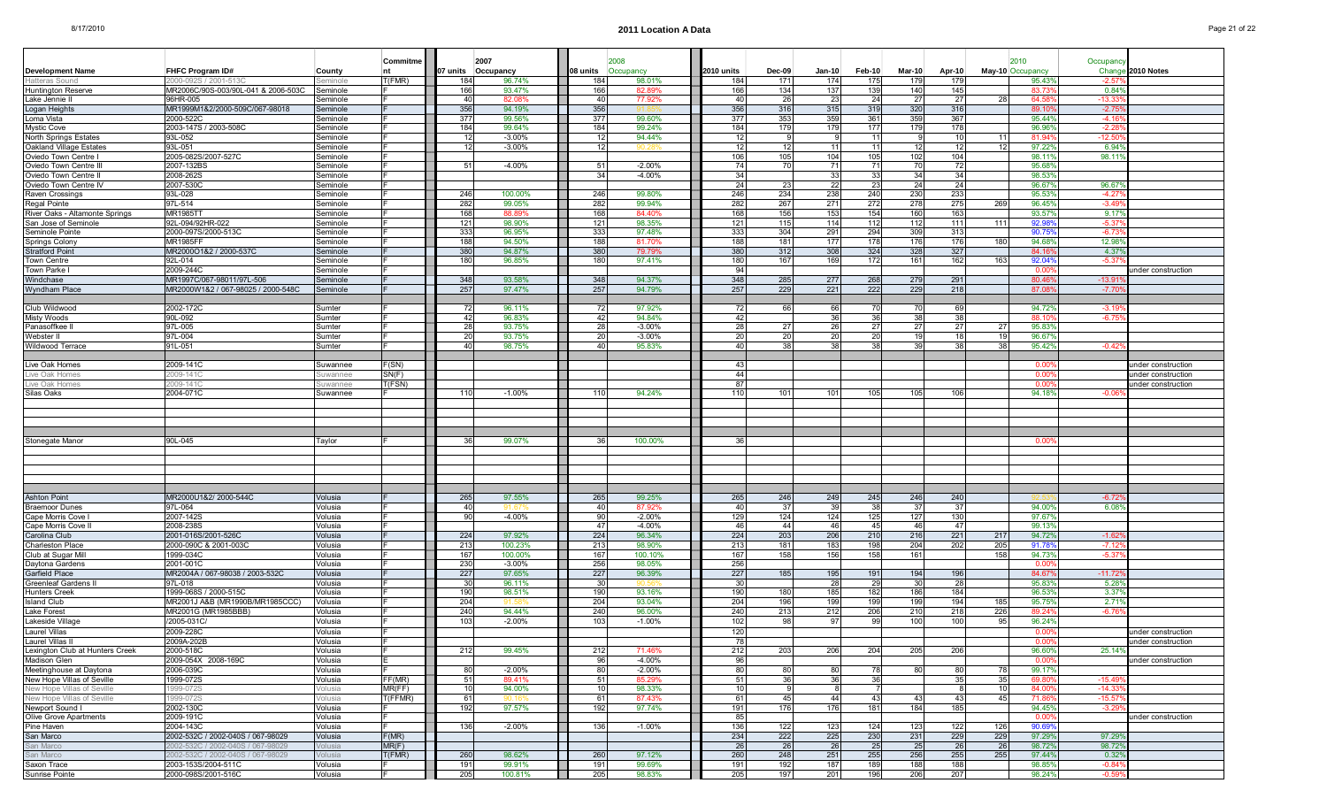# 2011 Location A Data

| Development Name | FHFC Program ID# | County | Commitment | 07 units | 2007 Occupancy | 08 units | 2008 Occupancy | 2010 units | Dec-09 | Jan-10 | Feb-10 | Mar-10 | Apr-10 | May-10 | 2010 Occupancy | Occupancy Change | 2010 Notes |
|---|---|---|---|---|---|---|---|---|---|---|---|---|---|---|---|---|---|
| Hatteras Sound | 2000-092S / 2001-513C | Seminole | T(FMR) | 184 | 96.74% | 184 | 98.01% | 184 | 171 | 174 | 175 | 179 | 179 | | 95.43% | -2.57% | |
| Huntington Reserve | MR2006C/90S-003/90L-041 & 2006-503C | Seminole | F | 166 | 93.47% | 166 | 82.89% | 166 | 134 | 137 | 139 | 140 | 145 | | 83.73% | 0.84% | |
| Lake Jennie II | 96HR-005 | Seminole | F | 40 | 82.08% | 40 | 77.92% | 40 | 26 | 23 | 24 | 27 | 27 | 28 | 64.58% | -13.33% | |
| Logan Heights | MR1999M1&2/2000-509C/067-98018 | Seminole | F | 356 | 94.19% | 356 | 91.85% | 356 | 316 | 315 | 319 | 320 | 316 | | 89.10% | -2.75% | |
| Loma Vista | 2000-522C | Seminole | F | 377 | 99.56% | 377 | 99.60% | 377 | 353 | 359 | 361 | 359 | 367 | | 95.44% | -4.16% | |
| Mystic Cove | 2003-147S / 2003-508C | Seminole | F | 184 | 99.64% | 184 | 99.24% | 184 | 179 | 179 | 177 | 179 | 178 | | 96.96% | -2.28% | |
| North Springs Estates | 93L-052 | Seminole | F | 12 | -3.00% | 12 | 94.44% | 12 | 9 | 9 | 11 | 9 | 10 | 11 | 81.94% | -12.50% | |
| Oakland Village Estates | 93L-051 | Seminole | F | 12 | -3.00% | 12 | 90.28% | 12 | 12 | 11 | 11 | 12 | 12 | 12 | 97.22% | 6.94% | |
| Oviedo Town Centre I | 2005-082S/2007-527C | Seminole | F | | | | | 106 | 105 | 104 | 105 | 102 | 104 | | 98.11% | 98.11% | |
| Oviedo Town Centre III | 2007-132BS | Seminole | F | 51 | -4.00% | 51 | -2.00% | 74 | 70 | 71 | 71 | 70 | 72 | | 95.68% | | |
| Oviedo Town Centre II | 2008-262S | Seminole | F | | | 34 | -4.00% | 34 | | 33 | 33 | 34 | 34 | | 98.53% | | |
| Oviedo Town Centre IV | 2007-530C | Seminole | F | | | | | 24 | 23 | 22 | 23 | 24 | 24 | | 96.67% | 96.67% | |
| Raven Crossings | 93L-028 | Seminole | F | 246 | 100.00% | 246 | 99.80% | 246 | 234 | 238 | 240 | 230 | 233 | | 95.53% | -4.27% | |
| Regal Pointe | 97L-514 | Seminole | F | 282 | 99.05% | 282 | 99.94% | 282 | 267 | 271 | 272 | 278 | 275 | 269 | 96.45% | -3.49% | |
| River Oaks - Altamonte Springs | MR1985TT | Seminole | F | 168 | 88.89% | 168 | 84.40% | 168 | 156 | 153 | 154 | 160 | 163 | | 93.57% | 9.17% | |
| San Jose of Seminole | 92L-094/92HR-022 | Seminole | F | 121 | 98.90% | 121 | 98.35% | 121 | 115 | 114 | 112 | 112 | 111 | 111 | 92.98% | -5.37% | |
| Seminole Pointe | 2000-097S/2000-513C | Seminole | F | 333 | 96.95% | 333 | 97.48% | 333 | 304 | 291 | 294 | 309 | 313 | | 90.75% | -6.73% | |
| Springs Colony | MR1985FF | Seminole | F | 188 | 94.50% | 188 | 81.70% | 188 | 181 | 177 | 178 | 176 | 176 | 180 | 94.68% | 12.98% | |
| Stratford Point | MR2000O1&2 / 2000-537C | Seminole | F | 380 | 94.87% | 380 | 79.79% | 380 | 312 | 308 | 324 | 328 | 327 | | 84.16% | 4.37% | |
| Town Centre | 92L-014 | Seminole | F | 180 | 96.85% | 180 | 97.41% | 180 | 167 | 169 | 172 | 161 | 162 | 163 | 92.04% | -5.37% | |
| Town Parke I | 2009-244C | Seminole | F | | | | | 94 | | | | | | | 0.00% | | under construction |
| Windchase | MR1997C/067-98011/97L-506 | Seminole | F | 348 | 93.58% | 348 | 94.37% | 348 | 285 | 277 | 268 | 279 | 291 | | 80.46% | -13.91% | |
| Wyndham Place | MR2000W1&2 / 067-98025 / 2000-548C | Seminole | F | 257 | 97.47% | 257 | 94.79% | 257 | 229 | 221 | 222 | 229 | 218 | | 87.08% | -7.70% | |
| | | | | | | | | | | | | | | | | | |
| Club Wildwood | 2002-172C | Sumter | F | 72 | 96.11% | 72 | 97.92% | 72 | 66 | 66 | 70 | 70 | 69 | | 94.72% | -3.19% | |
| Misty Woods | 90L-092 | Sumter | F | 42 | 96.83% | 42 | 94.84% | 42 | | 36 | 36 | 38 | 38 | | 88.10% | -6.75% | |
| Panasoffkee II | 97L-005 | Sumter | F | 28 | 93.75% | 28 | -3.00% | 28 | 27 | 26 | 27 | 27 | 27 | 27 | 95.83% | | |
| Webster II | 97L-004 | Sumter | F | 20 | 93.75% | 20 | -3.00% | 20 | 20 | 20 | 20 | 19 | 18 | 19 | 96.67% | | |
| Wildwood Terrace | 91L-051 | Sumter | F | 40 | 98.75% | 40 | 95.83% | 40 | 38 | 38 | 38 | 39 | 38 | 38 | 95.42% | -0.42% | |
| | | | | | | | | | | | | | | | | | |
| Live Oak Homes | 2009-141C | Suwannee | F(SN) | | | | | 43 | | | | | | | 0.00% | | under construction |
| Live Oak Homes | 2009-141C | Suwannee | SN(F) | | | | | 44 | | | | | | | 0.00% | | under construction |
| Live Oak Homes | 2009-141C | Suwannee | T(FSN) | | | | | 87 | | | | | | | 0.00% | | under construction |
| Silas Oaks | 2004-071C | Suwannee | F | 110 | -1.00% | 110 | 94.24% | 110 | 101 | 101 | 105 | 105 | 106 | | 94.18% | -0.06% | |
| | | | | | | | | | | | | | | | | | |
| Stonegate Manor | 90L-045 | Taylor | F | 36 | 99.07% | 36 | 100.00% | 36 | | | | | | | 0.00% | | |
| | | | | | | | | | | | | | | | | | |
| Ashton Point | MR2000U1&2/ 2000-544C | Volusia | F | 265 | 97.55% | 265 | 99.25% | 265 | 246 | 249 | 245 | 246 | 240 | | 92.53% | -6.72% | |
| Braemoor Dunes | 97L-064 | Volusia | F | 40 | 91.67% | 40 | 87.92% | 40 | 37 | 39 | 38 | 37 | 37 | | 94.00% | 6.08% | |
| Cape Morris Cove I | 2007-142S | Volusia | F | 90 | -4.00% | 90 | -2.00% | 129 | 124 | 124 | 125 | 127 | 130 | | 97.67% | | |
| Cape Morris Cove II | 2008-238S | Volusia | F | | | 47 | -4.00% | 46 | 44 | 46 | 45 | 46 | 47 | | 99.13% | | |
| Carolina Club | 2001-016S/2001-526C | Volusia | F | 224 | 97.92% | 224 | 96.34% | 224 | 203 | 206 | 210 | 216 | 221 | 217 | 94.72% | -1.62% | |
| Charleston Place | 2000-090C & 2001-003C | Volusia | F | 213 | 100.23% | 213 | 98.90% | 213 | 181 | 183 | 198 | 204 | 202 | 205 | 91.78% | -7.12% | |
| Club at Sugar Mill | 1999-034C | Volusia | F | 167 | 100.00% | 167 | 100.10% | 167 | 158 | 156 | 158 | 161 | | 158 | 94.73% | -5.37% | |
| Daytona Gardens | 2001-001C | Volusia | F | 230 | -3.00% | 256 | 98.05% | 256 | | | | | | | 0.00% | | |
| Garfield Place | MR2004A / 067-98038 / 2003-532C | Volusia | F | 227 | 97.65% | 227 | 96.39% | 227 | 185 | 195 | 191 | 194 | 196 | | 84.67% | -11.72% | |
| Greenleaf Gardens II | 97L-018 | Volusia | F | 30 | 96.11% | 30 | 90.56% | 30 | | 28 | 29 | 30 | 28 | | 95.83% | 5.28% | |
| Hunters Creek | 1999-068S / 2000-515C | Volusia | F | 190 | 98.51% | 190 | 93.16% | 190 | 180 | 185 | 182 | 186 | 184 | | 96.53% | 3.37% | |
| Island Club | MR2001J A&B (MR1990B/MR1985CCC) | Volusia | F | 204 | 91.58% | 204 | 93.04% | 204 | 196 | 199 | 199 | 199 | 194 | 185 | 95.75% | 2.71% | |
| Lake Forest | MR2001G (MR1985BBB) | Volusia | F | 240 | 94.44% | 240 | 96.00% | 240 | 213 | 212 | 206 | 210 | 218 | 226 | 89.24% | -6.76% | |
| Lakeside Village | /2005-031C/ | Volusia | F | 103 | -2.00% | 103 | -1.00% | 102 | 98 | 97 | 99 | 100 | 100 | 95 | 96.24% | | |
| Laurel Villas | 2009-228C | Volusia | F | | | | | 120 | | | | | | | 0.00% | | under construction |
| Laurel Villas II | 2009A-202B | Volusia | F | | | | | 78 | | | | | | | 0.00% | | under construction |
| Lexington Club at Hunters Creek | 2000-518C | Volusia | F | 212 | 99.45% | 212 | 71.46% | 212 | 203 | 206 | 204 | 205 | 206 | | 96.60% | 25.14% | |
| Madison Glen | 2009-054X 2008-169C | Volusia | E | | | 96 | -4.00% | 96 | | | | | | | 0.00% | | under construction |
| Meetinghouse at Daytona | 2006-039C | Volusia | F | 80 | -2.00% | 80 | -2.00% | 80 | 80 | 80 | 78 | 80 | 80 | 78 | 99.17% | | |
| New Hope Villas of Seville | 1999-072S | Volusia | FF(MR) | 51 | 89.41% | 51 | 85.29% | 51 | 36 | 36 | 36 | | 35 | 35 | 69.80% | -15.49% | |
| New Hope Villas of Seville | 1999-072S | Volusia | MR(FF) | 10 | 94.00% | 10 | 98.33% | 10 | 9 | 8 | 7 | | 8 | 10 | 84.00% | -14.33% | |
| New Hope Villas of Seville | 1999-072S | Volusia | T(FFMR) | 61 | 90.16% | 61 | 87.43% | 61 | 45 | 44 | 43 | 43 | 43 | 45 | 71.86% | -15.57% | |
| Newport Sound I | 2002-130C | Volusia | F | 192 | 97.57% | 192 | 97.74% | 191 | 176 | 176 | 181 | 184 | 185 | | 94.45% | -3.29% | |
| Olive Grove Apartments | 2009-191C | Volusia | F | | | | | 85 | | | | | | | 0.00% | | under construction |
| Pine Haven | 2004-143C | Volusia | F | 136 | -2.00% | 136 | -1.00% | 136 | 122 | 123 | 124 | 123 | 122 | 126 | 90.69% | | |
| San Marco | 2002-532C / 2002-040S / 067-98029 | Volusia | F(MR) | | | | | 234 | 222 | 225 | 230 | 231 | 229 | 229 | 97.29% | 97.29% | |
| San Marco | 2002-532C / 2002-040S / 067-98029 | Volusia | MR(F) | | | | | 26 | 26 | 26 | 25 | 25 | 26 | 26 | 98.72% | 98.72% | |
| San Marco | 2002-532C / 2002-040S / 067-98029 | Volusia | T(FMR) | 260 | 98.62% | 260 | 97.12% | 260 | 248 | 251 | 255 | 256 | 255 | 255 | 97.44% | 0.32% | |
| Saxon Trace | 2003-153S/2004-511C | Volusia | F | 191 | 99.91% | 191 | 99.69% | 191 | 192 | 187 | 189 | 188 | 188 | | 98.85% | -0.84% | |
| Sunrise Pointe | 2000-098S/2001-516C | Volusia | F | 205 | 100.81% | 205 | 98.83% | 205 | 197 | 201 | 196 | 206 | 207 | | 98.24% | -0.59% | |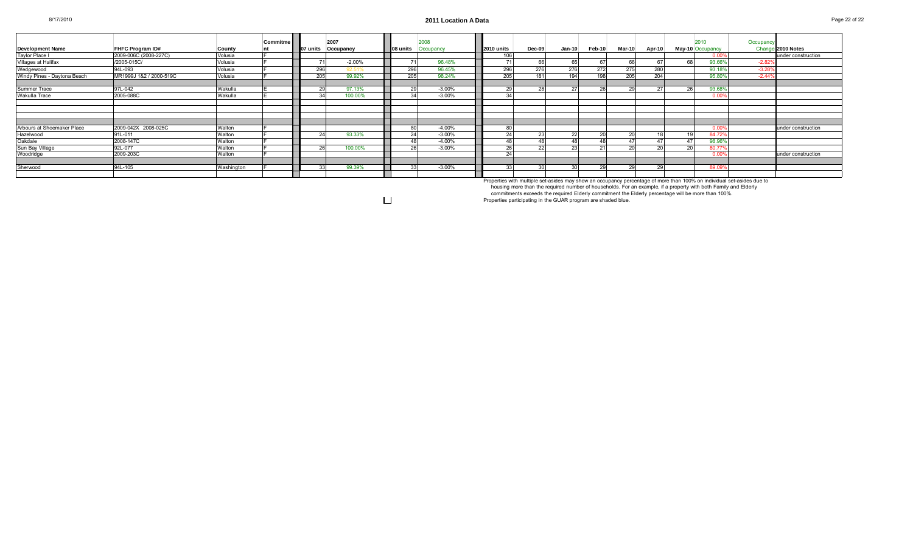# 2011 Location A Data

| Development Name | FHFC Program ID# | County | Commitment | 07 units | 2007 Occupancy | 08 units | 2008 Occupancy | 2010 units | Dec-09 | Jan-10 | Feb-10 | Mar-10 | Apr-10 | May-10 | 2010 Occupancy | Occupancy Change | 2010 Notes |
|---|---|---|---|---|---|---|---|---|---|---|---|---|---|---|---|---|---|
| Taylor Place I | 2009-006C (2008-227C) | Volusia | F | | | | | 106 | | | | | | | 0.00% | | under construction |
| Villages at Halifax | /2005-015C/ | Volusia | F | 71 | -2.00% | 71 | 96.48% | 71 | 66 | 65 | 67 | 66 | 67 | 68 | 93.66% | -2.82% | |
| Wedgewood | 94L-093 | Volusia | F | 296 | 92.51% | 296 | 96.45% | 296 | 276 | 276 | 272 | 275 | 280 | | 93.18% | -3.28% | |
| Windy Pines - Daytona Beach | MR1999J 1&2 / 2000-519C | Volusia | F | 205 | 99.92% | 205 | 98.24% | 205 | 181 | 194 | 198 | 205 | 204 | | 95.80% | -2.44% | |
| | | | | | | | | | | | | | | | | | |
| Summer Trace | 97L-042 | Wakulla | E | 29 | 97.13% | 29 | -3.00% | 29 | 28 | 27 | 26 | 29 | 27 | 26 | 93.68% | | |
| Wakulla Trace | 2005-088C | Wakulla | E | 34 | 100.00% | 34 | -3.00% | 34 | | | | | | | 0.00% | | |
| | | | | | | | | | | | | | | | | | |
| Arbours at Shoemaker Place | 2009-042X 2008-025C | Walton | F | | | 80 | -4.00% | 80 | | | | | | | 0.00% | | under construction |
| Hazelwood | 91L-011 | Walton | F | 24 | 93.33% | 24 | -3.00% | 24 | 23 | 22 | 20 | 20 | 18 | 19 | 84.72% | | |
| Oakdale | 2008-147C | Walton | F | | | 48 | -4.00% | 48 | 48 | 48 | 48 | 47 | 47 | 47 | 98.96% | | |
| Sun Bay Village | 92L-077 | Walton | F | 26 | 100.00% | 26 | -3.00% | 26 | 22 | 23 | 21 | 20 | 20 | 20 | 80.77% | | |
| Woodridge | 2009-203C | Walton | F | | | | | 24 | | | | | | | 0.00% | | under construction |
| | | | | | | | | | | | | | | | | | |
| Sherwood | 94L-105 | Washington | F | 33 | 99.39% | 33 | -3.00% | 33 | 30 | 30 | 29 | 29 | 29 | | 89.09% | | |

Properties with multiple set-asides may show an occupancy percentage of more than 100% on individual set-asides due to housing more than the required number of households. For an example, if a property with both Family and Elderly commitments exceeds the required Elderly commitment the Elderly percentage will be more than 100%.

Properties participating in the GUAR program are shaded blue.